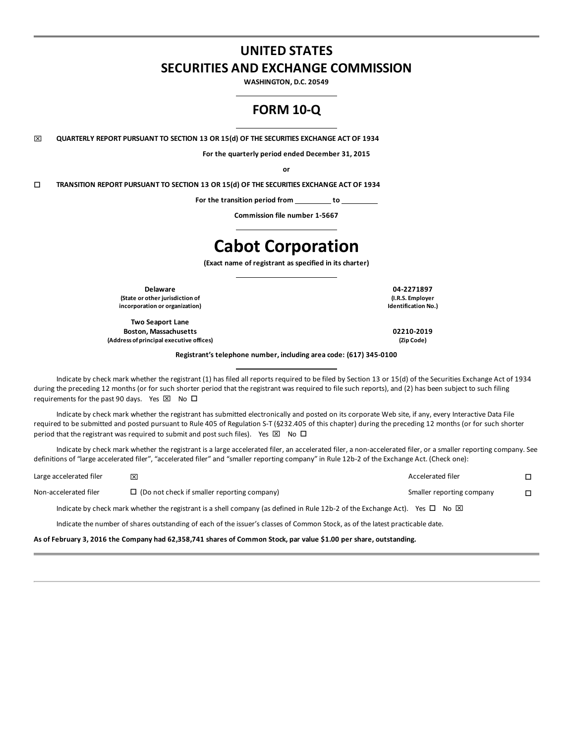# UNITED STATES
# SECURITIES AND EXCHANGE COMMISSION

**WASHINGTON, D.C. 20549**

## FORM 10-Q

☒ **QUARTERLY REPORT PURSUANT TO SECTION 13 OR 15(d) OF THE SECURITIES EXCHANGE ACT OF 1934**

**For the quarterly period ended December 31, 2015**

**or**

☐ **TRANSITION REPORT PURSUANT TO SECTION 13 OR 15(d) OF THE SECURITIES EXCHANGE ACT OF 1934**

**For the transition period from \_\_\_\_\_\_\_\_\_ to \_\_\_\_\_\_\_\_\_**

**Commission file number 1-5667**

# Cabot Corporation

**(Exact name of registrant as specified in its charter)**

| | |
|---|---|
| **Delaware**<br>**(State or other jurisdiction of incorporation or organization)** | **04-2271897**<br>**(I.R.S. Employer Identification No.)** |
| **Two Seaport Lane**<br>**Boston, Massachusetts**<br>**(Address of principal executive offices)** | **02210-2019**<br>**(Zip Code)** |

**Registrant's telephone number, including area code: (617) 345-0100**

Indicate by check mark whether the registrant (1) has filed all reports required to be filed by Section 13 or 15(d) of the Securities Exchange Act of 1934 during the preceding 12 months (or for such shorter period that the registrant was required to file such reports), and (2) has been subject to such filing requirements for the past 90 days. Yes ☒ No ☐

Indicate by check mark whether the registrant has submitted electronically and posted on its corporate Web site, if any, every Interactive Data File required to be submitted and posted pursuant to Rule 405 of Regulation S-T (§232.405 of this chapter) during the preceding 12 months (or for such shorter period that the registrant was required to submit and post such files). Yes ☒ No ☐

Indicate by check mark whether the registrant is a large accelerated filer, an accelerated filer, a non-accelerated filer, or a smaller reporting company. See definitions of "large accelerated filer", "accelerated filer" and "smaller reporting company" in Rule 12b-2 of the Exchange Act. (Check one):

| | | | |
|---|---|---|---|
| Large accelerated filer | ☒ | Accelerated filer | ☐ |
| Non-accelerated filer | ☐ (Do not check if smaller reporting company) | Smaller reporting company | ☐ |

Indicate by check mark whether the registrant is a shell company (as defined in Rule 12b-2 of the Exchange Act). Yes ☐ No ☒

Indicate the number of shares outstanding of each of the issuer's classes of Common Stock, as of the latest practicable date.

**As of February 3, 2016 the Company had 62,358,741 shares of Common Stock, par value $1.00 per share, outstanding.**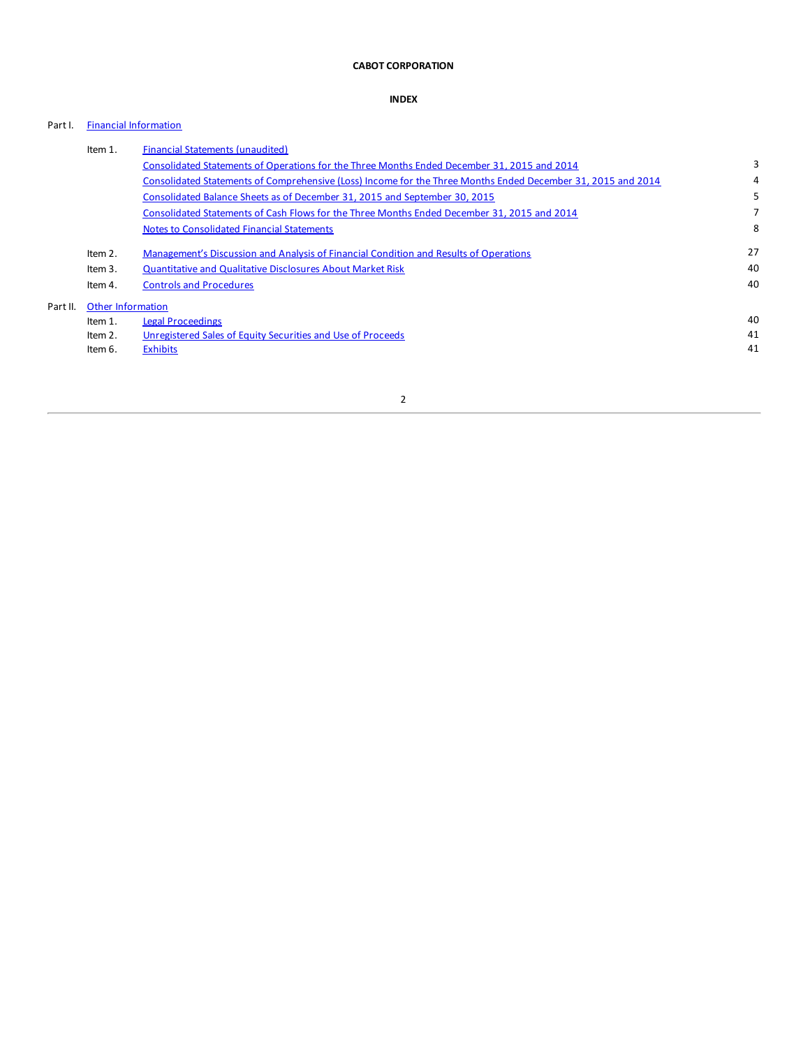**CABOT CORPORATION**

**INDEX**

| | | | |
|---|---|---|---|
| Part I. | Financial Information | | |
| | Item 1. | Financial Statements (unaudited) | |
| | | Consolidated Statements of Operations for the Three Months Ended December 31, 2015 and 2014 | 3 |
| | | Consolidated Statements of Comprehensive (Loss) Income for the Three Months Ended December 31, 2015 and 2014 | 4 |
| | | Consolidated Balance Sheets as of December 31, 2015 and September 30, 2015 | 5 |
| | | Consolidated Statements of Cash Flows for the Three Months Ended December 31, 2015 and 2014 | 7 |
| | | Notes to Consolidated Financial Statements | 8 |
| | Item 2. | Management's Discussion and Analysis of Financial Condition and Results of Operations | 27 |
| | Item 3. | Quantitative and Qualitative Disclosures About Market Risk | 40 |
| | Item 4. | Controls and Procedures | 40 |
| Part II. | Other Information | | |
| | Item 1. | Legal Proceedings | 40 |
| | Item 2. | Unregistered Sales of Equity Securities and Use of Proceeds | 41 |
| | Item 6. | Exhibits | 41 |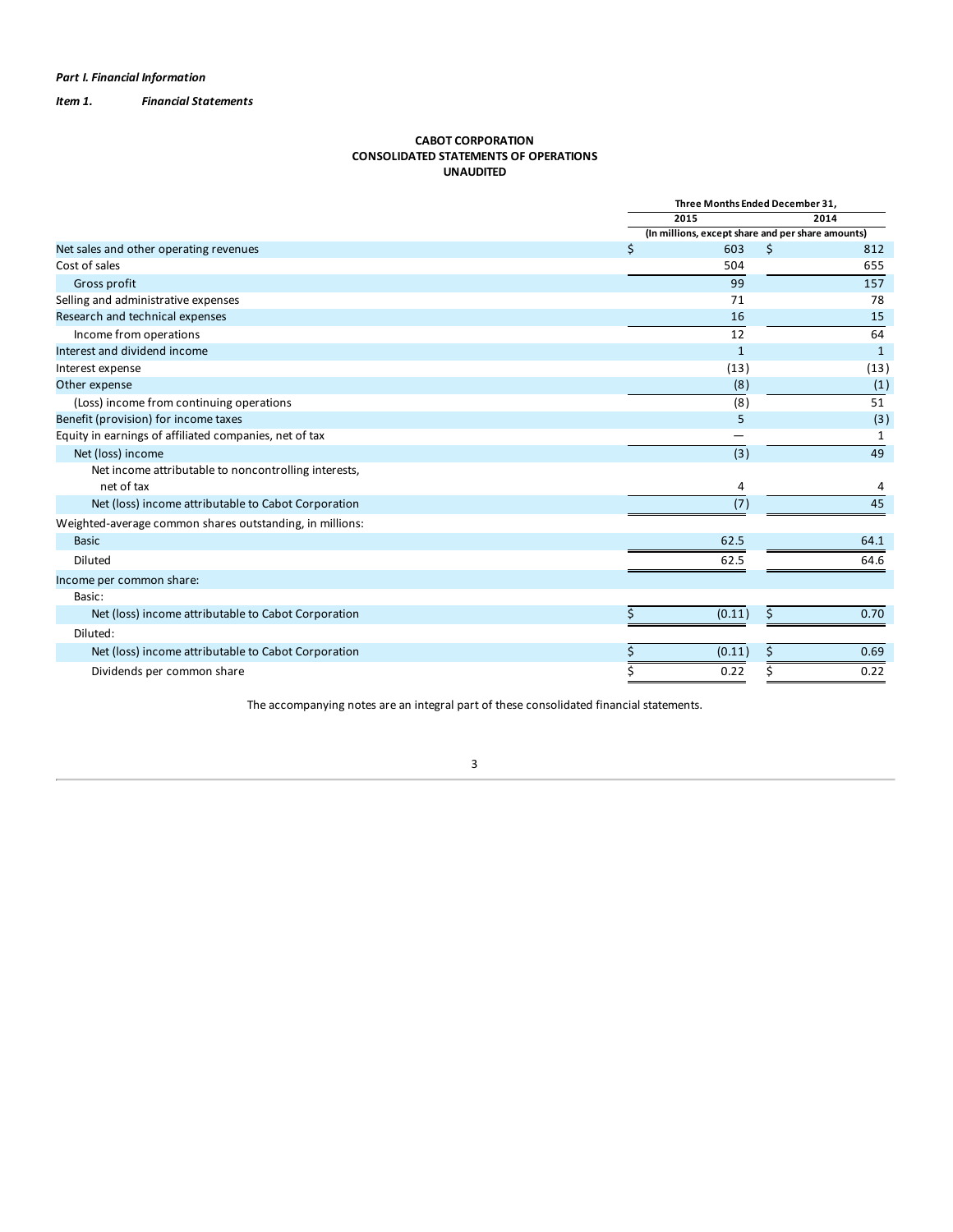*Part I. Financial Information*

*Item 1.* ***Financial Statements***

**CABOT CORPORATION**
**CONSOLIDATED STATEMENTS OF OPERATIONS**
**UNAUDITED**

| | Three Months Ended December 31, | |
|---|---|---|
| | 2015 | 2014 |
| | (In millions, except share and per share amounts) | |
| Net sales and other operating revenues | $ 603 | $ 812 |
| Cost of sales | 504 | 655 |
| Gross profit | 99 | 157 |
| Selling and administrative expenses | 71 | 78 |
| Research and technical expenses | 16 | 15 |
| Income from operations | 12 | 64 |
| Interest and dividend income | 1 | 1 |
| Interest expense | (13) | (13) |
| Other expense | (8) | (1) |
| (Loss) income from continuing operations | (8) | 51 |
| Benefit (provision) for income taxes | 5 | (3) |
| Equity in earnings of affiliated companies, net of tax | — | 1 |
| Net (loss) income | (3) | 49 |
| Net income attributable to noncontrolling interests, net of tax | 4 | 4 |
| Net (loss) income attributable to Cabot Corporation | (7) | 45 |
| Weighted-average common shares outstanding, in millions: | | |
| Basic | 62.5 | 64.1 |
| Diluted | 62.5 | 64.6 |
| Income per common share: | | |
| Basic: | | |
| Net (loss) income attributable to Cabot Corporation | $ (0.11) | $ 0.70 |
| Diluted: | | |
| Net (loss) income attributable to Cabot Corporation | $ (0.11) | $ 0.69 |
| Dividends per common share | $ 0.22 | $ 0.22 |

The accompanying notes are an integral part of these consolidated financial statements.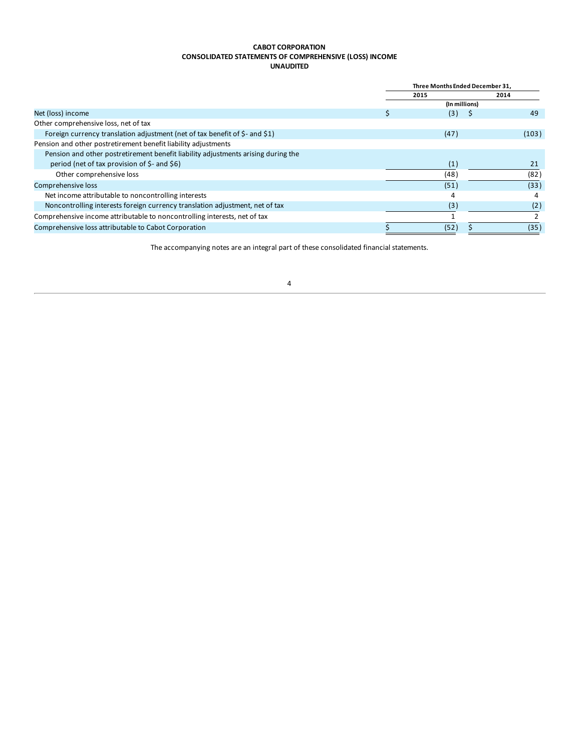**CABOT CORPORATION**
**CONSOLIDATED STATEMENTS OF COMPREHENSIVE (LOSS) INCOME**
**UNAUDITED**

| | Three Months Ended December 31, | |
|---|---|---|
| | 2015 | 2014 |
| | (In millions) | |
| Net (loss) income | $ (3) | $ 49 |
| Other comprehensive loss, net of tax | | |
| Foreign currency translation adjustment (net of tax benefit of $- and $1) | (47) | (103) |
| Pension and other postretirement benefit liability adjustments | | |
| Pension and other postretirement benefit liability adjustments arising during the period (net of tax provision of $- and $6) | (1) | 21 |
| Other comprehensive loss | (48) | (82) |
| Comprehensive loss | (51) | (33) |
| Net income attributable to noncontrolling interests | 4 | 4 |
| Noncontrolling interests foreign currency translation adjustment, net of tax | (3) | (2) |
| Comprehensive income attributable to noncontrolling interests, net of tax | 1 | 2 |
| Comprehensive loss attributable to Cabot Corporation | $ (52) | $ (35) |

The accompanying notes are an integral part of these consolidated financial statements.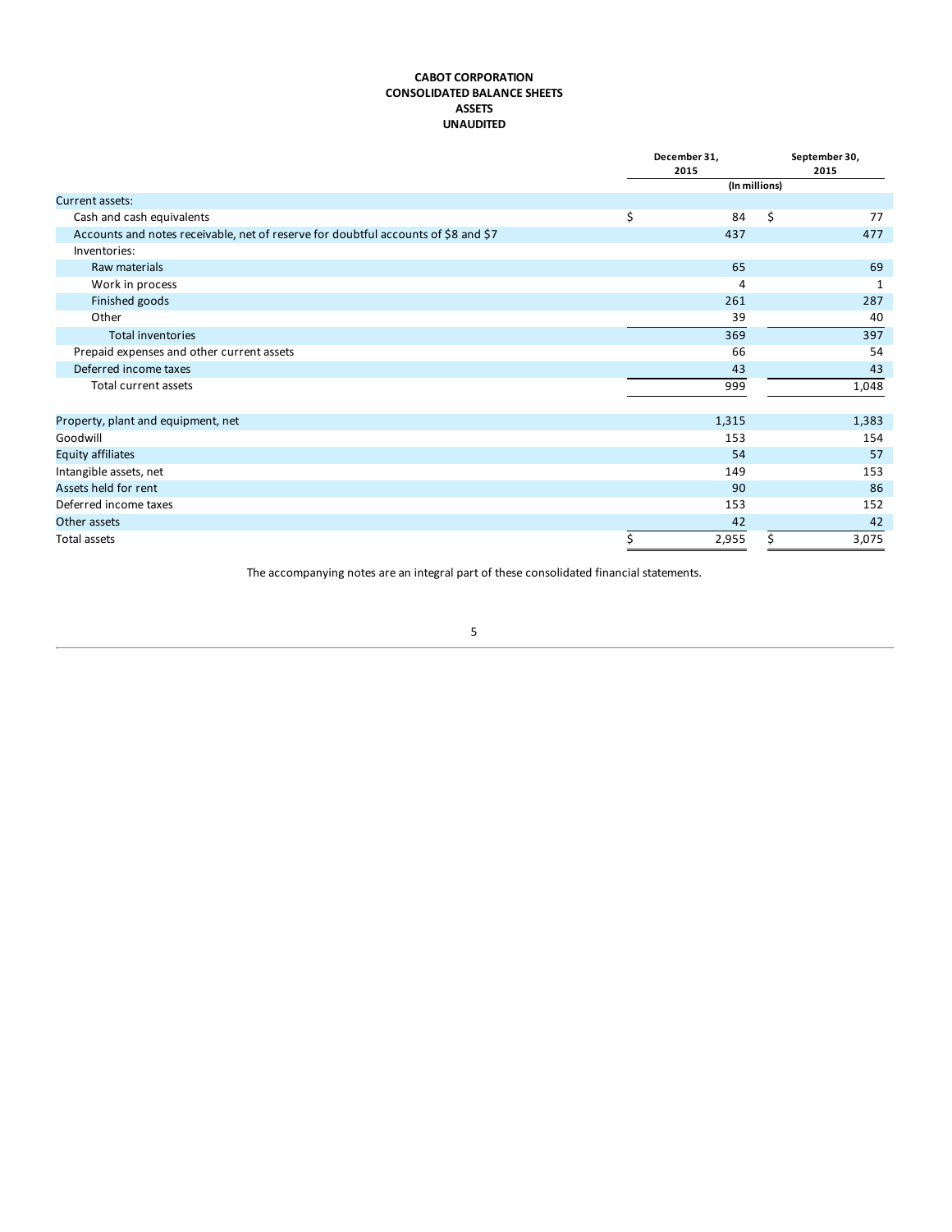**CABOT CORPORATION**
**CONSOLIDATED BALANCE SHEETS**
**ASSETS**
**UNAUDITED**

| | December 31, 2015 | September 30, 2015 |
|---|---|---|
| | (In millions) | |
| Current assets: | | |
| Cash and cash equivalents | $ 84 | $ 77 |
| Accounts and notes receivable, net of reserve for doubtful accounts of $8 and $7 | 437 | 477 |
| Inventories: | | |
| Raw materials | 65 | 69 |
| Work in process | 4 | 1 |
| Finished goods | 261 | 287 |
| Other | 39 | 40 |
| Total inventories | 369 | 397 |
| Prepaid expenses and other current assets | 66 | 54 |
| Deferred income taxes | 43 | 43 |
| Total current assets | 999 | 1,048 |
| Property, plant and equipment, net | 1,315 | 1,383 |
| Goodwill | 153 | 154 |
| Equity affiliates | 54 | 57 |
| Intangible assets, net | 149 | 153 |
| Assets held for rent | 90 | 86 |
| Deferred income taxes | 153 | 152 |
| Other assets | 42 | 42 |
| Total assets | $ 2,955 | $ 3,075 |

The accompanying notes are an integral part of these consolidated financial statements.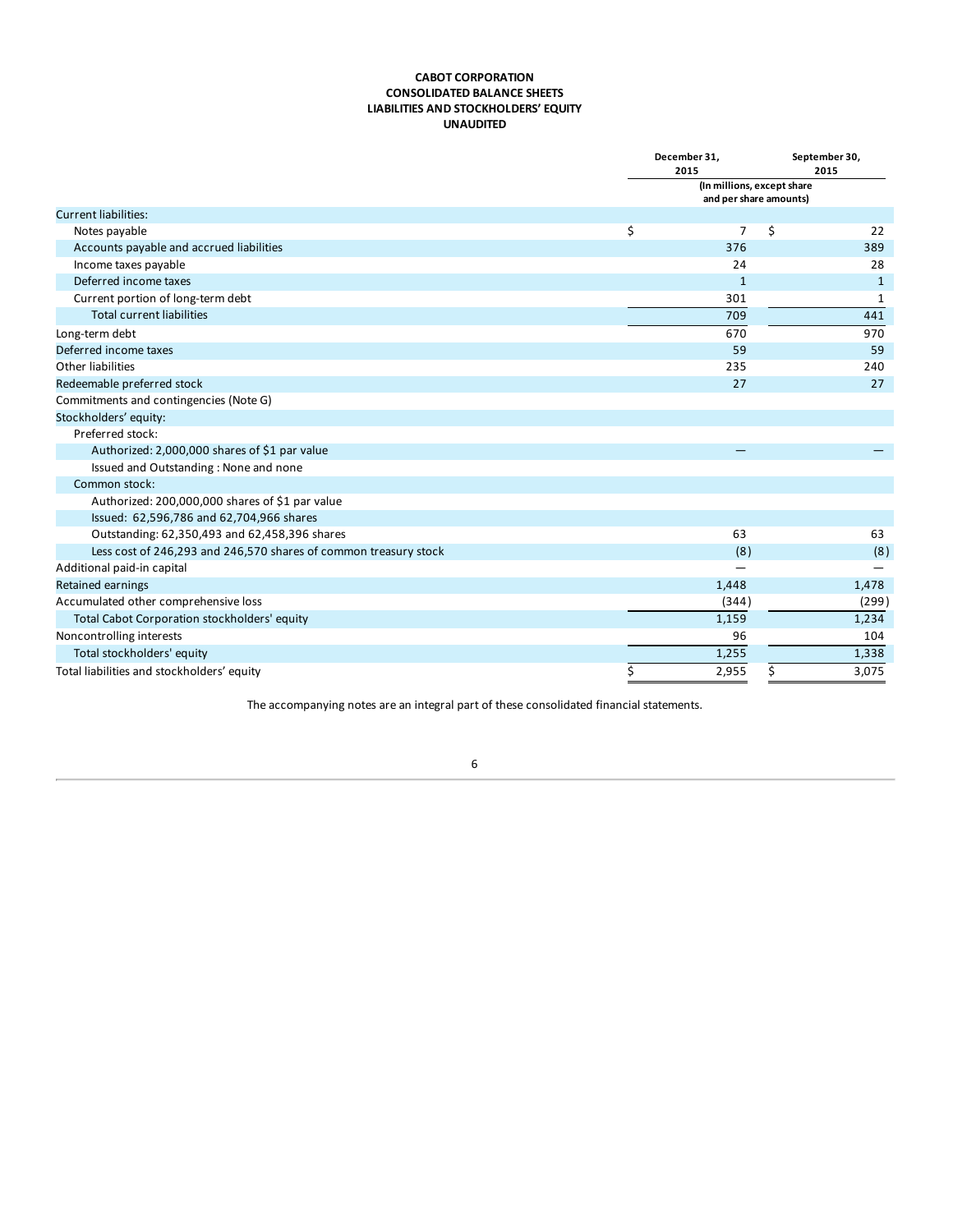**CABOT CORPORATION**
**CONSOLIDATED BALANCE SHEETS**
**LIABILITIES AND STOCKHOLDERS' EQUITY**
**UNAUDITED**

| | December 31, 2015 | September 30, 2015 |
|---|---|---|
| | (In millions, except share and per share amounts) | |
| Current liabilities: | | |
| Notes payable | $ 7 | $ 22 |
| Accounts payable and accrued liabilities | 376 | 389 |
| Income taxes payable | 24 | 28 |
| Deferred income taxes | 1 | 1 |
| Current portion of long-term debt | 301 | 1 |
| Total current liabilities | 709 | 441 |
| Long-term debt | 670 | 970 |
| Deferred income taxes | 59 | 59 |
| Other liabilities | 235 | 240 |
| Redeemable preferred stock | 27 | 27 |
| Commitments and contingencies (Note G) | | |
| Stockholders' equity: | | |
| Preferred stock: | | |
| Authorized: 2,000,000 shares of $1 par value | — | — |
| Issued and Outstanding : None and none | | |
| Common stock: | | |
| Authorized: 200,000,000 shares of $1 par value | | |
| Issued: 62,596,786 and 62,704,966 shares | | |
| Outstanding: 62,350,493 and 62,458,396 shares | 63 | 63 |
| Less cost of 246,293 and 246,570 shares of common treasury stock | (8) | (8) |
| Additional paid-in capital | — | — |
| Retained earnings | 1,448 | 1,478 |
| Accumulated other comprehensive loss | (344) | (299) |
| Total Cabot Corporation stockholders' equity | 1,159 | 1,234 |
| Noncontrolling interests | 96 | 104 |
| Total stockholders' equity | 1,255 | 1,338 |
| Total liabilities and stockholders' equity | $ 2,955 | $ 3,075 |

The accompanying notes are an integral part of these consolidated financial statements.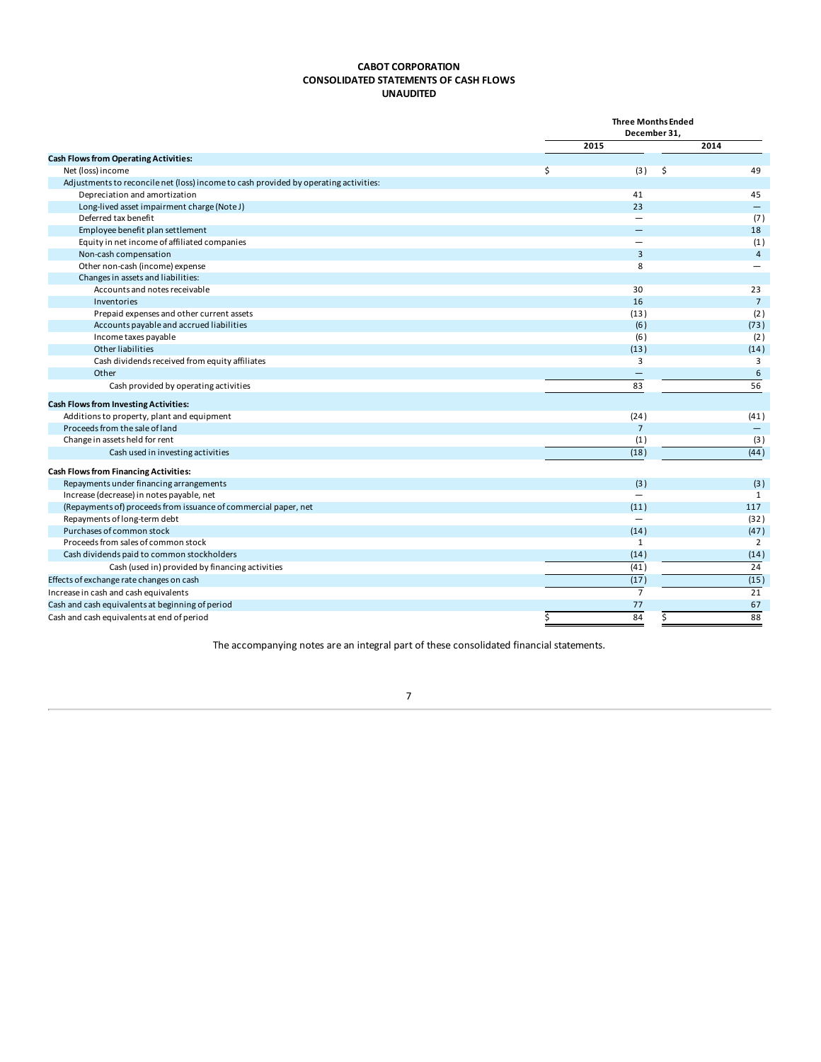# CABOT CORPORATION
## CONSOLIDATED STATEMENTS OF CASH FLOWS
### UNAUDITED

| | Three Months Ended December 31, | |
|---|---|---|
| | 2015 | 2014 |
| **Cash Flows from Operating Activities:** | | |
| Net (loss) income | $ (3) | $ 49 |
| Adjustments to reconcile net (loss) income to cash provided by operating activities: | | |
| Depreciation and amortization | 41 | 45 |
| Long-lived asset impairment charge (Note J) | 23 | — |
| Deferred tax benefit | — | (7) |
| Employee benefit plan settlement | — | 18 |
| Equity in net income of affiliated companies | — | (1) |
| Non-cash compensation | 3 | 4 |
| Other non-cash (income) expense | 8 | — |
| Changes in assets and liabilities: | | |
| Accounts and notes receivable | 30 | 23 |
| Inventories | 16 | 7 |
| Prepaid expenses and other current assets | (13) | (2) |
| Accounts payable and accrued liabilities | (6) | (73) |
| Income taxes payable | (6) | (2) |
| Other liabilities | (13) | (14) |
| Cash dividends received from equity affiliates | 3 | 3 |
| Other | — | 6 |
| Cash provided by operating activities | 83 | 56 |
| **Cash Flows from Investing Activities:** | | |
| Additions to property, plant and equipment | (24) | (41) |
| Proceeds from the sale of land | 7 | — |
| Change in assets held for rent | (1) | (3) |
| Cash used in investing activities | (18) | (44) |
| **Cash Flows from Financing Activities:** | | |
| Repayments under financing arrangements | (3) | (3) |
| Increase (decrease) in notes payable, net | — | 1 |
| (Repayments of) proceeds from issuance of commercial paper, net | (11) | 117 |
| Repayments of long-term debt | — | (32) |
| Purchases of common stock | (14) | (47) |
| Proceeds from sales of common stock | 1 | 2 |
| Cash dividends paid to common stockholders | (14) | (14) |
| Cash (used in) provided by financing activities | (41) | 24 |
| Effects of exchange rate changes on cash | (17) | (15) |
| Increase in cash and cash equivalents | 7 | 21 |
| Cash and cash equivalents at beginning of period | 77 | 67 |
| Cash and cash equivalents at end of period | $ 84 | $ 88 |

The accompanying notes are an integral part of these consolidated financial statements.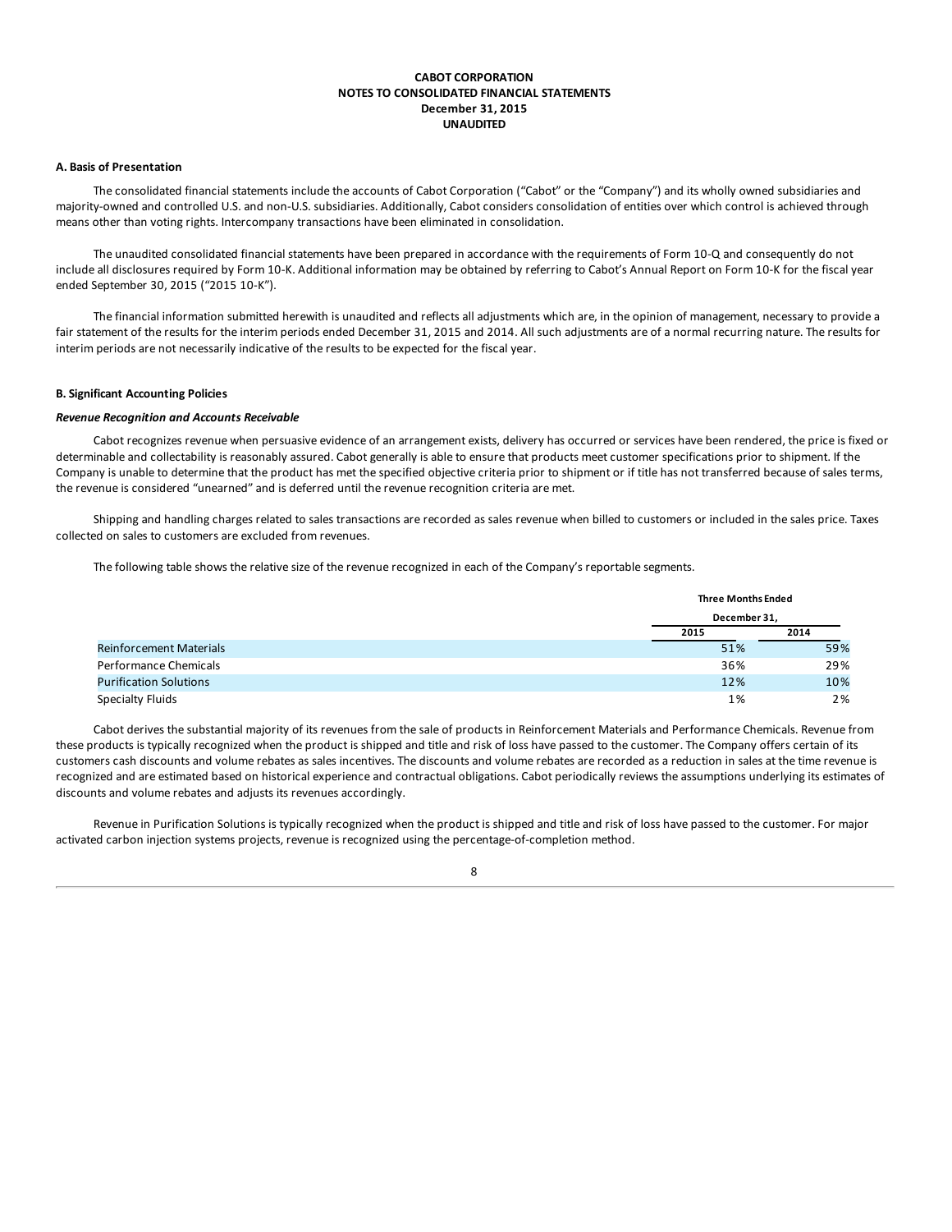**CABOT CORPORATION**
**NOTES TO CONSOLIDATED FINANCIAL STATEMENTS**
**December 31, 2015**
**UNAUDITED**

**A. Basis of Presentation**

The consolidated financial statements include the accounts of Cabot Corporation ("Cabot" or the "Company") and its wholly owned subsidiaries and majority-owned and controlled U.S. and non-U.S. subsidiaries. Additionally, Cabot considers consolidation of entities over which control is achieved through means other than voting rights. Intercompany transactions have been eliminated in consolidation.

The unaudited consolidated financial statements have been prepared in accordance with the requirements of Form 10-Q and consequently do not include all disclosures required by Form 10-K. Additional information may be obtained by referring to Cabot's Annual Report on Form 10-K for the fiscal year ended September 30, 2015 ("2015 10-K").

The financial information submitted herewith is unaudited and reflects all adjustments which are, in the opinion of management, necessary to provide a fair statement of the results for the interim periods ended December 31, 2015 and 2014. All such adjustments are of a normal recurring nature. The results for interim periods are not necessarily indicative of the results to be expected for the fiscal year.

**B. Significant Accounting Policies**

***Revenue Recognition and Accounts Receivable***

Cabot recognizes revenue when persuasive evidence of an arrangement exists, delivery has occurred or services have been rendered, the price is fixed or determinable and collectability is reasonably assured. Cabot generally is able to ensure that products meet customer specifications prior to shipment. If the Company is unable to determine that the product has met the specified objective criteria prior to shipment or if title has not transferred because of sales terms, the revenue is considered "unearned" and is deferred until the revenue recognition criteria are met.

Shipping and handling charges related to sales transactions are recorded as sales revenue when billed to customers or included in the sales price. Taxes collected on sales to customers are excluded from revenues.

The following table shows the relative size of the revenue recognized in each of the Company's reportable segments.

| | Three Months Ended December 31, | |
|---|---|---|
| | 2015 | 2014 |
| Reinforcement Materials | 51% | 59% |
| Performance Chemicals | 36% | 29% |
| Purification Solutions | 12% | 10% |
| Specialty Fluids | 1% | 2% |

Cabot derives the substantial majority of its revenues from the sale of products in Reinforcement Materials and Performance Chemicals. Revenue from these products is typically recognized when the product is shipped and title and risk of loss have passed to the customer. The Company offers certain of its customers cash discounts and volume rebates as sales incentives. The discounts and volume rebates are recorded as a reduction in sales at the time revenue is recognized and are estimated based on historical experience and contractual obligations. Cabot periodically reviews the assumptions underlying its estimates of discounts and volume rebates and adjusts its revenues accordingly.

Revenue in Purification Solutions is typically recognized when the product is shipped and title and risk of loss have passed to the customer. For major activated carbon injection systems projects, revenue is recognized using the percentage-of-completion method.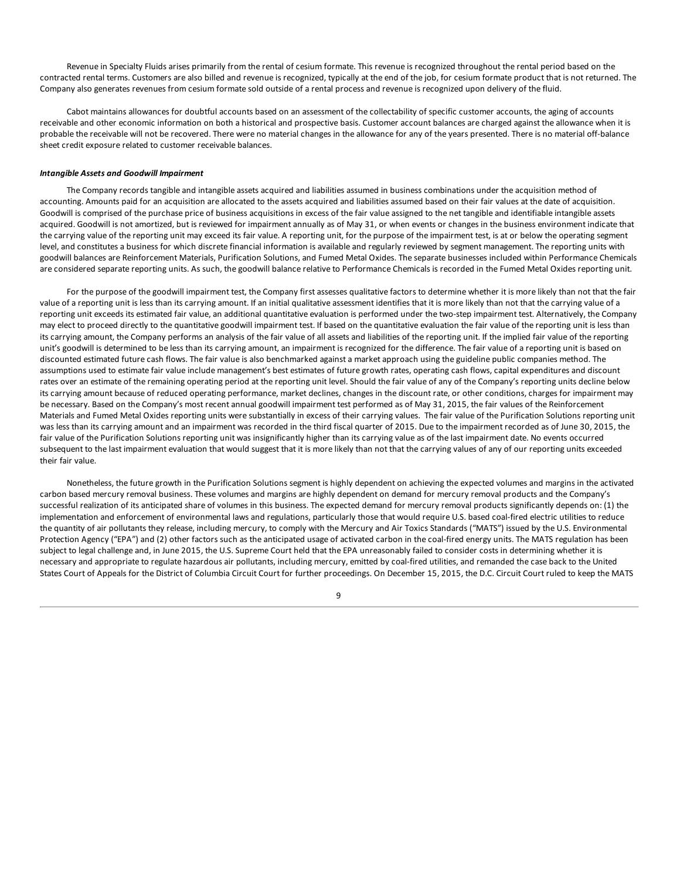Revenue in Specialty Fluids arises primarily from the rental of cesium formate. This revenue is recognized throughout the rental period based on the contracted rental terms. Customers are also billed and revenue is recognized, typically at the end of the job, for cesium formate product that is not returned. The Company also generates revenues from cesium formate sold outside of a rental process and revenue is recognized upon delivery of the fluid.

Cabot maintains allowances for doubtful accounts based on an assessment of the collectability of specific customer accounts, the aging of accounts receivable and other economic information on both a historical and prospective basis. Customer account balances are charged against the allowance when it is probable the receivable will not be recovered. There were no material changes in the allowance for any of the years presented. There is no material off-balance sheet credit exposure related to customer receivable balances.

***Intangible Assets and Goodwill Impairment***

The Company records tangible and intangible assets acquired and liabilities assumed in business combinations under the acquisition method of accounting. Amounts paid for an acquisition are allocated to the assets acquired and liabilities assumed based on their fair values at the date of acquisition. Goodwill is comprised of the purchase price of business acquisitions in excess of the fair value assigned to the net tangible and identifiable intangible assets acquired. Goodwill is not amortized, but is reviewed for impairment annually as of May 31, or when events or changes in the business environment indicate that the carrying value of the reporting unit may exceed its fair value. A reporting unit, for the purpose of the impairment test, is at or below the operating segment level, and constitutes a business for which discrete financial information is available and regularly reviewed by segment management. The reporting units with goodwill balances are Reinforcement Materials, Purification Solutions, and Fumed Metal Oxides. The separate businesses included within Performance Chemicals are considered separate reporting units. As such, the goodwill balance relative to Performance Chemicals is recorded in the Fumed Metal Oxides reporting unit.

For the purpose of the goodwill impairment test, the Company first assesses qualitative factors to determine whether it is more likely than not that the fair value of a reporting unit is less than its carrying amount. If an initial qualitative assessment identifies that it is more likely than not that the carrying value of a reporting unit exceeds its estimated fair value, an additional quantitative evaluation is performed under the two-step impairment test. Alternatively, the Company may elect to proceed directly to the quantitative goodwill impairment test. If based on the quantitative evaluation the fair value of the reporting unit is less than its carrying amount, the Company performs an analysis of the fair value of all assets and liabilities of the reporting unit. If the implied fair value of the reporting unit's goodwill is determined to be less than its carrying amount, an impairment is recognized for the difference. The fair value of a reporting unit is based on discounted estimated future cash flows. The fair value is also benchmarked against a market approach using the guideline public companies method. The assumptions used to estimate fair value include management's best estimates of future growth rates, operating cash flows, capital expenditures and discount rates over an estimate of the remaining operating period at the reporting unit level. Should the fair value of any of the Company's reporting units decline below its carrying amount because of reduced operating performance, market declines, changes in the discount rate, or other conditions, charges for impairment may be necessary. Based on the Company's most recent annual goodwill impairment test performed as of May 31, 2015, the fair values of the Reinforcement Materials and Fumed Metal Oxides reporting units were substantially in excess of their carrying values. The fair value of the Purification Solutions reporting unit was less than its carrying amount and an impairment was recorded in the third fiscal quarter of 2015. Due to the impairment recorded as of June 30, 2015, the fair value of the Purification Solutions reporting unit was insignificantly higher than its carrying value as of the last impairment date. No events occurred subsequent to the last impairment evaluation that would suggest that it is more likely than not that the carrying values of any of our reporting units exceeded their fair value.

Nonetheless, the future growth in the Purification Solutions segment is highly dependent on achieving the expected volumes and margins in the activated carbon based mercury removal business. These volumes and margins are highly dependent on demand for mercury removal products and the Company's successful realization of its anticipated share of volumes in this business. The expected demand for mercury removal products significantly depends on: (1) the implementation and enforcement of environmental laws and regulations, particularly those that would require U.S. based coal-fired electric utilities to reduce the quantity of air pollutants they release, including mercury, to comply with the Mercury and Air Toxics Standards ("MATS") issued by the U.S. Environmental Protection Agency ("EPA") and (2) other factors such as the anticipated usage of activated carbon in the coal-fired energy units. The MATS regulation has been subject to legal challenge and, in June 2015, the U.S. Supreme Court held that the EPA unreasonably failed to consider costs in determining whether it is necessary and appropriate to regulate hazardous air pollutants, including mercury, emitted by coal-fired utilities, and remanded the case back to the United States Court of Appeals for the District of Columbia Circuit Court for further proceedings. On December 15, 2015, the D.C. Circuit Court ruled to keep the MATS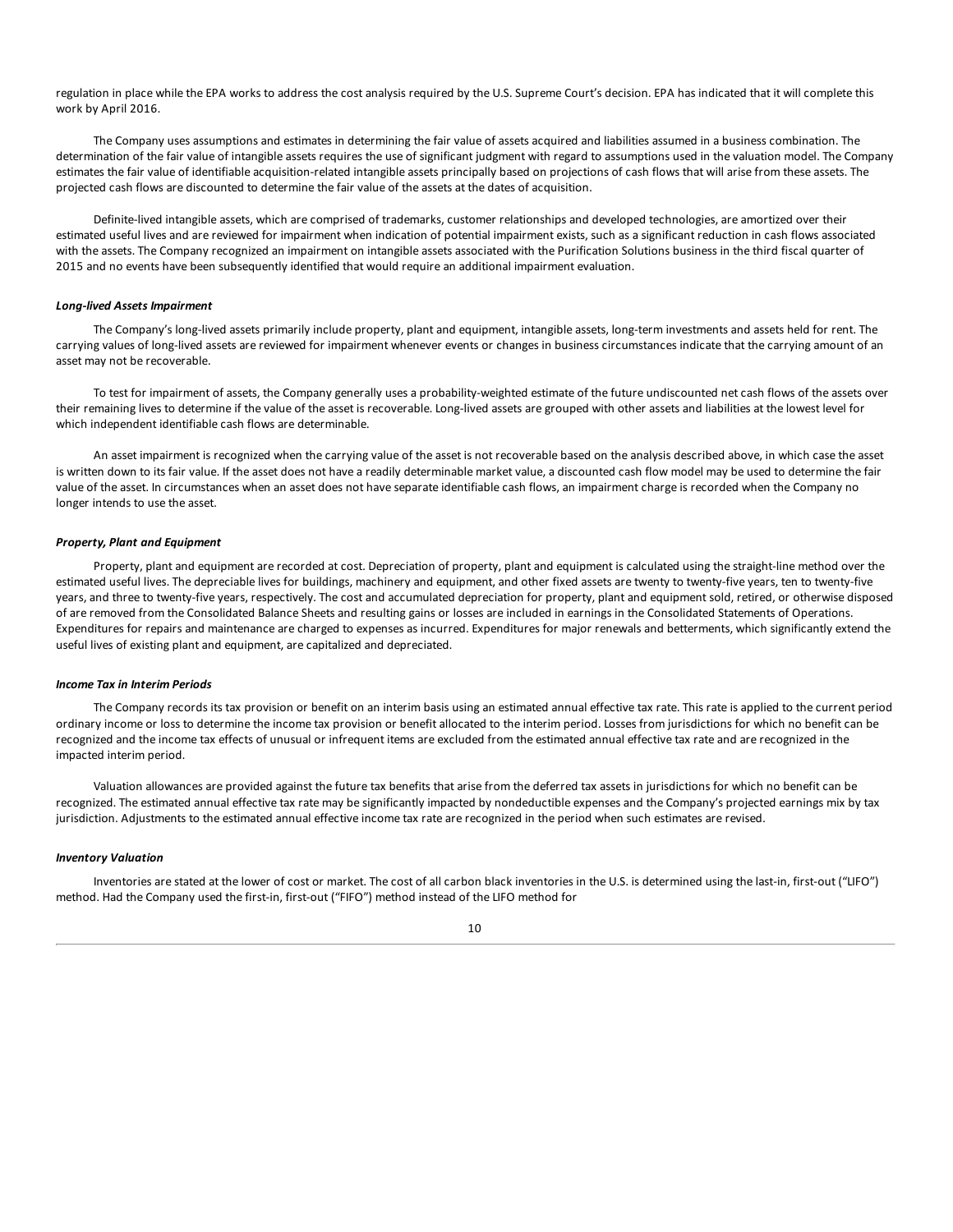regulation in place while the EPA works to address the cost analysis required by the U.S. Supreme Court's decision. EPA has indicated that it will complete this work by April 2016.

The Company uses assumptions and estimates in determining the fair value of assets acquired and liabilities assumed in a business combination. The determination of the fair value of intangible assets requires the use of significant judgment with regard to assumptions used in the valuation model. The Company estimates the fair value of identifiable acquisition-related intangible assets principally based on projections of cash flows that will arise from these assets. The projected cash flows are discounted to determine the fair value of the assets at the dates of acquisition.

Definite-lived intangible assets, which are comprised of trademarks, customer relationships and developed technologies, are amortized over their estimated useful lives and are reviewed for impairment when indication of potential impairment exists, such as a significant reduction in cash flows associated with the assets. The Company recognized an impairment on intangible assets associated with the Purification Solutions business in the third fiscal quarter of 2015 and no events have been subsequently identified that would require an additional impairment evaluation.

***Long-lived Assets Impairment***

The Company's long-lived assets primarily include property, plant and equipment, intangible assets, long-term investments and assets held for rent. The carrying values of long-lived assets are reviewed for impairment whenever events or changes in business circumstances indicate that the carrying amount of an asset may not be recoverable.

To test for impairment of assets, the Company generally uses a probability-weighted estimate of the future undiscounted net cash flows of the assets over their remaining lives to determine if the value of the asset is recoverable. Long-lived assets are grouped with other assets and liabilities at the lowest level for which independent identifiable cash flows are determinable.

An asset impairment is recognized when the carrying value of the asset is not recoverable based on the analysis described above, in which case the asset is written down to its fair value. If the asset does not have a readily determinable market value, a discounted cash flow model may be used to determine the fair value of the asset. In circumstances when an asset does not have separate identifiable cash flows, an impairment charge is recorded when the Company no longer intends to use the asset.

***Property, Plant and Equipment***

Property, plant and equipment are recorded at cost. Depreciation of property, plant and equipment is calculated using the straight-line method over the estimated useful lives. The depreciable lives for buildings, machinery and equipment, and other fixed assets are twenty to twenty-five years, ten to twenty-five years, and three to twenty-five years, respectively. The cost and accumulated depreciation for property, plant and equipment sold, retired, or otherwise disposed of are removed from the Consolidated Balance Sheets and resulting gains or losses are included in earnings in the Consolidated Statements of Operations. Expenditures for repairs and maintenance are charged to expenses as incurred. Expenditures for major renewals and betterments, which significantly extend the useful lives of existing plant and equipment, are capitalized and depreciated.

***Income Tax in Interim Periods***

The Company records its tax provision or benefit on an interim basis using an estimated annual effective tax rate. This rate is applied to the current period ordinary income or loss to determine the income tax provision or benefit allocated to the interim period. Losses from jurisdictions for which no benefit can be recognized and the income tax effects of unusual or infrequent items are excluded from the estimated annual effective tax rate and are recognized in the impacted interim period.

Valuation allowances are provided against the future tax benefits that arise from the deferred tax assets in jurisdictions for which no benefit can be recognized. The estimated annual effective tax rate may be significantly impacted by nondeductible expenses and the Company's projected earnings mix by tax jurisdiction. Adjustments to the estimated annual effective income tax rate are recognized in the period when such estimates are revised.

***Inventory Valuation***

Inventories are stated at the lower of cost or market. The cost of all carbon black inventories in the U.S. is determined using the last-in, first-out ("LIFO") method. Had the Company used the first-in, first-out ("FIFO") method instead of the LIFO method for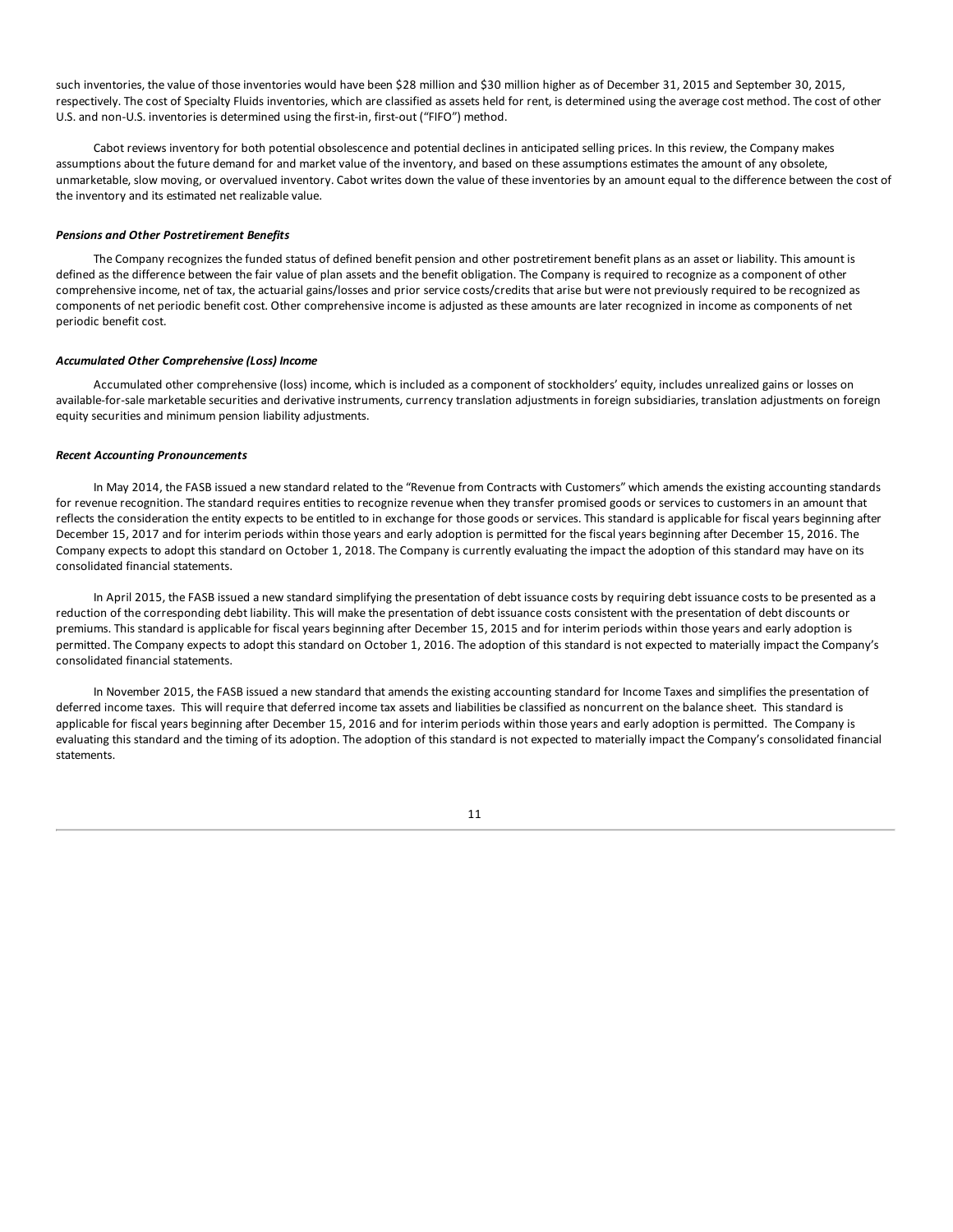such inventories, the value of those inventories would have been $28 million and $30 million higher as of December 31, 2015 and September 30, 2015, respectively. The cost of Specialty Fluids inventories, which are classified as assets held for rent, is determined using the average cost method. The cost of other U.S. and non-U.S. inventories is determined using the first-in, first-out ("FIFO") method.

Cabot reviews inventory for both potential obsolescence and potential declines in anticipated selling prices. In this review, the Company makes assumptions about the future demand for and market value of the inventory, and based on these assumptions estimates the amount of any obsolete, unmarketable, slow moving, or overvalued inventory. Cabot writes down the value of these inventories by an amount equal to the difference between the cost of the inventory and its estimated net realizable value.

***Pensions and Other Postretirement Benefits***

The Company recognizes the funded status of defined benefit pension and other postretirement benefit plans as an asset or liability. This amount is defined as the difference between the fair value of plan assets and the benefit obligation. The Company is required to recognize as a component of other comprehensive income, net of tax, the actuarial gains/losses and prior service costs/credits that arise but were not previously required to be recognized as components of net periodic benefit cost. Other comprehensive income is adjusted as these amounts are later recognized in income as components of net periodic benefit cost.

***Accumulated Other Comprehensive (Loss) Income***

Accumulated other comprehensive (loss) income, which is included as a component of stockholders' equity, includes unrealized gains or losses on available-for-sale marketable securities and derivative instruments, currency translation adjustments in foreign subsidiaries, translation adjustments on foreign equity securities and minimum pension liability adjustments.

***Recent Accounting Pronouncements***

In May 2014, the FASB issued a new standard related to the "Revenue from Contracts with Customers" which amends the existing accounting standards for revenue recognition. The standard requires entities to recognize revenue when they transfer promised goods or services to customers in an amount that reflects the consideration the entity expects to be entitled to in exchange for those goods or services. This standard is applicable for fiscal years beginning after December 15, 2017 and for interim periods within those years and early adoption is permitted for the fiscal years beginning after December 15, 2016. The Company expects to adopt this standard on October 1, 2018. The Company is currently evaluating the impact the adoption of this standard may have on its consolidated financial statements.

In April 2015, the FASB issued a new standard simplifying the presentation of debt issuance costs by requiring debt issuance costs to be presented as a reduction of the corresponding debt liability. This will make the presentation of debt issuance costs consistent with the presentation of debt discounts or premiums. This standard is applicable for fiscal years beginning after December 15, 2015 and for interim periods within those years and early adoption is permitted. The Company expects to adopt this standard on October 1, 2016. The adoption of this standard is not expected to materially impact the Company's consolidated financial statements.

In November 2015, the FASB issued a new standard that amends the existing accounting standard for Income Taxes and simplifies the presentation of deferred income taxes. This will require that deferred income tax assets and liabilities be classified as noncurrent on the balance sheet. This standard is applicable for fiscal years beginning after December 15, 2016 and for interim periods within those years and early adoption is permitted. The Company is evaluating this standard and the timing of its adoption. The adoption of this standard is not expected to materially impact the Company's consolidated financial statements.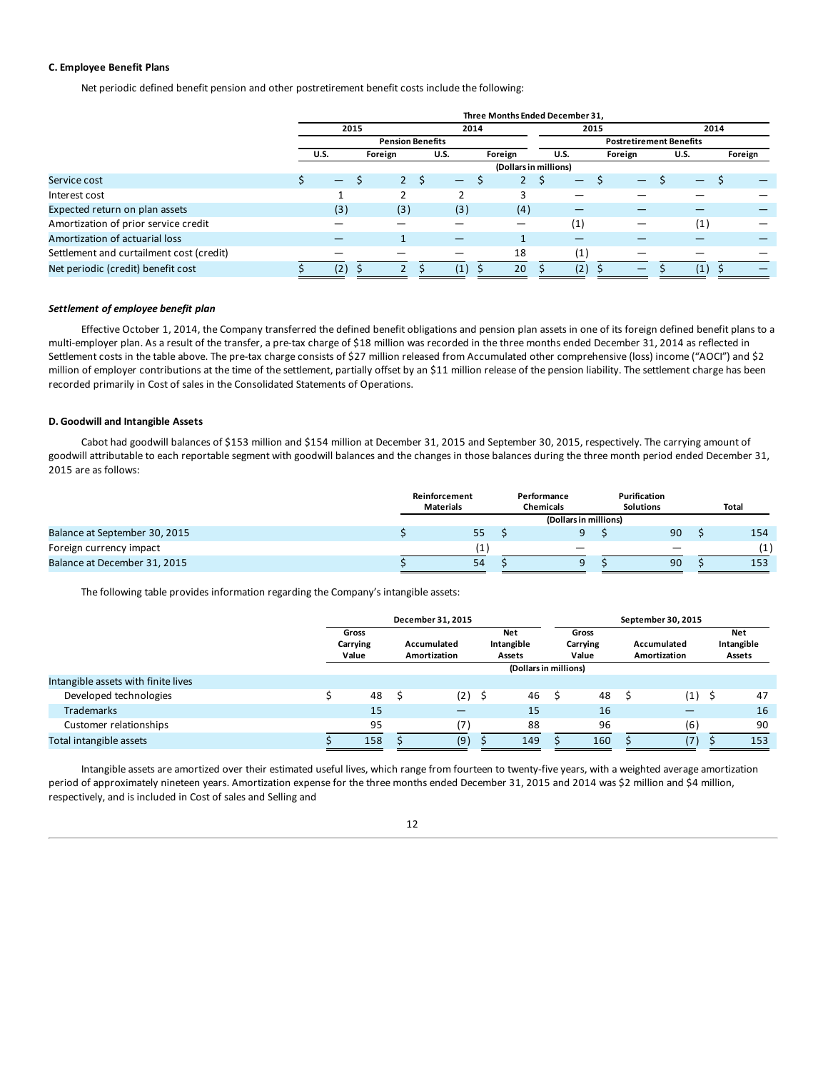**C. Employee Benefit Plans**

Net periodic defined benefit pension and other postretirement benefit costs include the following:

| | Three Months Ended December 31, | | | | | | | |
|---|---|---|---|---|---|---|---|---|
| | 2015 | | 2014 | | 2015 | | 2014 | |
| | Pension Benefits | | | | Postretirement Benefits | | | |
| | U.S. | Foreign | U.S. | Foreign | U.S. | Foreign | U.S. | Foreign |
| | (Dollars in millions) | | | | | | | |
| Service cost | $ — | $ 2 | $ — | $ 2 | $ — | $ — | $ — | $ — |
| Interest cost | 1 | 2 | 2 | 3 | — | — | — | — |
| Expected return on plan assets | (3) | (3) | (3) | (4) | — | — | — | — |
| Amortization of prior service credit | — | — | — | — | (1) | — | (1) | — |
| Amortization of actuarial loss | — | 1 | — | 1 | — | — | — | — |
| Settlement and curtailment cost (credit) | — | — | — | 18 | (1) | — | — | — |
| Net periodic (credit) benefit cost | $ (2) | $ 2 | $ (1) | $ 20 | $ (2) | $ — | $ (1) | $ — |

***Settlement of employee benefit plan***

Effective October 1, 2014, the Company transferred the defined benefit obligations and pension plan assets in one of its foreign defined benefit plans to a multi-employer plan. As a result of the transfer, a pre-tax charge of $18 million was recorded in the three months ended December 31, 2014 as reflected in Settlement costs in the table above. The pre-tax charge consists of $27 million released from Accumulated other comprehensive (loss) income ("AOCI") and $2 million of employer contributions at the time of the settlement, partially offset by an $11 million release of the pension liability. The settlement charge has been recorded primarily in Cost of sales in the Consolidated Statements of Operations.

**D. Goodwill and Intangible Assets**

Cabot had goodwill balances of $153 million and $154 million at December 31, 2015 and September 30, 2015, respectively. The carrying amount of goodwill attributable to each reportable segment with goodwill balances and the changes in those balances during the three month period ended December 31, 2015 are as follows:

| | Reinforcement Materials | Performance Chemicals | Purification Solutions | Total |
|---|---|---|---|---|
| | (Dollars in millions) | | | |
| Balance at September 30, 2015 | $ 55 | $ 9 | $ 90 | $ 154 |
| Foreign currency impact | (1) | — | — | (1) |
| Balance at December 31, 2015 | $ 54 | $ 9 | $ 90 | $ 153 |

The following table provides information regarding the Company's intangible assets:

| | December 31, 2015 | | | September 30, 2015 | | |
|---|---|---|---|---|---|---|
| | Gross Carrying Value | Accumulated Amortization | Net Intangible Assets | Gross Carrying Value | Accumulated Amortization | Net Intangible Assets |
| | (Dollars in millions) | | | | | |
| Intangible assets with finite lives | | | | | | |
| Developed technologies | $ 48 | $ (2) | $ 46 | $ 48 | $ (1) | $ 47 |
| Trademarks | 15 | — | 15 | 16 | — | 16 |
| Customer relationships | 95 | (7) | 88 | 96 | (6) | 90 |
| Total intangible assets | $ 158 | $ (9) | $ 149 | $ 160 | $ (7) | $ 153 |

Intangible assets are amortized over their estimated useful lives, which range from fourteen to twenty-five years, with a weighted average amortization period of approximately nineteen years. Amortization expense for the three months ended December 31, 2015 and 2014 was $2 million and $4 million, respectively, and is included in Cost of sales and Selling and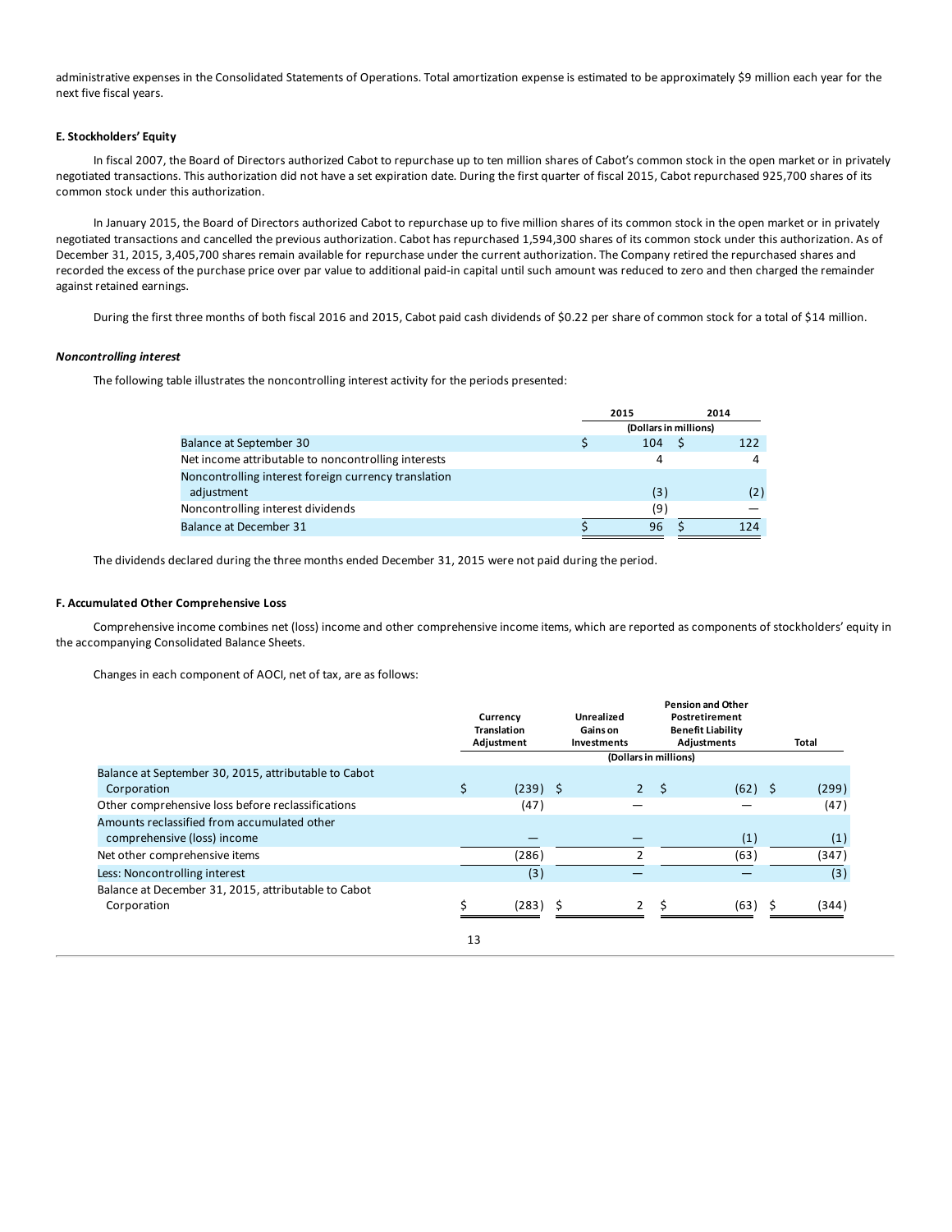administrative expenses in the Consolidated Statements of Operations. Total amortization expense is estimated to be approximately $9 million each year for the next five fiscal years.

**E. Stockholders' Equity**

In fiscal 2007, the Board of Directors authorized Cabot to repurchase up to ten million shares of Cabot's common stock in the open market or in privately negotiated transactions. This authorization did not have a set expiration date. During the first quarter of fiscal 2015, Cabot repurchased 925,700 shares of its common stock under this authorization.

In January 2015, the Board of Directors authorized Cabot to repurchase up to five million shares of its common stock in the open market or in privately negotiated transactions and cancelled the previous authorization. Cabot has repurchased 1,594,300 shares of its common stock under this authorization. As of December 31, 2015, 3,405,700 shares remain available for repurchase under the current authorization. The Company retired the repurchased shares and recorded the excess of the purchase price over par value to additional paid-in capital until such amount was reduced to zero and then charged the remainder against retained earnings.

During the first three months of both fiscal 2016 and 2015, Cabot paid cash dividends of $0.22 per share of common stock for a total of $14 million.

***Noncontrolling interest***

The following table illustrates the noncontrolling interest activity for the periods presented:

| | 2015 | 2014 |
|---|---|---|
| | (Dollars in millions) | |
| Balance at September 30 | $ 104 | $ 122 |
| Net income attributable to noncontrolling interests | 4 | 4 |
| Noncontrolling interest foreign currency translation adjustment | (3) | (2) |
| Noncontrolling interest dividends | (9) | — |
| Balance at December 31 | $ 96 | $ 124 |

The dividends declared during the three months ended December 31, 2015 were not paid during the period.

**F. Accumulated Other Comprehensive Loss**

Comprehensive income combines net (loss) income and other comprehensive income items, which are reported as components of stockholders' equity in the accompanying Consolidated Balance Sheets.

Changes in each component of AOCI, net of tax, are as follows:

| | Currency Translation Adjustment | Unrealized Gains on Investments | Pension and Other Postretirement Benefit Liability Adjustments | Total |
|---|---|---|---|---|
| | (Dollars in millions) | | | |
| Balance at September 30, 2015, attributable to Cabot Corporation | $ (239) | $ 2 | $ (62) | $ (299) |
| Other comprehensive loss before reclassifications | (47) | — | — | (47) |
| Amounts reclassified from accumulated other comprehensive (loss) income | — | — | (1) | (1) |
| Net other comprehensive items | (286) | 2 | (63) | (347) |
| Less: Noncontrolling interest | (3) | — | — | (3) |
| Balance at December 31, 2015, attributable to Cabot Corporation | $ (283) | $ 2 | $ (63) | $ (344) |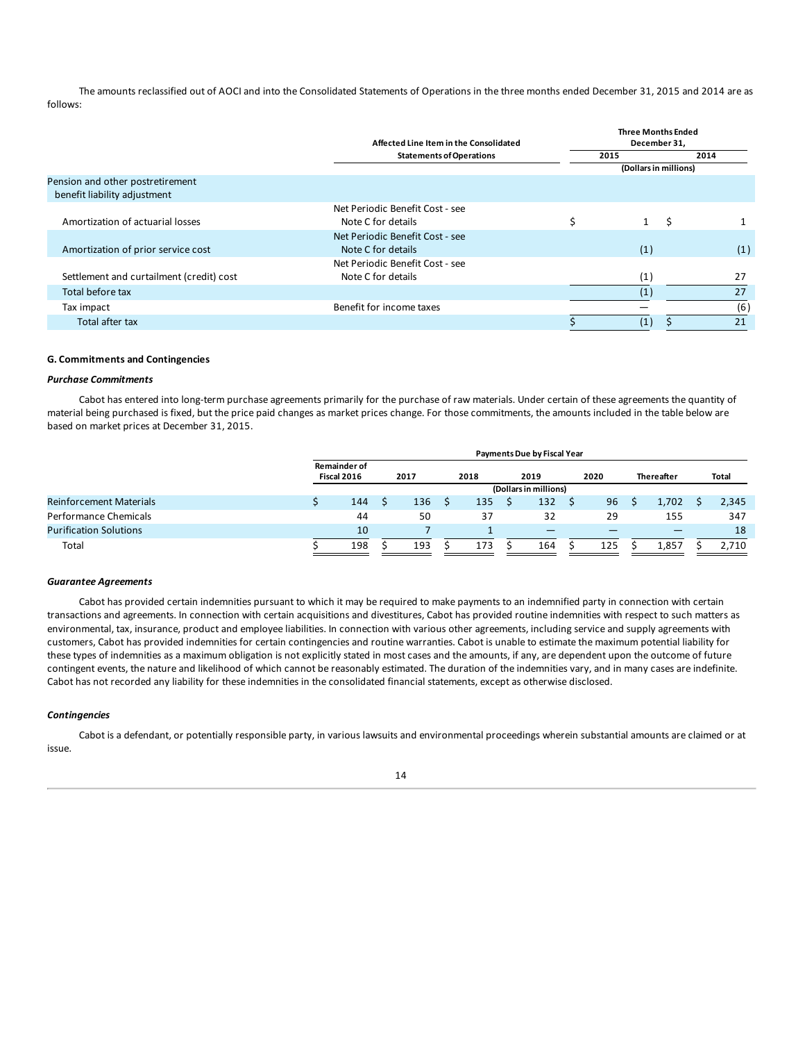The amounts reclassified out of AOCI and into the Consolidated Statements of Operations in the three months ended December 31, 2015 and 2014 are as follows:

| | Affected Line Item in the Consolidated Statements of Operations | Three Months Ended December 31, | |
|---|---|---|---|
| | | 2015 | 2014 |
| | | (Dollars in millions) | |
| Pension and other postretirement benefit liability adjustment | | | |
| Amortization of actuarial losses | Net Periodic Benefit Cost - see Note C for details | $ 1 | $ 1 |
| Amortization of prior service cost | Net Periodic Benefit Cost - see Note C for details | (1) | (1) |
| Settlement and curtailment (credit) cost | Net Periodic Benefit Cost - see Note C for details | (1) | 27 |
| Total before tax | | (1) | 27 |
| Tax impact | Benefit for income taxes | — | (6) |
| Total after tax | | $ (1) | $ 21 |

**G. Commitments and Contingencies**

***Purchase Commitments***

Cabot has entered into long-term purchase agreements primarily for the purchase of raw materials. Under certain of these agreements the quantity of material being purchased is fixed, but the price paid changes as market prices change. For those commitments, the amounts included in the table below are based on market prices at December 31, 2015.

| | Payments Due by Fiscal Year | | | | | | |
|---|---|---|---|---|---|---|---|
| | Remainder of Fiscal 2016 | 2017 | 2018 | 2019 | 2020 | Thereafter | Total |
| | (Dollars in millions) | | | | | | |
| Reinforcement Materials | $ 144 | $ 136 | $ 135 | $ 132 | $ 96 | $ 1,702 | $ 2,345 |
| Performance Chemicals | 44 | 50 | 37 | 32 | 29 | 155 | 347 |
| Purification Solutions | 10 | 7 | 1 | — | — | — | 18 |
| Total | $ 198 | $ 193 | $ 173 | $ 164 | $ 125 | $ 1,857 | $ 2,710 |

***Guarantee Agreements***

Cabot has provided certain indemnities pursuant to which it may be required to make payments to an indemnified party in connection with certain transactions and agreements. In connection with certain acquisitions and divestitures, Cabot has provided routine indemnities with respect to such matters as environmental, tax, insurance, product and employee liabilities. In connection with various other agreements, including service and supply agreements with customers, Cabot has provided indemnities for certain contingencies and routine warranties. Cabot is unable to estimate the maximum potential liability for these types of indemnities as a maximum obligation is not explicitly stated in most cases and the amounts, if any, are dependent upon the outcome of future contingent events, the nature and likelihood of which cannot be reasonably estimated. The duration of the indemnities vary, and in many cases are indefinite. Cabot has not recorded any liability for these indemnities in the consolidated financial statements, except as otherwise disclosed.

***Contingencies***

Cabot is a defendant, or potentially responsible party, in various lawsuits and environmental proceedings wherein substantial amounts are claimed or at issue.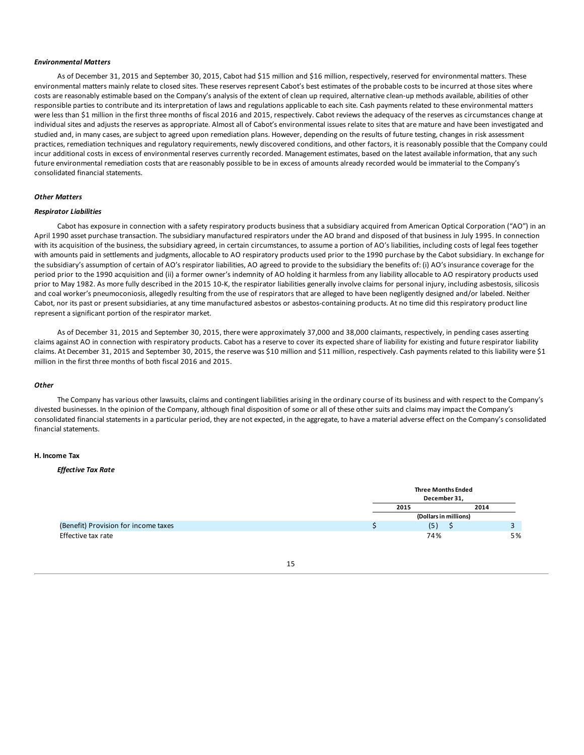***Environmental Matters***

As of December 31, 2015 and September 30, 2015, Cabot had $15 million and $16 million, respectively, reserved for environmental matters. These environmental matters mainly relate to closed sites. These reserves represent Cabot's best estimates of the probable costs to be incurred at those sites where costs are reasonably estimable based on the Company's analysis of the extent of clean up required, alternative clean-up methods available, abilities of other responsible parties to contribute and its interpretation of laws and regulations applicable to each site. Cash payments related to these environmental matters were less than $1 million in the first three months of fiscal 2016 and 2015, respectively. Cabot reviews the adequacy of the reserves as circumstances change at individual sites and adjusts the reserves as appropriate. Almost all of Cabot's environmental issues relate to sites that are mature and have been investigated and studied and, in many cases, are subject to agreed upon remediation plans. However, depending on the results of future testing, changes in risk assessment practices, remediation techniques and regulatory requirements, newly discovered conditions, and other factors, it is reasonably possible that the Company could incur additional costs in excess of environmental reserves currently recorded. Management estimates, based on the latest available information, that any such future environmental remediation costs that are reasonably possible to be in excess of amounts already recorded would be immaterial to the Company's consolidated financial statements.

***Other Matters***

***Respirator Liabilities***

Cabot has exposure in connection with a safety respiratory products business that a subsidiary acquired from American Optical Corporation ("AO") in an April 1990 asset purchase transaction. The subsidiary manufactured respirators under the AO brand and disposed of that business in July 1995. In connection with its acquisition of the business, the subsidiary agreed, in certain circumstances, to assume a portion of AO's liabilities, including costs of legal fees together with amounts paid in settlements and judgments, allocable to AO respiratory products used prior to the 1990 purchase by the Cabot subsidiary. In exchange for the subsidiary's assumption of certain of AO's respirator liabilities, AO agreed to provide to the subsidiary the benefits of: (i) AO's insurance coverage for the period prior to the 1990 acquisition and (ii) a former owner's indemnity of AO holding it harmless from any liability allocable to AO respiratory products used prior to May 1982. As more fully described in the 2015 10-K, the respirator liabilities generally involve claims for personal injury, including asbestosis, silicosis and coal worker's pneumoconiosis, allegedly resulting from the use of respirators that are alleged to have been negligently designed and/or labeled. Neither Cabot, nor its past or present subsidiaries, at any time manufactured asbestos or asbestos-containing products. At no time did this respiratory product line represent a significant portion of the respirator market.

As of December 31, 2015 and September 30, 2015, there were approximately 37,000 and 38,000 claimants, respectively, in pending cases asserting claims against AO in connection with respiratory products. Cabot has a reserve to cover its expected share of liability for existing and future respirator liability claims. At December 31, 2015 and September 30, 2015, the reserve was $10 million and $11 million, respectively. Cash payments related to this liability were $1 million in the first three months of both fiscal 2016 and 2015.

***Other***

The Company has various other lawsuits, claims and contingent liabilities arising in the ordinary course of its business and with respect to the Company's divested businesses. In the opinion of the Company, although final disposition of some or all of these other suits and claims may impact the Company's consolidated financial statements in a particular period, they are not expected, in the aggregate, to have a material adverse effect on the Company's consolidated financial statements.

**H. Income Tax**

***Effective Tax Rate***

| | Three Months Ended December 31, | |
|---|---|---|
| | 2015 | 2014 |
| | (Dollars in millions) | |
| (Benefit) Provision for income taxes | $ (5) | $ 3 |
| Effective tax rate | 74% | 5% |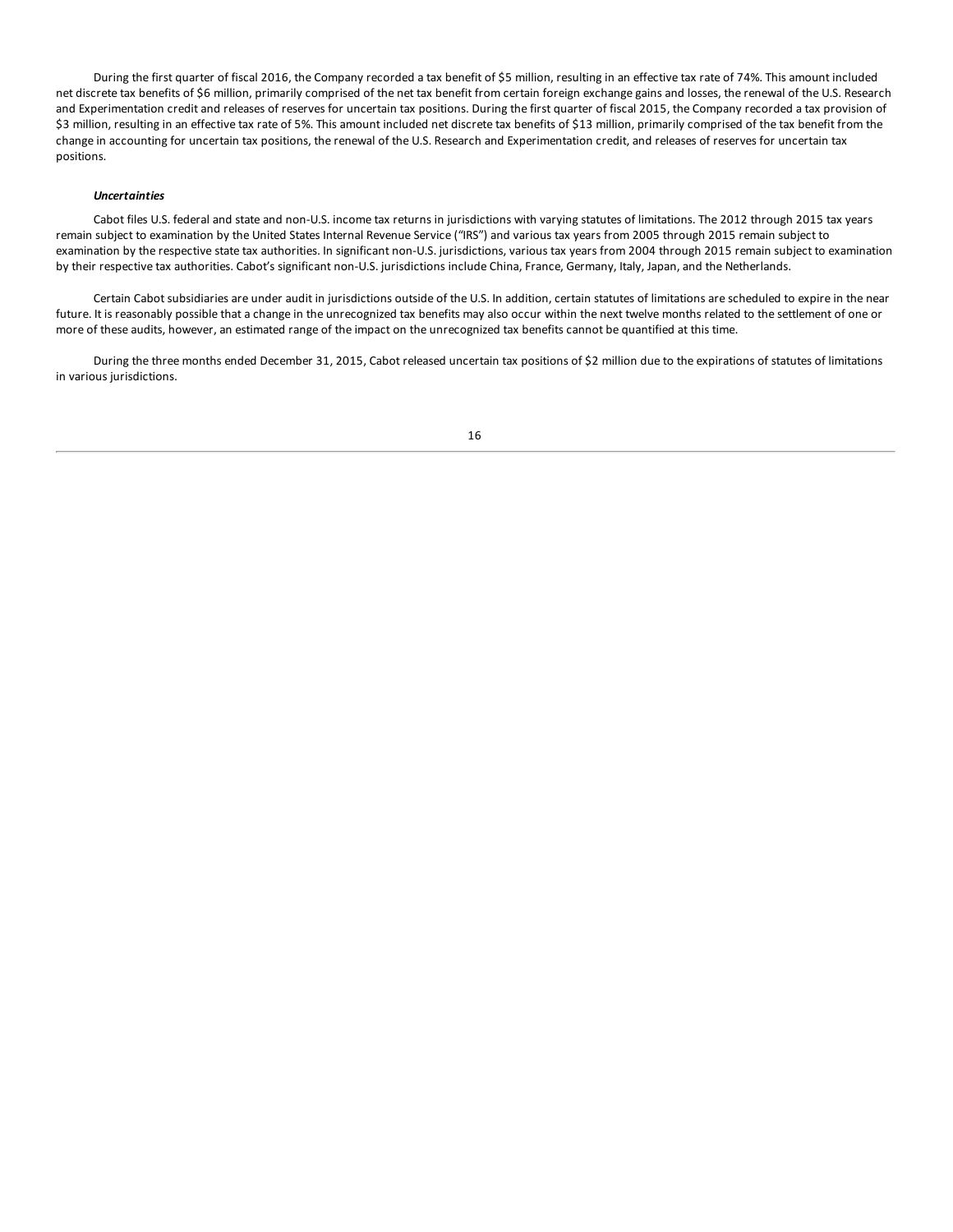During the first quarter of fiscal 2016, the Company recorded a tax benefit of $5 million, resulting in an effective tax rate of 74%. This amount included net discrete tax benefits of $6 million, primarily comprised of the net tax benefit from certain foreign exchange gains and losses, the renewal of the U.S. Research and Experimentation credit and releases of reserves for uncertain tax positions. During the first quarter of fiscal 2015, the Company recorded a tax provision of $3 million, resulting in an effective tax rate of 5%. This amount included net discrete tax benefits of $13 million, primarily comprised of the tax benefit from the change in accounting for uncertain tax positions, the renewal of the U.S. Research and Experimentation credit, and releases of reserves for uncertain tax positions.

***Uncertainties***

Cabot files U.S. federal and state and non-U.S. income tax returns in jurisdictions with varying statutes of limitations. The 2012 through 2015 tax years remain subject to examination by the United States Internal Revenue Service ("IRS") and various tax years from 2005 through 2015 remain subject to examination by the respective state tax authorities. In significant non-U.S. jurisdictions, various tax years from 2004 through 2015 remain subject to examination by their respective tax authorities. Cabot's significant non-U.S. jurisdictions include China, France, Germany, Italy, Japan, and the Netherlands.

Certain Cabot subsidiaries are under audit in jurisdictions outside of the U.S. In addition, certain statutes of limitations are scheduled to expire in the near future. It is reasonably possible that a change in the unrecognized tax benefits may also occur within the next twelve months related to the settlement of one or more of these audits, however, an estimated range of the impact on the unrecognized tax benefits cannot be quantified at this time.

During the three months ended December 31, 2015, Cabot released uncertain tax positions of $2 million due to the expirations of statutes of limitations in various jurisdictions.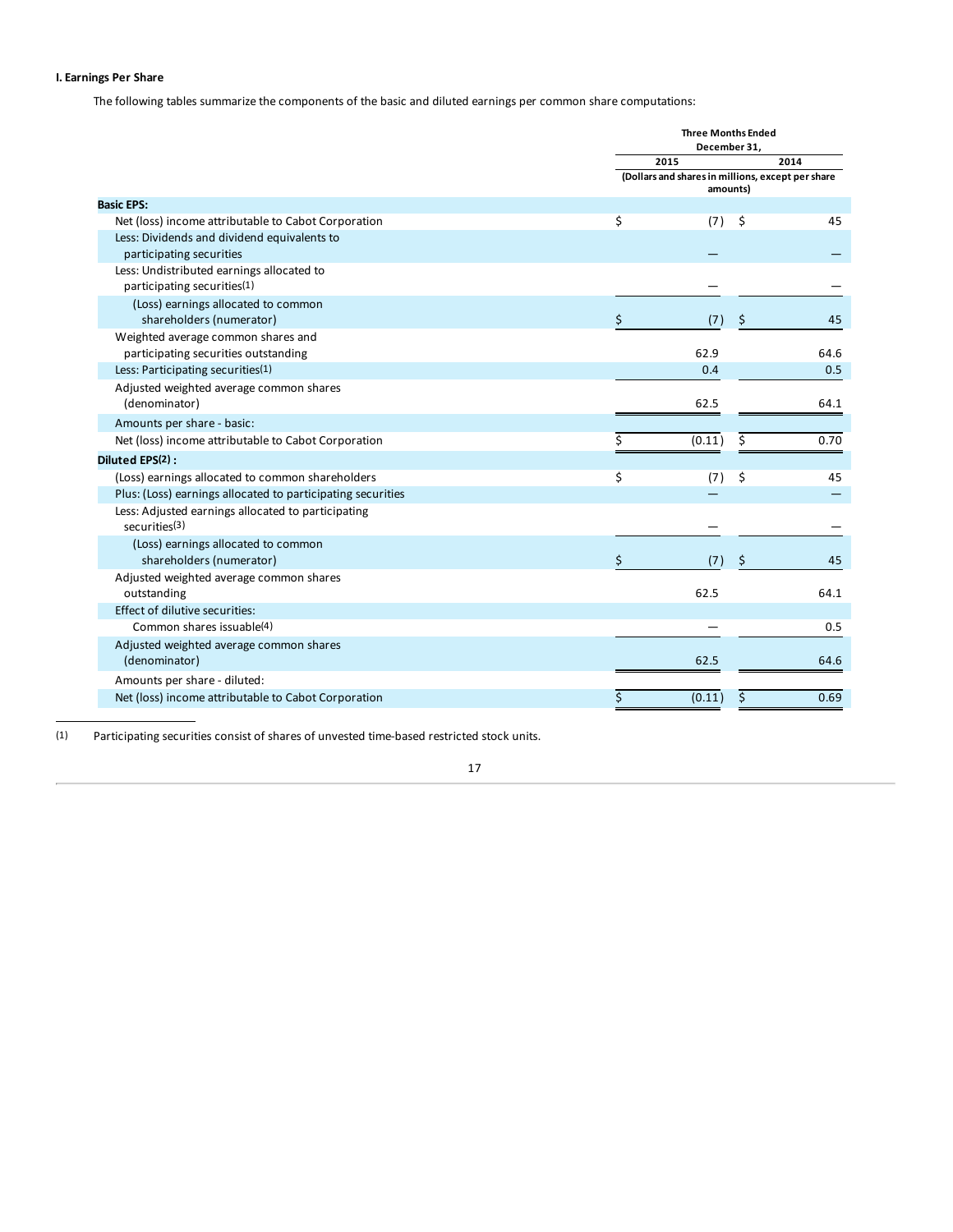### I. Earnings Per Share

The following tables summarize the components of the basic and diluted earnings per common share computations:

| | Three Months Ended December 31, | |
|---|---|---|
| | 2015 | 2014 |
| | (Dollars and shares in millions, except per share amounts) | |
| **Basic EPS:** | | |
| Net (loss) income attributable to Cabot Corporation | $ (7) | $ 45 |
| Less: Dividends and dividend equivalents to participating securities | — | — |
| Less: Undistributed earnings allocated to participating securities[1] | — | — |
| (Loss) earnings allocated to common shareholders (numerator) | $ (7) | $ 45 |
| Weighted average common shares and participating securities outstanding | 62.9 | 64.6 |
| Less: Participating securities[1] | 0.4 | 0.5 |
| Adjusted weighted average common shares (denominator) | 62.5 | 64.1 |
| Amounts per share - basic: | | |
| Net (loss) income attributable to Cabot Corporation | $ (0.11) | $ 0.70 |
| **Diluted EPS[2] :** | | |
| (Loss) earnings allocated to common shareholders | $ (7) | $ 45 |
| Plus: (Loss) earnings allocated to participating securities | — | — |
| Less: Adjusted earnings allocated to participating securities[3] | — | — |
| (Loss) earnings allocated to common shareholders (numerator) | $ (7) | $ 45 |
| Adjusted weighted average common shares outstanding | 62.5 | 64.1 |
| Effect of dilutive securities: | | |
| Common shares issuable[4] | — | 0.5 |
| Adjusted weighted average common shares (denominator) | 62.5 | 64.6 |
| Amounts per share - diluted: | | |
| Net (loss) income attributable to Cabot Corporation | $ (0.11) | $ 0.69 |

(1) Participating securities consist of shares of unvested time-based restricted stock units.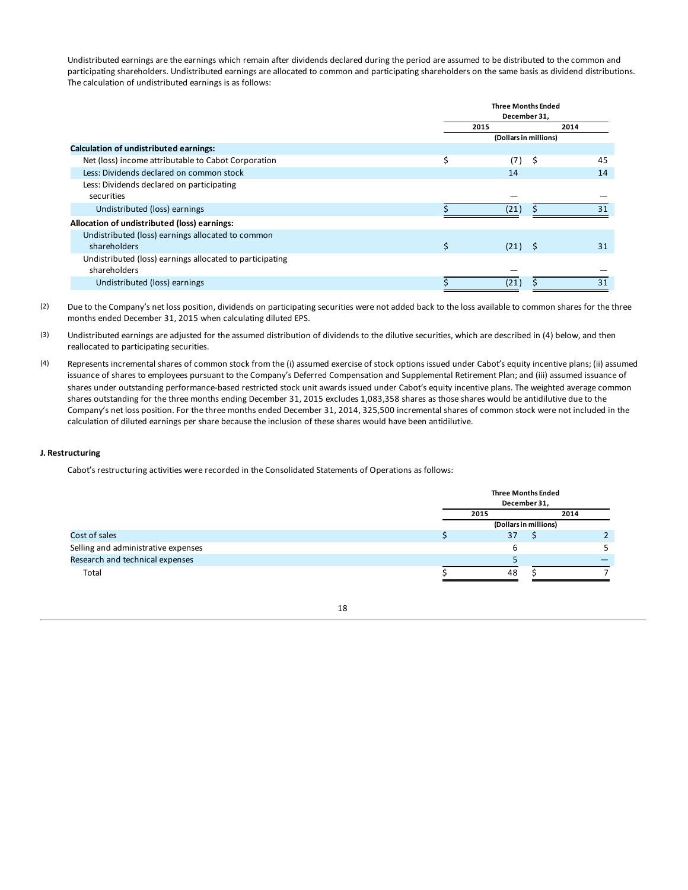Undistributed earnings are the earnings which remain after dividends declared during the period are assumed to be distributed to the common and participating shareholders. Undistributed earnings are allocated to common and participating shareholders on the same basis as dividend distributions. The calculation of undistributed earnings is as follows:

| | Three Months Ended December 31, | |
|---|---|---|
| | 2015 | 2014 |
| | (Dollars in millions) | |
| **Calculation of undistributed earnings:** | | |
| Net (loss) income attributable to Cabot Corporation | $ (7) | $ 45 |
| Less: Dividends declared on common stock | 14 | 14 |
| Less: Dividends declared on participating securities | — | — |
| Undistributed (loss) earnings | $ (21) | $ 31 |
| **Allocation of undistributed (loss) earnings:** | | |
| Undistributed (loss) earnings allocated to common shareholders | $ (21) | $ 31 |
| Undistributed (loss) earnings allocated to participating shareholders | — | — |
| Undistributed (loss) earnings | $ (21) | $ 31 |

(2) Due to the Company's net loss position, dividends on participating securities were not added back to the loss available to common shares for the three months ended December 31, 2015 when calculating diluted EPS.

(3) Undistributed earnings are adjusted for the assumed distribution of dividends to the dilutive securities, which are described in (4) below, and then reallocated to participating securities.

(4) Represents incremental shares of common stock from the (i) assumed exercise of stock options issued under Cabot's equity incentive plans; (ii) assumed issuance of shares to employees pursuant to the Company's Deferred Compensation and Supplemental Retirement Plan; and (iii) assumed issuance of shares under outstanding performance-based restricted stock unit awards issued under Cabot's equity incentive plans. The weighted average common shares outstanding for the three months ending December 31, 2015 excludes 1,083,358 shares as those shares would be antidilutive due to the Company's net loss position. For the three months ended December 31, 2014, 325,500 incremental shares of common stock were not included in the calculation of diluted earnings per share because the inclusion of these shares would have been antidilutive.

#### J. Restructuring

Cabot's restructuring activities were recorded in the Consolidated Statements of Operations as follows:

| | Three Months Ended December 31, | |
|---|---|---|
| | 2015 | 2014 |
| | (Dollars in millions) | |
| Cost of sales | $ 37 | $ 2 |
| Selling and administrative expenses | 6 | 5 |
| Research and technical expenses | 5 | — |
| Total | $ 48 | $ 7 |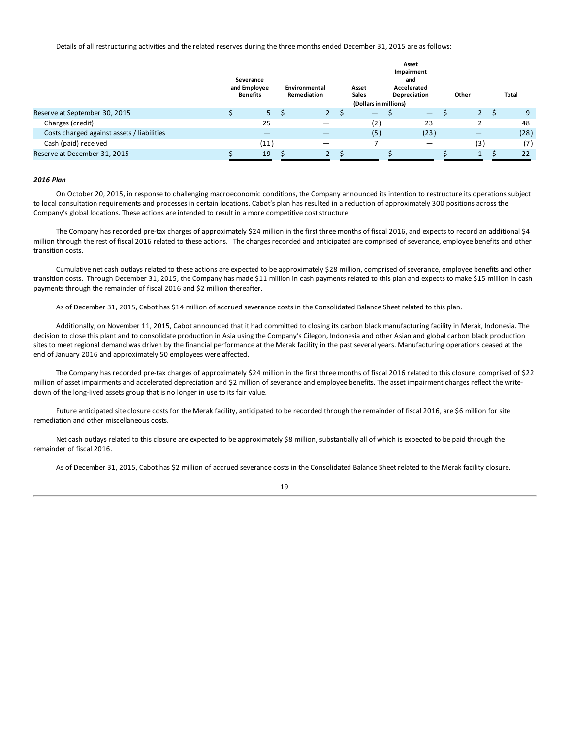Details of all restructuring activities and the related reserves during the three months ended December 31, 2015 are as follows:

| | Severance and Employee Benefits | Environmental Remediation | Asset Sales | Asset Impairment and Accelerated Depreciation | Other | Total |
|---|---|---|---|---|---|---|
| | | | (Dollars in millions) | | | |
| Reserve at September 30, 2015 | $ 5 | $ 2 | $ — | $ — | $ 2 | $ 9 |
| Charges (credit) | 25 | — | (2) | 23 | 2 | 48 |
| Costs charged against assets / liabilities | — | — | (5) | (23) | — | (28) |
| Cash (paid) received | (11) | — | 7 | — | (3) | (7) |
| Reserve at December 31, 2015 | $ 19 | $ 2 | $ — | $ — | $ 1 | $ 22 |

***2016 Plan***

On October 20, 2015, in response to challenging macroeconomic conditions, the Company announced its intention to restructure its operations subject to local consultation requirements and processes in certain locations. Cabot's plan has resulted in a reduction of approximately 300 positions across the Company's global locations. These actions are intended to result in a more competitive cost structure.

The Company has recorded pre-tax charges of approximately $24 million in the first three months of fiscal 2016, and expects to record an additional $4 million through the rest of fiscal 2016 related to these actions. The charges recorded and anticipated are comprised of severance, employee benefits and other transition costs.

Cumulative net cash outlays related to these actions are expected to be approximately $28 million, comprised of severance, employee benefits and other transition costs. Through December 31, 2015, the Company has made $11 million in cash payments related to this plan and expects to make $15 million in cash payments through the remainder of fiscal 2016 and $2 million thereafter.

As of December 31, 2015, Cabot has $14 million of accrued severance costs in the Consolidated Balance Sheet related to this plan.

Additionally, on November 11, 2015, Cabot announced that it had committed to closing its carbon black manufacturing facility in Merak, Indonesia. The decision to close this plant and to consolidate production in Asia using the Company's Cilegon, Indonesia and other Asian and global carbon black production sites to meet regional demand was driven by the financial performance at the Merak facility in the past several years. Manufacturing operations ceased at the end of January 2016 and approximately 50 employees were affected.

The Company has recorded pre-tax charges of approximately $24 million in the first three months of fiscal 2016 related to this closure, comprised of $22 million of asset impairments and accelerated depreciation and $2 million of severance and employee benefits. The asset impairment charges reflect the write-down of the long-lived assets group that is no longer in use to its fair value.

Future anticipated site closure costs for the Merak facility, anticipated to be recorded through the remainder of fiscal 2016, are $6 million for site remediation and other miscellaneous costs.

Net cash outlays related to this closure are expected to be approximately $8 million, substantially all of which is expected to be paid through the remainder of fiscal 2016.

As of December 31, 2015, Cabot has $2 million of accrued severance costs in the Consolidated Balance Sheet related to the Merak facility closure.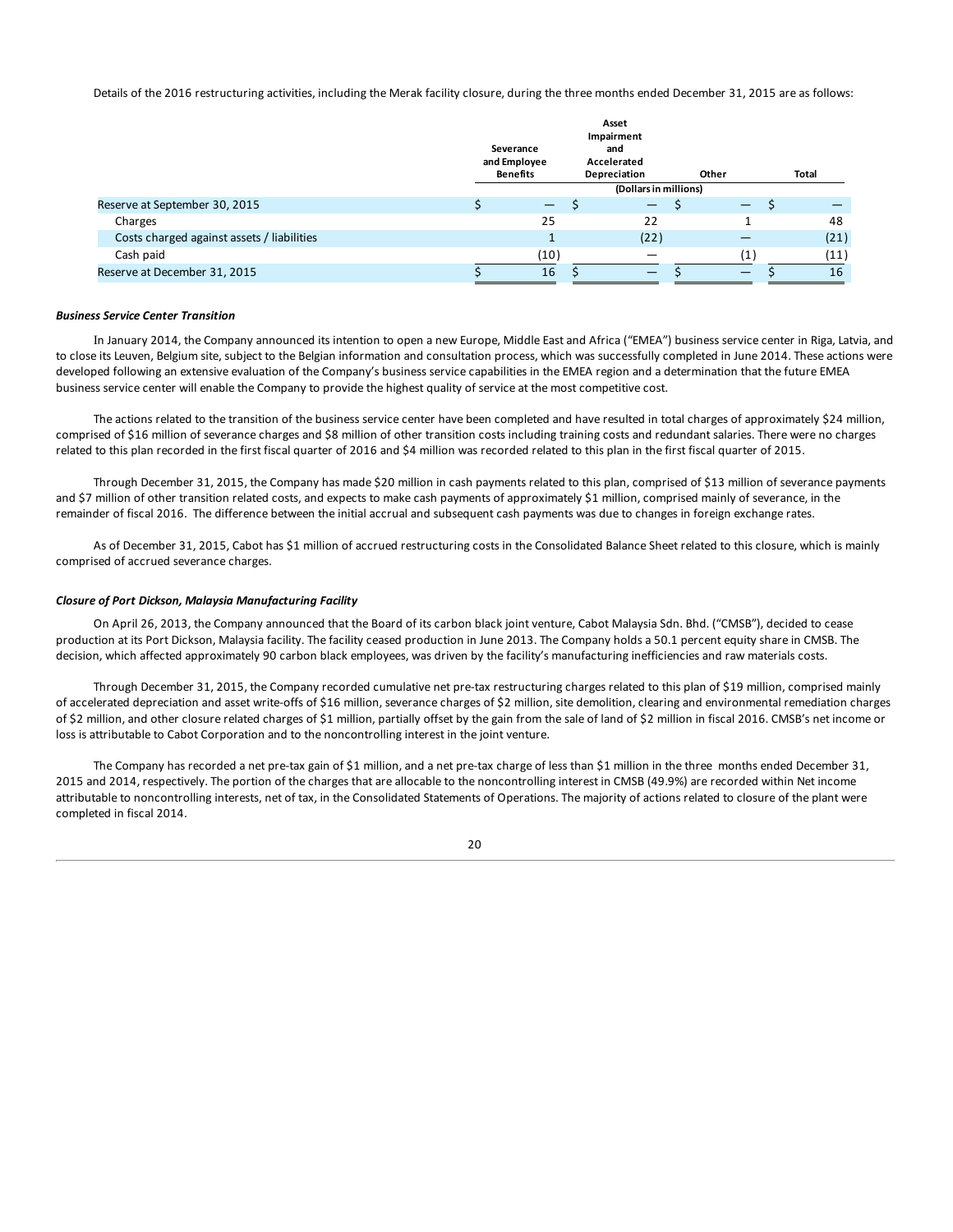Details of the 2016 restructuring activities, including the Merak facility closure, during the three months ended December 31, 2015 are as follows:

| | Severance and Employee Benefits | Asset Impairment and Accelerated Depreciation | Other | Total |
|---|---|---|---|---|
| | (Dollars in millions) | | | |
| Reserve at September 30, 2015 | $ — | $ — | $ — | $ — |
| Charges | 25 | 22 | 1 | 48 |
| Costs charged against assets / liabilities | 1 | (22) | — | (21) |
| Cash paid | (10) | — | (1) | (11) |
| Reserve at December 31, 2015 | $ 16 | $ — | $ — | $ 16 |

***Business Service Center Transition***

In January 2014, the Company announced its intention to open a new Europe, Middle East and Africa ("EMEA") business service center in Riga, Latvia, and to close its Leuven, Belgium site, subject to the Belgian information and consultation process, which was successfully completed in June 2014. These actions were developed following an extensive evaluation of the Company's business service capabilities in the EMEA region and a determination that the future EMEA business service center will enable the Company to provide the highest quality of service at the most competitive cost.

The actions related to the transition of the business service center have been completed and have resulted in total charges of approximately $24 million, comprised of $16 million of severance charges and $8 million of other transition costs including training costs and redundant salaries. There were no charges related to this plan recorded in the first fiscal quarter of 2016 and $4 million was recorded related to this plan in the first fiscal quarter of 2015.

Through December 31, 2015, the Company has made $20 million in cash payments related to this plan, comprised of $13 million of severance payments and $7 million of other transition related costs, and expects to make cash payments of approximately $1 million, comprised mainly of severance, in the remainder of fiscal 2016. The difference between the initial accrual and subsequent cash payments was due to changes in foreign exchange rates.

As of December 31, 2015, Cabot has $1 million of accrued restructuring costs in the Consolidated Balance Sheet related to this closure, which is mainly comprised of accrued severance charges.

***Closure of Port Dickson, Malaysia Manufacturing Facility***

On April 26, 2013, the Company announced that the Board of its carbon black joint venture, Cabot Malaysia Sdn. Bhd. ("CMSB"), decided to cease production at its Port Dickson, Malaysia facility. The facility ceased production in June 2013. The Company holds a 50.1 percent equity share in CMSB. The decision, which affected approximately 90 carbon black employees, was driven by the facility's manufacturing inefficiencies and raw materials costs.

Through December 31, 2015, the Company recorded cumulative net pre-tax restructuring charges related to this plan of $19 million, comprised mainly of accelerated depreciation and asset write-offs of $16 million, severance charges of $2 million, site demolition, clearing and environmental remediation charges of $2 million, and other closure related charges of $1 million, partially offset by the gain from the sale of land of $2 million in fiscal 2016. CMSB's net income or loss is attributable to Cabot Corporation and to the noncontrolling interest in the joint venture.

The Company has recorded a net pre-tax gain of $1 million, and a net pre-tax charge of less than $1 million in the three months ended December 31, 2015 and 2014, respectively. The portion of the charges that are allocable to the noncontrolling interest in CMSB (49.9%) are recorded within Net income attributable to noncontrolling interests, net of tax, in the Consolidated Statements of Operations. The majority of actions related to closure of the plant were completed in fiscal 2014.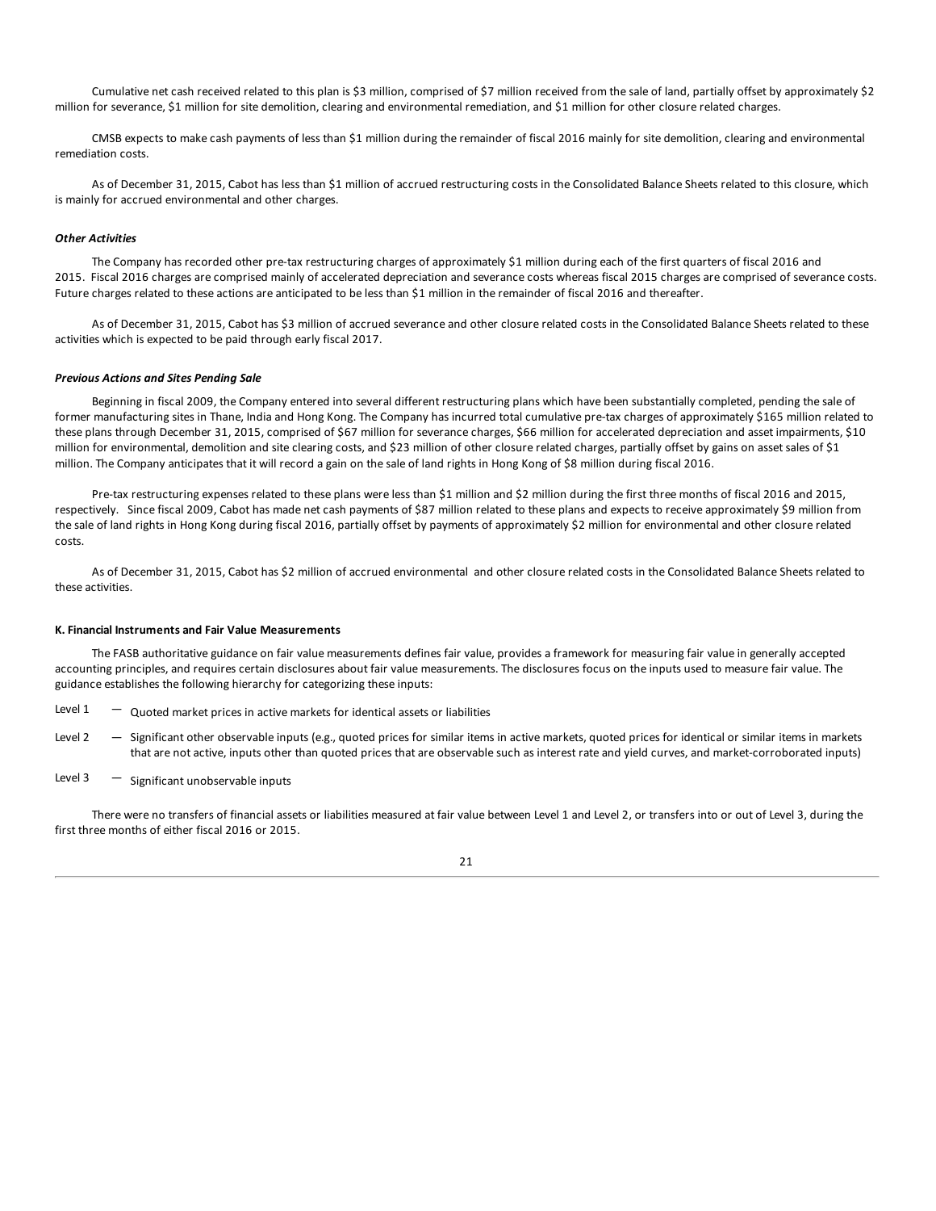Cumulative net cash received related to this plan is $3 million, comprised of $7 million received from the sale of land, partially offset by approximately $2 million for severance, $1 million for site demolition, clearing and environmental remediation, and $1 million for other closure related charges.

CMSB expects to make cash payments of less than $1 million during the remainder of fiscal 2016 mainly for site demolition, clearing and environmental remediation costs.

As of December 31, 2015, Cabot has less than $1 million of accrued restructuring costs in the Consolidated Balance Sheets related to this closure, which is mainly for accrued environmental and other charges.

***Other Activities***

The Company has recorded other pre-tax restructuring charges of approximately $1 million during each of the first quarters of fiscal 2016 and 2015. Fiscal 2016 charges are comprised mainly of accelerated depreciation and severance costs whereas fiscal 2015 charges are comprised of severance costs. Future charges related to these actions are anticipated to be less than $1 million in the remainder of fiscal 2016 and thereafter.

As of December 31, 2015, Cabot has $3 million of accrued severance and other closure related costs in the Consolidated Balance Sheets related to these activities which is expected to be paid through early fiscal 2017.

***Previous Actions and Sites Pending Sale***

Beginning in fiscal 2009, the Company entered into several different restructuring plans which have been substantially completed, pending the sale of former manufacturing sites in Thane, India and Hong Kong. The Company has incurred total cumulative pre-tax charges of approximately $165 million related to these plans through December 31, 2015, comprised of $67 million for severance charges, $66 million for accelerated depreciation and asset impairments, $10 million for environmental, demolition and site clearing costs, and $23 million of other closure related charges, partially offset by gains on asset sales of $1 million. The Company anticipates that it will record a gain on the sale of land rights in Hong Kong of $8 million during fiscal 2016.

Pre-tax restructuring expenses related to these plans were less than $1 million and $2 million during the first three months of fiscal 2016 and 2015, respectively. Since fiscal 2009, Cabot has made net cash payments of $87 million related to these plans and expects to receive approximately $9 million from the sale of land rights in Hong Kong during fiscal 2016, partially offset by payments of approximately $2 million for environmental and other closure related costs.

As of December 31, 2015, Cabot has $2 million of accrued environmental and other closure related costs in the Consolidated Balance Sheets related to these activities.

**K. Financial Instruments and Fair Value Measurements**

The FASB authoritative guidance on fair value measurements defines fair value, provides a framework for measuring fair value in generally accepted accounting principles, and requires certain disclosures about fair value measurements. The disclosures focus on the inputs used to measure fair value. The guidance establishes the following hierarchy for categorizing these inputs:

Level 1 — Quoted market prices in active markets for identical assets or liabilities

Level 2 — Significant other observable inputs (e.g., quoted prices for similar items in active markets, quoted prices for identical or similar items in markets that are not active, inputs other than quoted prices that are observable such as interest rate and yield curves, and market-corroborated inputs)

Level 3 — Significant unobservable inputs

There were no transfers of financial assets or liabilities measured at fair value between Level 1 and Level 2, or transfers into or out of Level 3, during the first three months of either fiscal 2016 or 2015.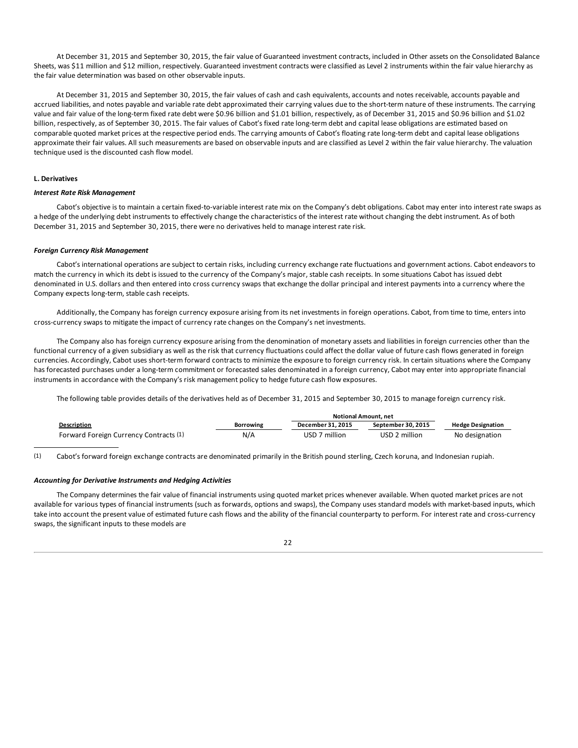At December 31, 2015 and September 30, 2015, the fair value of Guaranteed investment contracts, included in Other assets on the Consolidated Balance Sheets, was $11 million and $12 million, respectively. Guaranteed investment contracts were classified as Level 2 instruments within the fair value hierarchy as the fair value determination was based on other observable inputs.

At December 31, 2015 and September 30, 2015, the fair values of cash and cash equivalents, accounts and notes receivable, accounts payable and accrued liabilities, and notes payable and variable rate debt approximated their carrying values due to the short-term nature of these instruments. The carrying value and fair value of the long-term fixed rate debt were $0.96 billion and $1.01 billion, respectively, as of December 31, 2015 and $0.96 billion and $1.02 billion, respectively, as of September 30, 2015. The fair values of Cabot's fixed rate long-term debt and capital lease obligations are estimated based on comparable quoted market prices at the respective period ends. The carrying amounts of Cabot's floating rate long-term debt and capital lease obligations approximate their fair values. All such measurements are based on observable inputs and are classified as Level 2 within the fair value hierarchy. The valuation technique used is the discounted cash flow model.

### L. Derivatives

#### *Interest Rate Risk Management*

Cabot's objective is to maintain a certain fixed-to-variable interest rate mix on the Company's debt obligations. Cabot may enter into interest rate swaps as a hedge of the underlying debt instruments to effectively change the characteristics of the interest rate without changing the debt instrument. As of both December 31, 2015 and September 30, 2015, there were no derivatives held to manage interest rate risk.

#### *Foreign Currency Risk Management*

Cabot's international operations are subject to certain risks, including currency exchange rate fluctuations and government actions. Cabot endeavors to match the currency in which its debt is issued to the currency of the Company's major, stable cash receipts. In some situations Cabot has issued debt denominated in U.S. dollars and then entered into cross currency swaps that exchange the dollar principal and interest payments into a currency where the Company expects long-term, stable cash receipts.

Additionally, the Company has foreign currency exposure arising from its net investments in foreign operations. Cabot, from time to time, enters into cross-currency swaps to mitigate the impact of currency rate changes on the Company's net investments.

The Company also has foreign currency exposure arising from the denomination of monetary assets and liabilities in foreign currencies other than the functional currency of a given subsidiary as well as the risk that currency fluctuations could affect the dollar value of future cash flows generated in foreign currencies. Accordingly, Cabot uses short-term forward contracts to minimize the exposure to foreign currency risk. In certain situations where the Company has forecasted purchases under a long-term commitment or forecasted sales denominated in a foreign currency, Cabot may enter into appropriate financial instruments in accordance with the Company's risk management policy to hedge future cash flow exposures.

The following table provides details of the derivatives held as of December 31, 2015 and September 30, 2015 to manage foreign currency risk.

| | | Notional Amount, net | | |
|---|---|---|---|---|
| **Description** | **Borrowing** | **December 31, 2015** | **September 30, 2015** | **Hedge Designation** |
| Forward Foreign Currency Contracts (1) | N/A | USD 7 million | USD 2 million | No designation |

(1) Cabot's forward foreign exchange contracts are denominated primarily in the British pound sterling, Czech koruna, and Indonesian rupiah.

#### *Accounting for Derivative Instruments and Hedging Activities*

The Company determines the fair value of financial instruments using quoted market prices whenever available. When quoted market prices are not available for various types of financial instruments (such as forwards, options and swaps), the Company uses standard models with market-based inputs, which take into account the present value of estimated future cash flows and the ability of the financial counterparty to perform. For interest rate and cross-currency swaps, the significant inputs to these models are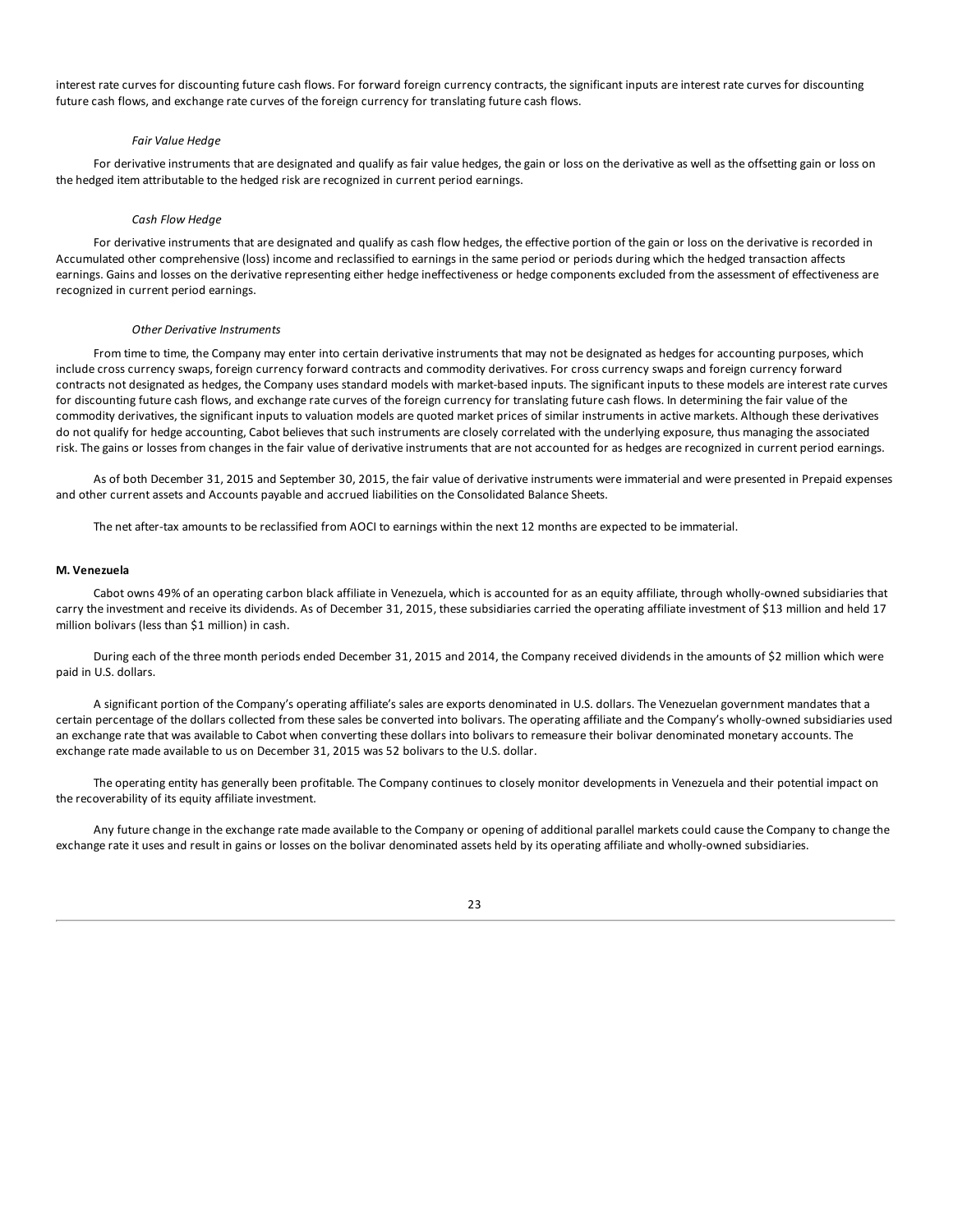interest rate curves for discounting future cash flows. For forward foreign currency contracts, the significant inputs are interest rate curves for discounting future cash flows, and exchange rate curves of the foreign currency for translating future cash flows.

*Fair Value Hedge*

For derivative instruments that are designated and qualify as fair value hedges, the gain or loss on the derivative as well as the offsetting gain or loss on the hedged item attributable to the hedged risk are recognized in current period earnings.

*Cash Flow Hedge*

For derivative instruments that are designated and qualify as cash flow hedges, the effective portion of the gain or loss on the derivative is recorded in Accumulated other comprehensive (loss) income and reclassified to earnings in the same period or periods during which the hedged transaction affects earnings. Gains and losses on the derivative representing either hedge ineffectiveness or hedge components excluded from the assessment of effectiveness are recognized in current period earnings.

*Other Derivative Instruments*

From time to time, the Company may enter into certain derivative instruments that may not be designated as hedges for accounting purposes, which include cross currency swaps, foreign currency forward contracts and commodity derivatives. For cross currency swaps and foreign currency forward contracts not designated as hedges, the Company uses standard models with market-based inputs. The significant inputs to these models are interest rate curves for discounting future cash flows, and exchange rate curves of the foreign currency for translating future cash flows. In determining the fair value of the commodity derivatives, the significant inputs to valuation models are quoted market prices of similar instruments in active markets. Although these derivatives do not qualify for hedge accounting, Cabot believes that such instruments are closely correlated with the underlying exposure, thus managing the associated risk. The gains or losses from changes in the fair value of derivative instruments that are not accounted for as hedges are recognized in current period earnings.

As of both December 31, 2015 and September 30, 2015, the fair value of derivative instruments were immaterial and were presented in Prepaid expenses and other current assets and Accounts payable and accrued liabilities on the Consolidated Balance Sheets.

The net after-tax amounts to be reclassified from AOCI to earnings within the next 12 months are expected to be immaterial.

**M. Venezuela**

Cabot owns 49% of an operating carbon black affiliate in Venezuela, which is accounted for as an equity affiliate, through wholly-owned subsidiaries that carry the investment and receive its dividends. As of December 31, 2015, these subsidiaries carried the operating affiliate investment of $13 million and held 17 million bolivars (less than $1 million) in cash.

During each of the three month periods ended December 31, 2015 and 2014, the Company received dividends in the amounts of $2 million which were paid in U.S. dollars.

A significant portion of the Company's operating affiliate's sales are exports denominated in U.S. dollars. The Venezuelan government mandates that a certain percentage of the dollars collected from these sales be converted into bolivars. The operating affiliate and the Company's wholly-owned subsidiaries used an exchange rate that was available to Cabot when converting these dollars into bolivars to remeasure their bolivar denominated monetary accounts. The exchange rate made available to us on December 31, 2015 was 52 bolivars to the U.S. dollar.

The operating entity has generally been profitable. The Company continues to closely monitor developments in Venezuela and their potential impact on the recoverability of its equity affiliate investment.

Any future change in the exchange rate made available to the Company or opening of additional parallel markets could cause the Company to change the exchange rate it uses and result in gains or losses on the bolivar denominated assets held by its operating affiliate and wholly-owned subsidiaries.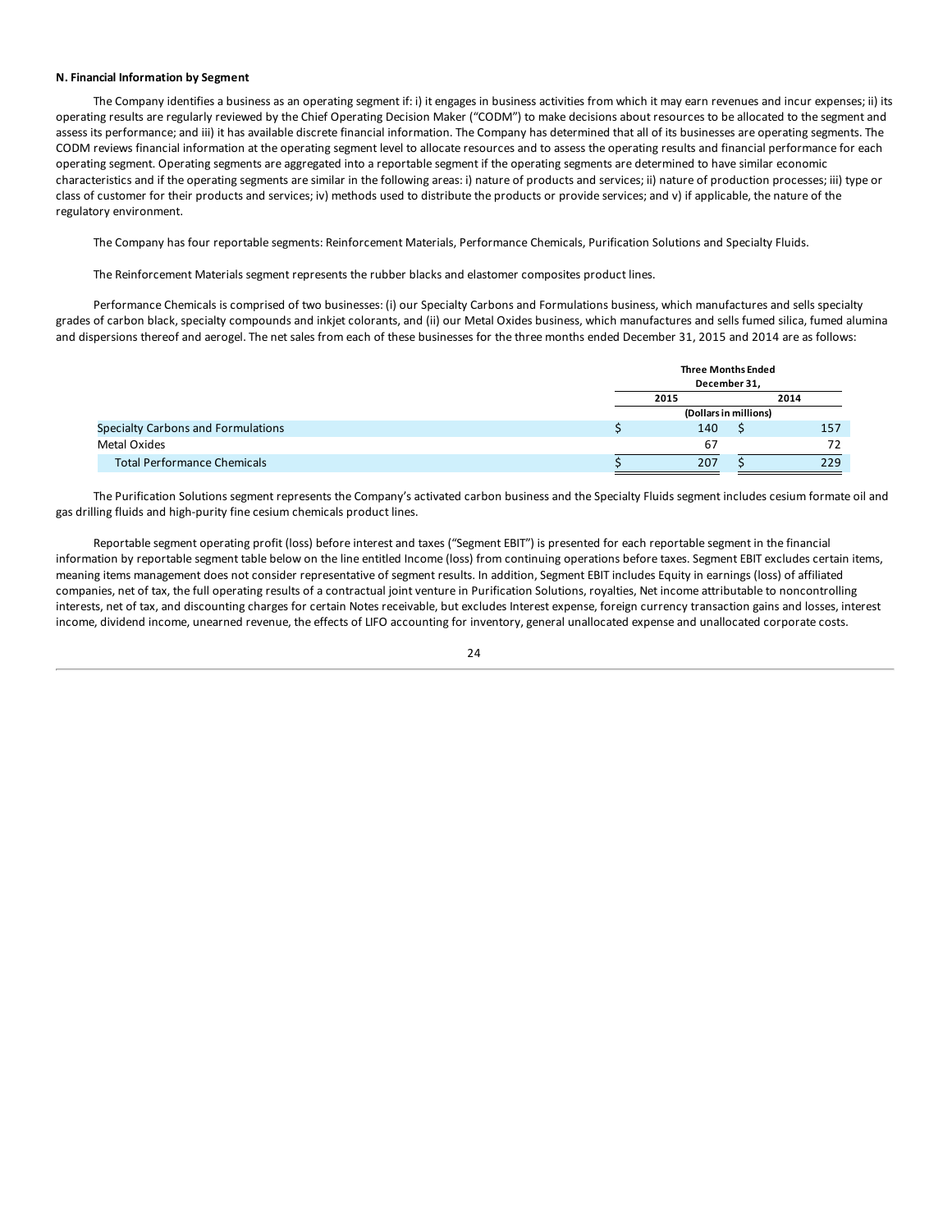**N. Financial Information by Segment**

The Company identifies a business as an operating segment if: i) it engages in business activities from which it may earn revenues and incur expenses; ii) its operating results are regularly reviewed by the Chief Operating Decision Maker ("CODM") to make decisions about resources to be allocated to the segment and assess its performance; and iii) it has available discrete financial information. The Company has determined that all of its businesses are operating segments. The CODM reviews financial information at the operating segment level to allocate resources and to assess the operating results and financial performance for each operating segment. Operating segments are aggregated into a reportable segment if the operating segments are determined to have similar economic characteristics and if the operating segments are similar in the following areas: i) nature of products and services; ii) nature of production processes; iii) type or class of customer for their products and services; iv) methods used to distribute the products or provide services; and v) if applicable, the nature of the regulatory environment.

The Company has four reportable segments: Reinforcement Materials, Performance Chemicals, Purification Solutions and Specialty Fluids.

The Reinforcement Materials segment represents the rubber blacks and elastomer composites product lines.

Performance Chemicals is comprised of two businesses: (i) our Specialty Carbons and Formulations business, which manufactures and sells specialty grades of carbon black, specialty compounds and inkjet colorants, and (ii) our Metal Oxides business, which manufactures and sells fumed silica, fumed alumina and dispersions thereof and aerogel. The net sales from each of these businesses for the three months ended December 31, 2015 and 2014 are as follows:

| | Three Months Ended December 31, | |
|---|---|---|
| | 2015 | 2014 |
| | (Dollars in millions) | |
| Specialty Carbons and Formulations | $ 140 | $ 157 |
| Metal Oxides | 67 | 72 |
| Total Performance Chemicals | $ 207 | $ 229 |

The Purification Solutions segment represents the Company's activated carbon business and the Specialty Fluids segment includes cesium formate oil and gas drilling fluids and high-purity fine cesium chemicals product lines.

Reportable segment operating profit (loss) before interest and taxes ("Segment EBIT") is presented for each reportable segment in the financial information by reportable segment table below on the line entitled Income (loss) from continuing operations before taxes. Segment EBIT excludes certain items, meaning items management does not consider representative of segment results. In addition, Segment EBIT includes Equity in earnings (loss) of affiliated companies, net of tax, the full operating results of a contractual joint venture in Purification Solutions, royalties, Net income attributable to noncontrolling interests, net of tax, and discounting charges for certain Notes receivable, but excludes Interest expense, foreign currency transaction gains and losses, interest income, dividend income, unearned revenue, the effects of LIFO accounting for inventory, general unallocated expense and unallocated corporate costs.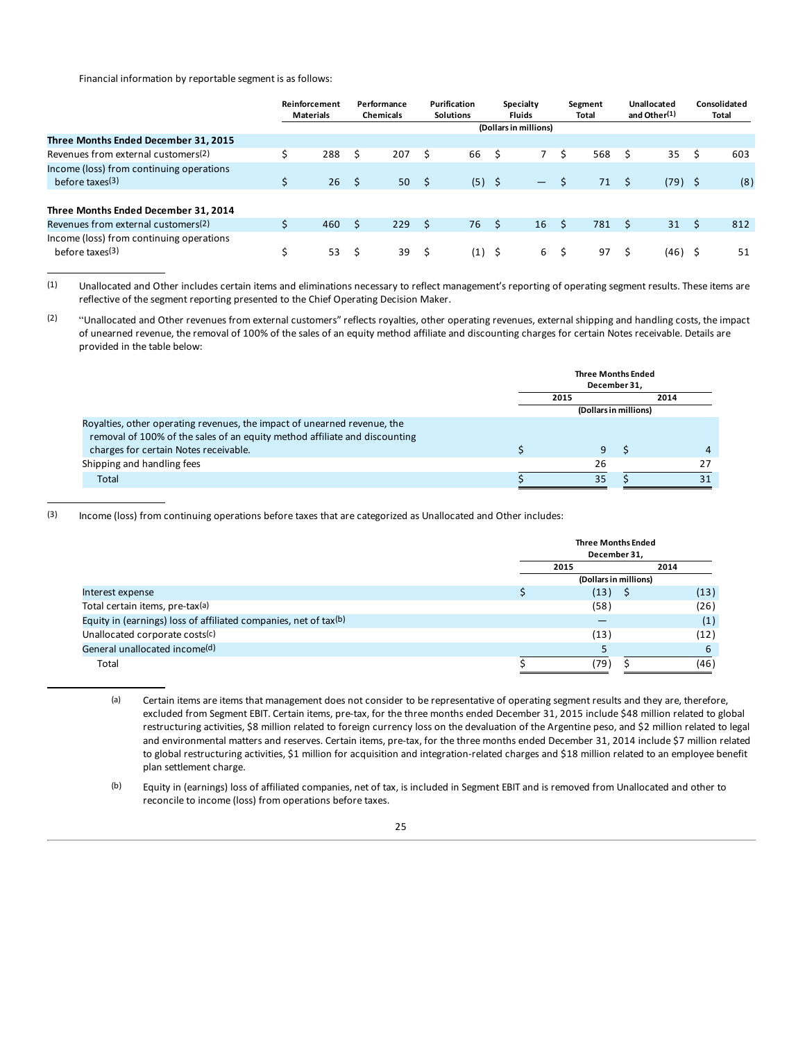Financial information by reportable segment is as follows:

| | Reinforcement Materials | Performance Chemicals | Purification Solutions | Specialty Fluids | Segment Total | Unallocated and Other[(1)] | Consolidated Total |
|---|---|---|---|---|---|---|---|
| | | | | (Dollars in millions) | | | |
| **Three Months Ended December 31, 2015** | | | | | | | |
| Revenues from external customers[(2)] | $ 288 | $ 207 | $ 66 | $ 7 | $ 568 | $ 35 | $ 603 |
| Income (loss) from continuing operations before taxes[(3)] | $ 26 | $ 50 | $ (5) | $ — | $ 71 | $ (79) | $ (8) |
| **Three Months Ended December 31, 2014** | | | | | | | |
| Revenues from external customers[(2)] | $ 460 | $ 229 | $ 76 | $ 16 | $ 781 | $ 31 | $ 812 |
| Income (loss) from continuing operations before taxes[(3)] | $ 53 | $ 39 | $ (1) | $ 6 | $ 97 | $ (46) | $ 51 |

(1) Unallocated and Other includes certain items and eliminations necessary to reflect management's reporting of operating segment results. These items are reflective of the segment reporting presented to the Chief Operating Decision Maker.

(2) "Unallocated and Other revenues from external customers" reflects royalties, other operating revenues, external shipping and handling costs, the impact of unearned revenue, the removal of 100% of the sales of an equity method affiliate and discounting charges for certain Notes receivable. Details are provided in the table below:

| | Three Months Ended December 31, | |
|---|---|---|
| | 2015 | 2014 |
| | (Dollars in millions) | |
| Royalties, other operating revenues, the impact of unearned revenue, the removal of 100% of the sales of an equity method affiliate and discounting charges for certain Notes receivable. | $ 9 | $ 4 |
| Shipping and handling fees | 26 | 27 |
| Total | $ 35 | $ 31 |

(3) Income (loss) from continuing operations before taxes that are categorized as Unallocated and Other includes:

| | Three Months Ended December 31, | |
|---|---|---|
| | 2015 | 2014 |
| | (Dollars in millions) | |
| Interest expense | $ (13) | $ (13) |
| Total certain items, pre-tax[(a)] | (58) | (26) |
| Equity in (earnings) loss of affiliated companies, net of tax[(b)] | — | (1) |
| Unallocated corporate costs[(c)] | (13) | (12) |
| General unallocated income[(d)] | 5 | 6 |
| Total | $ (79) | $ (46) |

(a) Certain items are items that management does not consider to be representative of operating segment results and they are, therefore, excluded from Segment EBIT. Certain items, pre-tax, for the three months ended December 31, 2015 include $48 million related to global restructuring activities, $8 million related to foreign currency loss on the devaluation of the Argentine peso, and $2 million related to legal and environmental matters and reserves. Certain items, pre-tax, for the three months ended December 31, 2014 include $7 million related to global restructuring activities, $1 million for acquisition and integration-related charges and $18 million related to an employee benefit plan settlement charge.

(b) Equity in (earnings) loss of affiliated companies, net of tax, is included in Segment EBIT and is removed from Unallocated and other to reconcile to income (loss) from operations before taxes.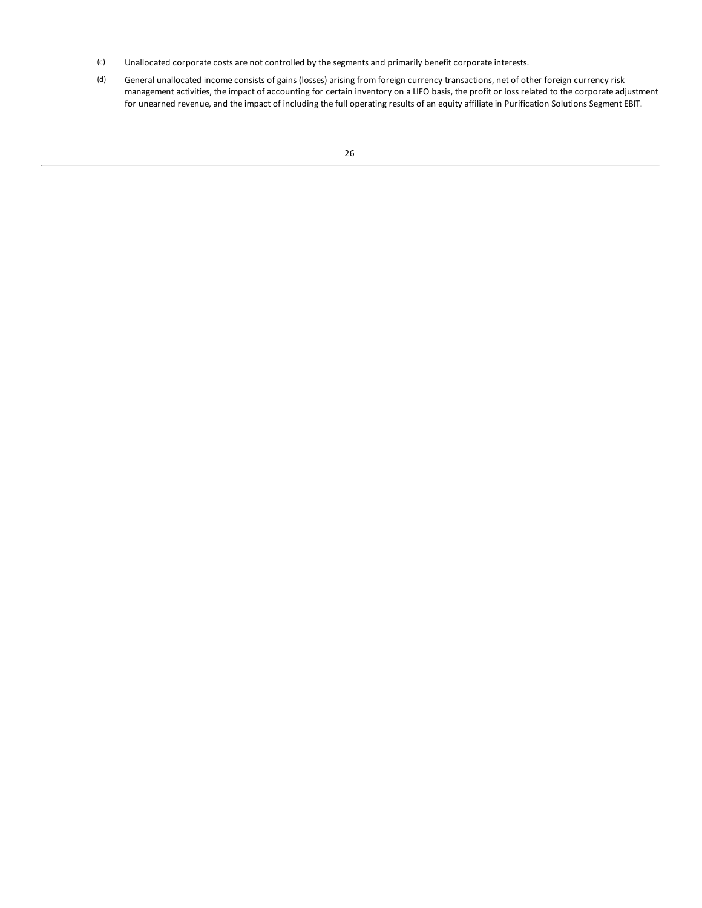(c) Unallocated corporate costs are not controlled by the segments and primarily benefit corporate interests.

(d) General unallocated income consists of gains (losses) arising from foreign currency transactions, net of other foreign currency risk management activities, the impact of accounting for certain inventory on a LIFO basis, the profit or loss related to the corporate adjustment for unearned revenue, and the impact of including the full operating results of an equity affiliate in Purification Solutions Segment EBIT.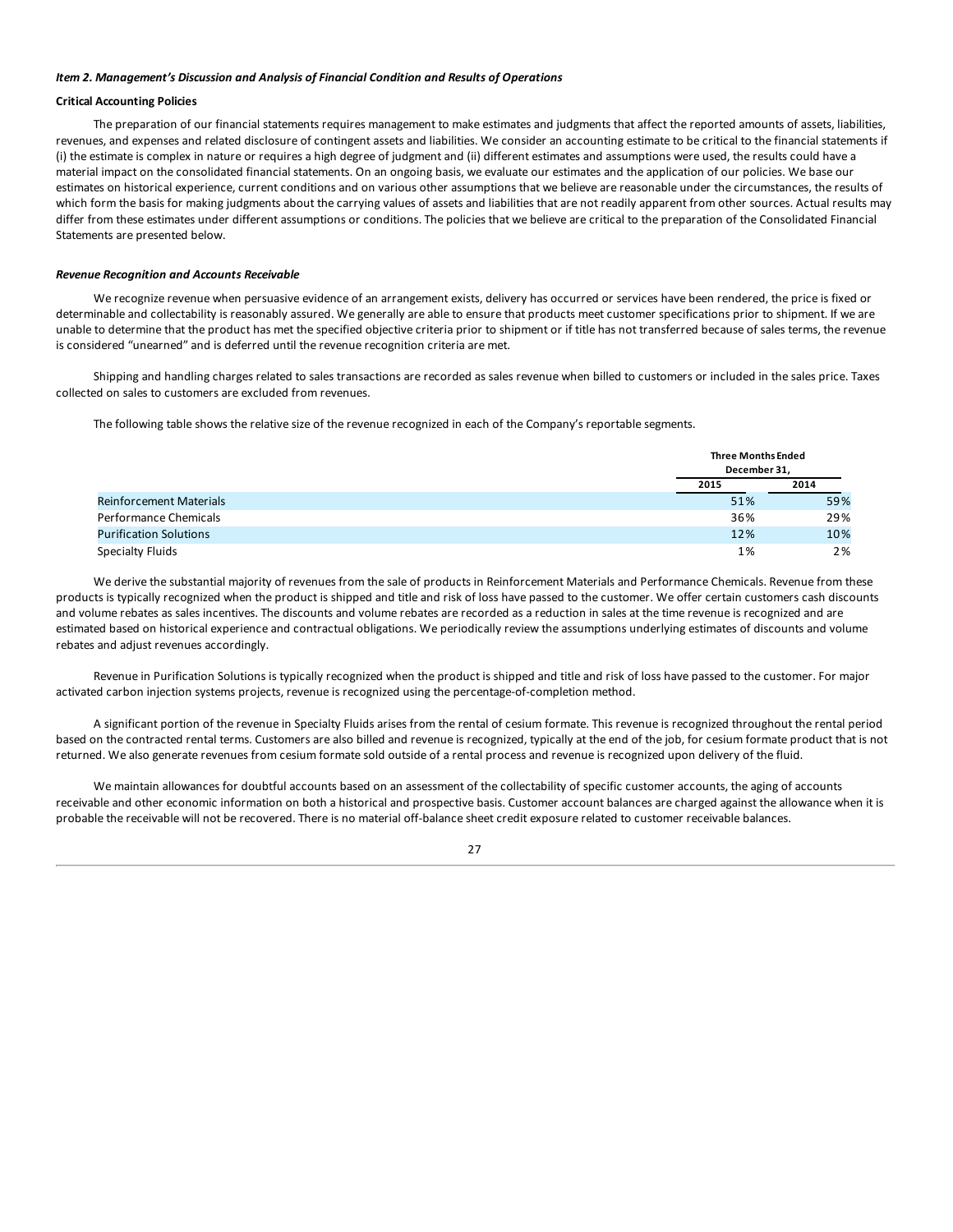***Item 2. Management's Discussion and Analysis of Financial Condition and Results of Operations***

**Critical Accounting Policies**

The preparation of our financial statements requires management to make estimates and judgments that affect the reported amounts of assets, liabilities, revenues, and expenses and related disclosure of contingent assets and liabilities. We consider an accounting estimate to be critical to the financial statements if (i) the estimate is complex in nature or requires a high degree of judgment and (ii) different estimates and assumptions were used, the results could have a material impact on the consolidated financial statements. On an ongoing basis, we evaluate our estimates and the application of our policies. We base our estimates on historical experience, current conditions and on various other assumptions that we believe are reasonable under the circumstances, the results of which form the basis for making judgments about the carrying values of assets and liabilities that are not readily apparent from other sources. Actual results may differ from these estimates under different assumptions or conditions. The policies that we believe are critical to the preparation of the Consolidated Financial Statements are presented below.

***Revenue Recognition and Accounts Receivable***

We recognize revenue when persuasive evidence of an arrangement exists, delivery has occurred or services have been rendered, the price is fixed or determinable and collectability is reasonably assured. We generally are able to ensure that products meet customer specifications prior to shipment. If we are unable to determine that the product has met the specified objective criteria prior to shipment or if title has not transferred because of sales terms, the revenue is considered "unearned" and is deferred until the revenue recognition criteria are met.

Shipping and handling charges related to sales transactions are recorded as sales revenue when billed to customers or included in the sales price. Taxes collected on sales to customers are excluded from revenues.

The following table shows the relative size of the revenue recognized in each of the Company's reportable segments.

| | Three Months Ended December 31, | |
|---|---|---|
| | 2015 | 2014 |
| Reinforcement Materials | 51% | 59% |
| Performance Chemicals | 36% | 29% |
| Purification Solutions | 12% | 10% |
| Specialty Fluids | 1% | 2% |

We derive the substantial majority of revenues from the sale of products in Reinforcement Materials and Performance Chemicals. Revenue from these products is typically recognized when the product is shipped and title and risk of loss have passed to the customer. We offer certain customers cash discounts and volume rebates as sales incentives. The discounts and volume rebates are recorded as a reduction in sales at the time revenue is recognized and are estimated based on historical experience and contractual obligations. We periodically review the assumptions underlying estimates of discounts and volume rebates and adjust revenues accordingly.

Revenue in Purification Solutions is typically recognized when the product is shipped and title and risk of loss have passed to the customer. For major activated carbon injection systems projects, revenue is recognized using the percentage-of-completion method.

A significant portion of the revenue in Specialty Fluids arises from the rental of cesium formate. This revenue is recognized throughout the rental period based on the contracted rental terms. Customers are also billed and revenue is recognized, typically at the end of the job, for cesium formate product that is not returned. We also generate revenues from cesium formate sold outside of a rental process and revenue is recognized upon delivery of the fluid.

We maintain allowances for doubtful accounts based on an assessment of the collectability of specific customer accounts, the aging of accounts receivable and other economic information on both a historical and prospective basis. Customer account balances are charged against the allowance when it is probable the receivable will not be recovered. There is no material off-balance sheet credit exposure related to customer receivable balances.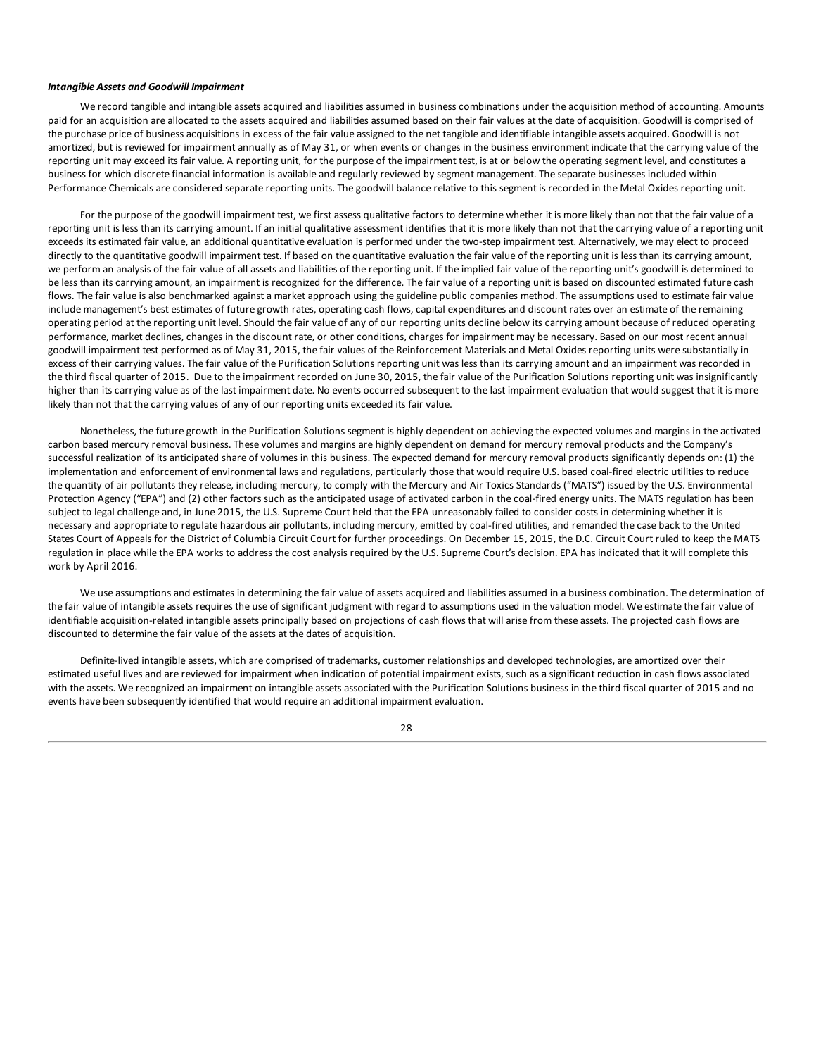***Intangible Assets and Goodwill Impairment***

We record tangible and intangible assets acquired and liabilities assumed in business combinations under the acquisition method of accounting. Amounts paid for an acquisition are allocated to the assets acquired and liabilities assumed based on their fair values at the date of acquisition. Goodwill is comprised of the purchase price of business acquisitions in excess of the fair value assigned to the net tangible and identifiable intangible assets acquired. Goodwill is not amortized, but is reviewed for impairment annually as of May 31, or when events or changes in the business environment indicate that the carrying value of the reporting unit may exceed its fair value. A reporting unit, for the purpose of the impairment test, is at or below the operating segment level, and constitutes a business for which discrete financial information is available and regularly reviewed by segment management. The separate businesses included within Performance Chemicals are considered separate reporting units. The goodwill balance relative to this segment is recorded in the Metal Oxides reporting unit.

For the purpose of the goodwill impairment test, we first assess qualitative factors to determine whether it is more likely than not that the fair value of a reporting unit is less than its carrying amount. If an initial qualitative assessment identifies that it is more likely than not that the carrying value of a reporting unit exceeds its estimated fair value, an additional quantitative evaluation is performed under the two-step impairment test. Alternatively, we may elect to proceed directly to the quantitative goodwill impairment test. If based on the quantitative evaluation the fair value of the reporting unit is less than its carrying amount, we perform an analysis of the fair value of all assets and liabilities of the reporting unit. If the implied fair value of the reporting unit's goodwill is determined to be less than its carrying amount, an impairment is recognized for the difference. The fair value of a reporting unit is based on discounted estimated future cash flows. The fair value is also benchmarked against a market approach using the guideline public companies method. The assumptions used to estimate fair value include management's best estimates of future growth rates, operating cash flows, capital expenditures and discount rates over an estimate of the remaining operating period at the reporting unit level. Should the fair value of any of our reporting units decline below its carrying amount because of reduced operating performance, market declines, changes in the discount rate, or other conditions, charges for impairment may be necessary. Based on our most recent annual goodwill impairment test performed as of May 31, 2015, the fair values of the Reinforcement Materials and Metal Oxides reporting units were substantially in excess of their carrying values. The fair value of the Purification Solutions reporting unit was less than its carrying amount and an impairment was recorded in the third fiscal quarter of 2015. Due to the impairment recorded on June 30, 2015, the fair value of the Purification Solutions reporting unit was insignificantly higher than its carrying value as of the last impairment date. No events occurred subsequent to the last impairment evaluation that would suggest that it is more likely than not that the carrying values of any of our reporting units exceeded its fair value.

Nonetheless, the future growth in the Purification Solutions segment is highly dependent on achieving the expected volumes and margins in the activated carbon based mercury removal business. These volumes and margins are highly dependent on demand for mercury removal products and the Company's successful realization of its anticipated share of volumes in this business. The expected demand for mercury removal products significantly depends on: (1) the implementation and enforcement of environmental laws and regulations, particularly those that would require U.S. based coal-fired electric utilities to reduce the quantity of air pollutants they release, including mercury, to comply with the Mercury and Air Toxics Standards ("MATS") issued by the U.S. Environmental Protection Agency ("EPA") and (2) other factors such as the anticipated usage of activated carbon in the coal-fired energy units. The MATS regulation has been subject to legal challenge and, in June 2015, the U.S. Supreme Court held that the EPA unreasonably failed to consider costs in determining whether it is necessary and appropriate to regulate hazardous air pollutants, including mercury, emitted by coal-fired utilities, and remanded the case back to the United States Court of Appeals for the District of Columbia Circuit Court for further proceedings. On December 15, 2015, the D.C. Circuit Court ruled to keep the MATS regulation in place while the EPA works to address the cost analysis required by the U.S. Supreme Court's decision. EPA has indicated that it will complete this work by April 2016.

We use assumptions and estimates in determining the fair value of assets acquired and liabilities assumed in a business combination. The determination of the fair value of intangible assets requires the use of significant judgment with regard to assumptions used in the valuation model. We estimate the fair value of identifiable acquisition-related intangible assets principally based on projections of cash flows that will arise from these assets. The projected cash flows are discounted to determine the fair value of the assets at the dates of acquisition.

Definite-lived intangible assets, which are comprised of trademarks, customer relationships and developed technologies, are amortized over their estimated useful lives and are reviewed for impairment when indication of potential impairment exists, such as a significant reduction in cash flows associated with the assets. We recognized an impairment on intangible assets associated with the Purification Solutions business in the third fiscal quarter of 2015 and no events have been subsequently identified that would require an additional impairment evaluation.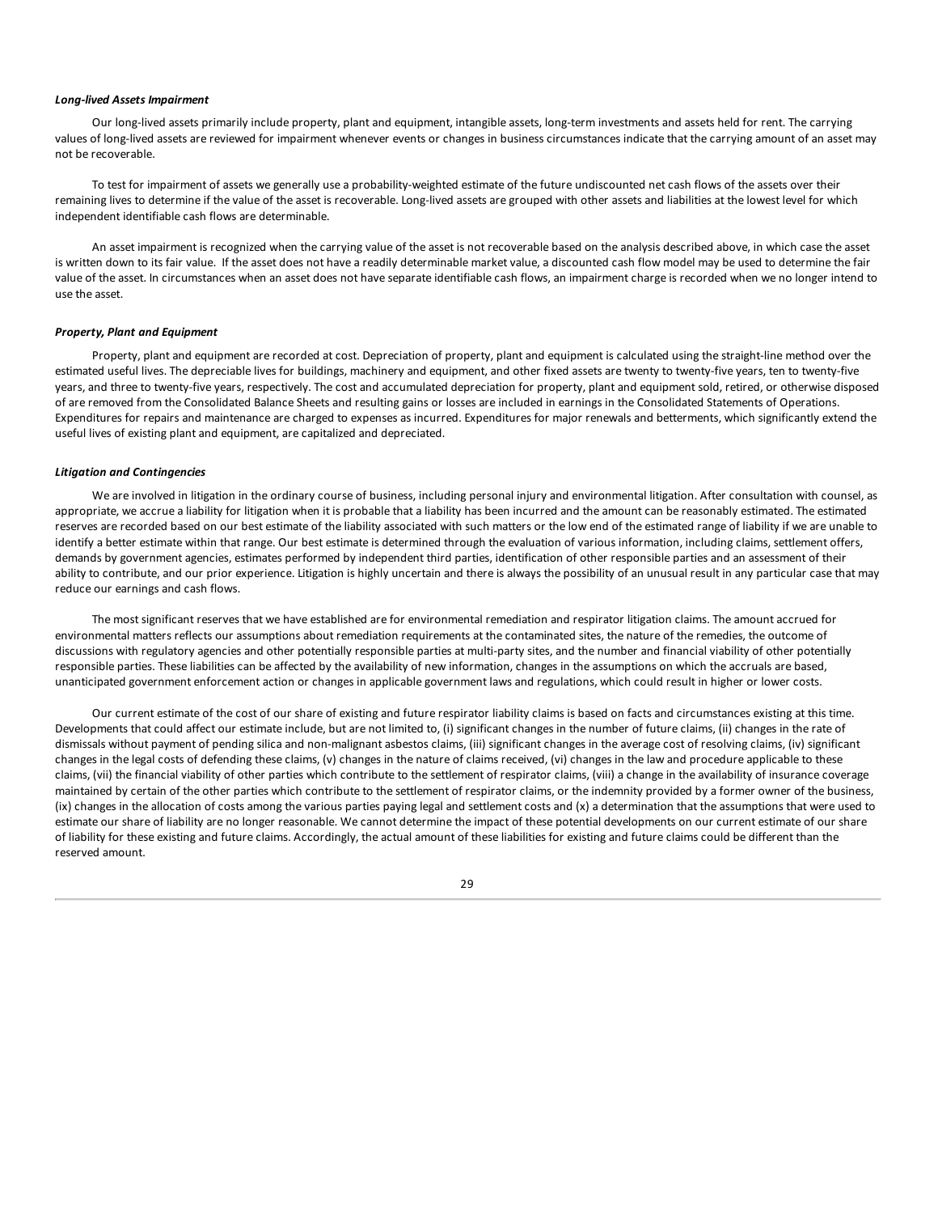***Long-lived Assets Impairment***

Our long-lived assets primarily include property, plant and equipment, intangible assets, long-term investments and assets held for rent. The carrying values of long-lived assets are reviewed for impairment whenever events or changes in business circumstances indicate that the carrying amount of an asset may not be recoverable.

To test for impairment of assets we generally use a probability-weighted estimate of the future undiscounted net cash flows of the assets over their remaining lives to determine if the value of the asset is recoverable. Long-lived assets are grouped with other assets and liabilities at the lowest level for which independent identifiable cash flows are determinable.

An asset impairment is recognized when the carrying value of the asset is not recoverable based on the analysis described above, in which case the asset is written down to its fair value. If the asset does not have a readily determinable market value, a discounted cash flow model may be used to determine the fair value of the asset. In circumstances when an asset does not have separate identifiable cash flows, an impairment charge is recorded when we no longer intend to use the asset.

***Property, Plant and Equipment***

Property, plant and equipment are recorded at cost. Depreciation of property, plant and equipment is calculated using the straight-line method over the estimated useful lives. The depreciable lives for buildings, machinery and equipment, and other fixed assets are twenty to twenty-five years, ten to twenty-five years, and three to twenty-five years, respectively. The cost and accumulated depreciation for property, plant and equipment sold, retired, or otherwise disposed of are removed from the Consolidated Balance Sheets and resulting gains or losses are included in earnings in the Consolidated Statements of Operations. Expenditures for repairs and maintenance are charged to expenses as incurred. Expenditures for major renewals and betterments, which significantly extend the useful lives of existing plant and equipment, are capitalized and depreciated.

***Litigation and Contingencies***

We are involved in litigation in the ordinary course of business, including personal injury and environmental litigation. After consultation with counsel, as appropriate, we accrue a liability for litigation when it is probable that a liability has been incurred and the amount can be reasonably estimated. The estimated reserves are recorded based on our best estimate of the liability associated with such matters or the low end of the estimated range of liability if we are unable to identify a better estimate within that range. Our best estimate is determined through the evaluation of various information, including claims, settlement offers, demands by government agencies, estimates performed by independent third parties, identification of other responsible parties and an assessment of their ability to contribute, and our prior experience. Litigation is highly uncertain and there is always the possibility of an unusual result in any particular case that may reduce our earnings and cash flows.

The most significant reserves that we have established are for environmental remediation and respirator litigation claims. The amount accrued for environmental matters reflects our assumptions about remediation requirements at the contaminated sites, the nature of the remedies, the outcome of discussions with regulatory agencies and other potentially responsible parties at multi-party sites, and the number and financial viability of other potentially responsible parties. These liabilities can be affected by the availability of new information, changes in the assumptions on which the accruals are based, unanticipated government enforcement action or changes in applicable government laws and regulations, which could result in higher or lower costs.

Our current estimate of the cost of our share of existing and future respirator liability claims is based on facts and circumstances existing at this time. Developments that could affect our estimate include, but are not limited to, (i) significant changes in the number of future claims, (ii) changes in the rate of dismissals without payment of pending silica and non-malignant asbestos claims, (iii) significant changes in the average cost of resolving claims, (iv) significant changes in the legal costs of defending these claims, (v) changes in the nature of claims received, (vi) changes in the law and procedure applicable to these claims, (vii) the financial viability of other parties which contribute to the settlement of respirator claims, (viii) a change in the availability of insurance coverage maintained by certain of the other parties which contribute to the settlement of respirator claims, or the indemnity provided by a former owner of the business, (ix) changes in the allocation of costs among the various parties paying legal and settlement costs and (x) a determination that the assumptions that were used to estimate our share of liability are no longer reasonable. We cannot determine the impact of these potential developments on our current estimate of our share of liability for these existing and future claims. Accordingly, the actual amount of these liabilities for existing and future claims could be different than the reserved amount.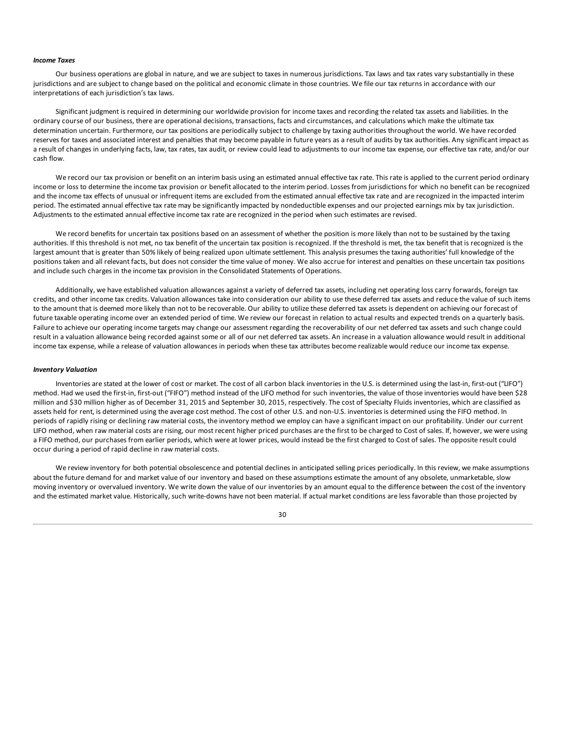***Income Taxes***

Our business operations are global in nature, and we are subject to taxes in numerous jurisdictions. Tax laws and tax rates vary substantially in these jurisdictions and are subject to change based on the political and economic climate in those countries. We file our tax returns in accordance with our interpretations of each jurisdiction's tax laws.

Significant judgment is required in determining our worldwide provision for income taxes and recording the related tax assets and liabilities. In the ordinary course of our business, there are operational decisions, transactions, facts and circumstances, and calculations which make the ultimate tax determination uncertain. Furthermore, our tax positions are periodically subject to challenge by taxing authorities throughout the world. We have recorded reserves for taxes and associated interest and penalties that may become payable in future years as a result of audits by tax authorities. Any significant impact as a result of changes in underlying facts, law, tax rates, tax audit, or review could lead to adjustments to our income tax expense, our effective tax rate, and/or our cash flow.

We record our tax provision or benefit on an interim basis using an estimated annual effective tax rate. This rate is applied to the current period ordinary income or loss to determine the income tax provision or benefit allocated to the interim period. Losses from jurisdictions for which no benefit can be recognized and the income tax effects of unusual or infrequent items are excluded from the estimated annual effective tax rate and are recognized in the impacted interim period. The estimated annual effective tax rate may be significantly impacted by nondeductible expenses and our projected earnings mix by tax jurisdiction. Adjustments to the estimated annual effective income tax rate are recognized in the period when such estimates are revised.

We record benefits for uncertain tax positions based on an assessment of whether the position is more likely than not to be sustained by the taxing authorities. If this threshold is not met, no tax benefit of the uncertain tax position is recognized. If the threshold is met, the tax benefit that is recognized is the largest amount that is greater than 50% likely of being realized upon ultimate settlement. This analysis presumes the taxing authorities' full knowledge of the positions taken and all relevant facts, but does not consider the time value of money. We also accrue for interest and penalties on these uncertain tax positions and include such charges in the income tax provision in the Consolidated Statements of Operations.

Additionally, we have established valuation allowances against a variety of deferred tax assets, including net operating loss carry forwards, foreign tax credits, and other income tax credits. Valuation allowances take into consideration our ability to use these deferred tax assets and reduce the value of such items to the amount that is deemed more likely than not to be recoverable. Our ability to utilize these deferred tax assets is dependent on achieving our forecast of future taxable operating income over an extended period of time. We review our forecast in relation to actual results and expected trends on a quarterly basis. Failure to achieve our operating income targets may change our assessment regarding the recoverability of our net deferred tax assets and such change could result in a valuation allowance being recorded against some or all of our net deferred tax assets. An increase in a valuation allowance would result in additional income tax expense, while a release of valuation allowances in periods when these tax attributes become realizable would reduce our income tax expense.

***Inventory Valuation***

Inventories are stated at the lower of cost or market. The cost of all carbon black inventories in the U.S. is determined using the last-in, first-out ("LIFO") method. Had we used the first-in, first-out ("FIFO") method instead of the LIFO method for such inventories, the value of those inventories would have been $28 million and $30 million higher as of December 31, 2015 and September 30, 2015, respectively. The cost of Specialty Fluids inventories, which are classified as assets held for rent, is determined using the average cost method. The cost of other U.S. and non-U.S. inventories is determined using the FIFO method. In periods of rapidly rising or declining raw material costs, the inventory method we employ can have a significant impact on our profitability. Under our current LIFO method, when raw material costs are rising, our most recent higher priced purchases are the first to be charged to Cost of sales. If, however, we were using a FIFO method, our purchases from earlier periods, which were at lower prices, would instead be the first charged to Cost of sales. The opposite result could occur during a period of rapid decline in raw material costs.

We review inventory for both potential obsolescence and potential declines in anticipated selling prices periodically. In this review, we make assumptions about the future demand for and market value of our inventory and based on these assumptions estimate the amount of any obsolete, unmarketable, slow moving inventory or overvalued inventory. We write down the value of our inventories by an amount equal to the difference between the cost of the inventory and the estimated market value. Historically, such write-downs have not been material. If actual market conditions are less favorable than those projected by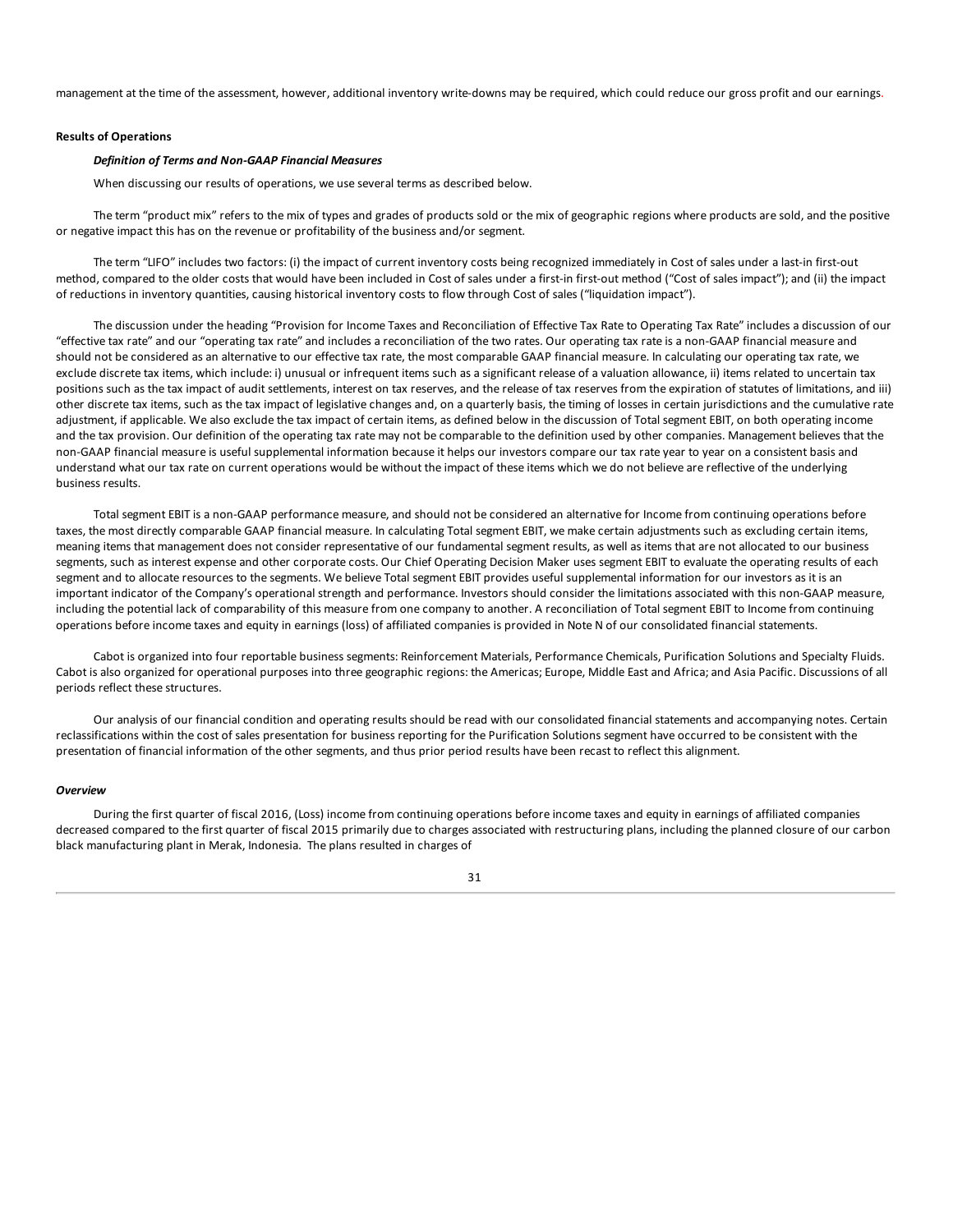management at the time of the assessment, however, additional inventory write-downs may be required, which could reduce our gross profit and our earnings.

**Results of Operations**

***Definition of Terms and Non-GAAP Financial Measures***

When discussing our results of operations, we use several terms as described below.

The term "product mix" refers to the mix of types and grades of products sold or the mix of geographic regions where products are sold, and the positive or negative impact this has on the revenue or profitability of the business and/or segment.

The term "LIFO" includes two factors: (i) the impact of current inventory costs being recognized immediately in Cost of sales under a last-in first-out method, compared to the older costs that would have been included in Cost of sales under a first-in first-out method ("Cost of sales impact"); and (ii) the impact of reductions in inventory quantities, causing historical inventory costs to flow through Cost of sales ("liquidation impact").

The discussion under the heading "Provision for Income Taxes and Reconciliation of Effective Tax Rate to Operating Tax Rate" includes a discussion of our "effective tax rate" and our "operating tax rate" and includes a reconciliation of the two rates. Our operating tax rate is a non-GAAP financial measure and should not be considered as an alternative to our effective tax rate, the most comparable GAAP financial measure. In calculating our operating tax rate, we exclude discrete tax items, which include: i) unusual or infrequent items such as a significant release of a valuation allowance, ii) items related to uncertain tax positions such as the tax impact of audit settlements, interest on tax reserves, and the release of tax reserves from the expiration of statutes of limitations, and iii) other discrete tax items, such as the tax impact of legislative changes and, on a quarterly basis, the timing of losses in certain jurisdictions and the cumulative rate adjustment, if applicable. We also exclude the tax impact of certain items, as defined below in the discussion of Total segment EBIT, on both operating income and the tax provision. Our definition of the operating tax rate may not be comparable to the definition used by other companies. Management believes that the non-GAAP financial measure is useful supplemental information because it helps our investors compare our tax rate year to year on a consistent basis and understand what our tax rate on current operations would be without the impact of these items which we do not believe are reflective of the underlying business results.

Total segment EBIT is a non-GAAP performance measure, and should not be considered an alternative for Income from continuing operations before taxes, the most directly comparable GAAP financial measure. In calculating Total segment EBIT, we make certain adjustments such as excluding certain items, meaning items that management does not consider representative of our fundamental segment results, as well as items that are not allocated to our business segments, such as interest expense and other corporate costs. Our Chief Operating Decision Maker uses segment EBIT to evaluate the operating results of each segment and to allocate resources to the segments. We believe Total segment EBIT provides useful supplemental information for our investors as it is an important indicator of the Company's operational strength and performance. Investors should consider the limitations associated with this non-GAAP measure, including the potential lack of comparability of this measure from one company to another. A reconciliation of Total segment EBIT to Income from continuing operations before income taxes and equity in earnings (loss) of affiliated companies is provided in Note N of our consolidated financial statements.

Cabot is organized into four reportable business segments: Reinforcement Materials, Performance Chemicals, Purification Solutions and Specialty Fluids. Cabot is also organized for operational purposes into three geographic regions: the Americas; Europe, Middle East and Africa; and Asia Pacific. Discussions of all periods reflect these structures.

Our analysis of our financial condition and operating results should be read with our consolidated financial statements and accompanying notes. Certain reclassifications within the cost of sales presentation for business reporting for the Purification Solutions segment have occurred to be consistent with the presentation of financial information of the other segments, and thus prior period results have been recast to reflect this alignment.

***Overview***

During the first quarter of fiscal 2016, (Loss) income from continuing operations before income taxes and equity in earnings of affiliated companies decreased compared to the first quarter of fiscal 2015 primarily due to charges associated with restructuring plans, including the planned closure of our carbon black manufacturing plant in Merak, Indonesia. The plans resulted in charges of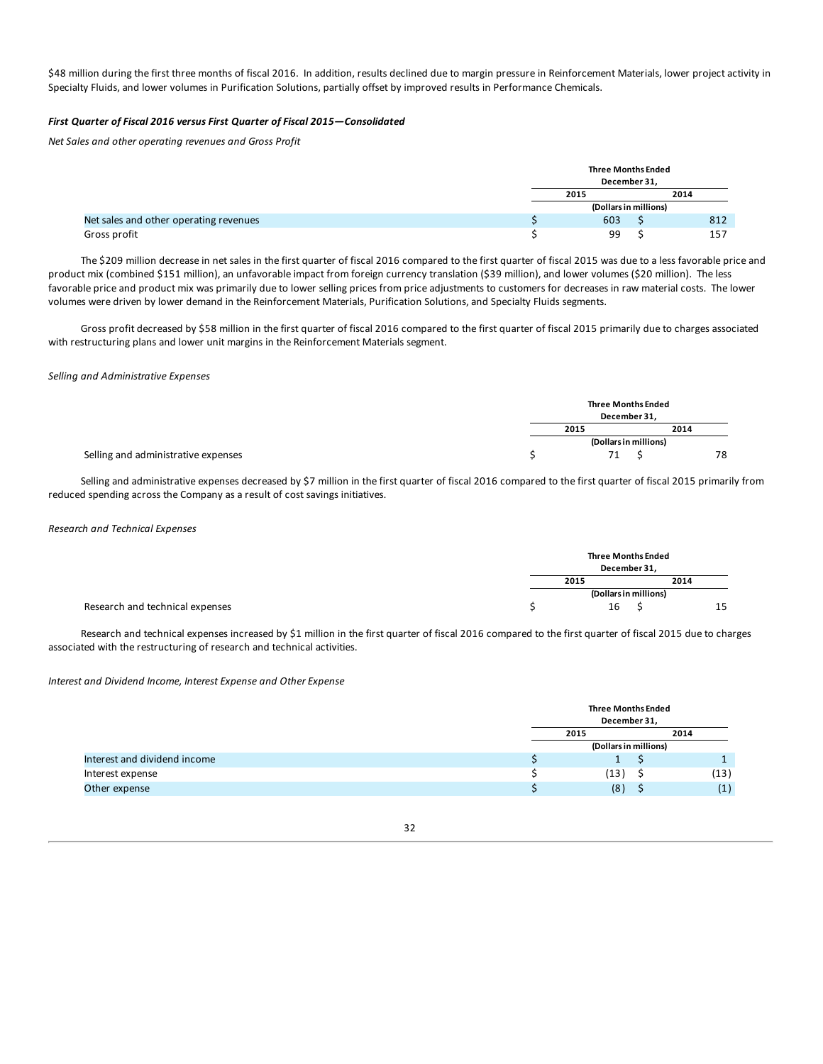$48 million during the first three months of fiscal 2016. In addition, results declined due to margin pressure in Reinforcement Materials, lower project activity in Specialty Fluids, and lower volumes in Purification Solutions, partially offset by improved results in Performance Chemicals.

***First Quarter of Fiscal 2016 versus First Quarter of Fiscal 2015—Consolidated***

*Net Sales and other operating revenues and Gross Profit*

| | Three Months Ended December 31, | |
|---|---|---|
| | 2015 | 2014 |
| | (Dollars in millions) | |
| Net sales and other operating revenues | $ 603 | $ 812 |
| Gross profit | $ 99 | $ 157 |

The $209 million decrease in net sales in the first quarter of fiscal 2016 compared to the first quarter of fiscal 2015 was due to a less favorable price and product mix (combined $151 million), an unfavorable impact from foreign currency translation ($39 million), and lower volumes ($20 million). The less favorable price and product mix was primarily due to lower selling prices from price adjustments to customers for decreases in raw material costs. The lower volumes were driven by lower demand in the Reinforcement Materials, Purification Solutions, and Specialty Fluids segments.

Gross profit decreased by $58 million in the first quarter of fiscal 2016 compared to the first quarter of fiscal 2015 primarily due to charges associated with restructuring plans and lower unit margins in the Reinforcement Materials segment.

*Selling and Administrative Expenses*

| | Three Months Ended December 31, | |
|---|---|---|
| | 2015 | 2014 |
| | (Dollars in millions) | |
| Selling and administrative expenses | $ 71 | $ 78 |

Selling and administrative expenses decreased by $7 million in the first quarter of fiscal 2016 compared to the first quarter of fiscal 2015 primarily from reduced spending across the Company as a result of cost savings initiatives.

*Research and Technical Expenses*

| | Three Months Ended December 31, | |
|---|---|---|
| | 2015 | 2014 |
| | (Dollars in millions) | |
| Research and technical expenses | $ 16 | $ 15 |

Research and technical expenses increased by $1 million in the first quarter of fiscal 2016 compared to the first quarter of fiscal 2015 due to charges associated with the restructuring of research and technical activities.

*Interest and Dividend Income, Interest Expense and Other Expense*

| | Three Months Ended December 31, | |
|---|---|---|
| | 2015 | 2014 |
| | (Dollars in millions) | |
| Interest and dividend income | $ 1 | $ 1 |
| Interest expense | $ (13) | $ (13) |
| Other expense | $ (8) | $ (1) |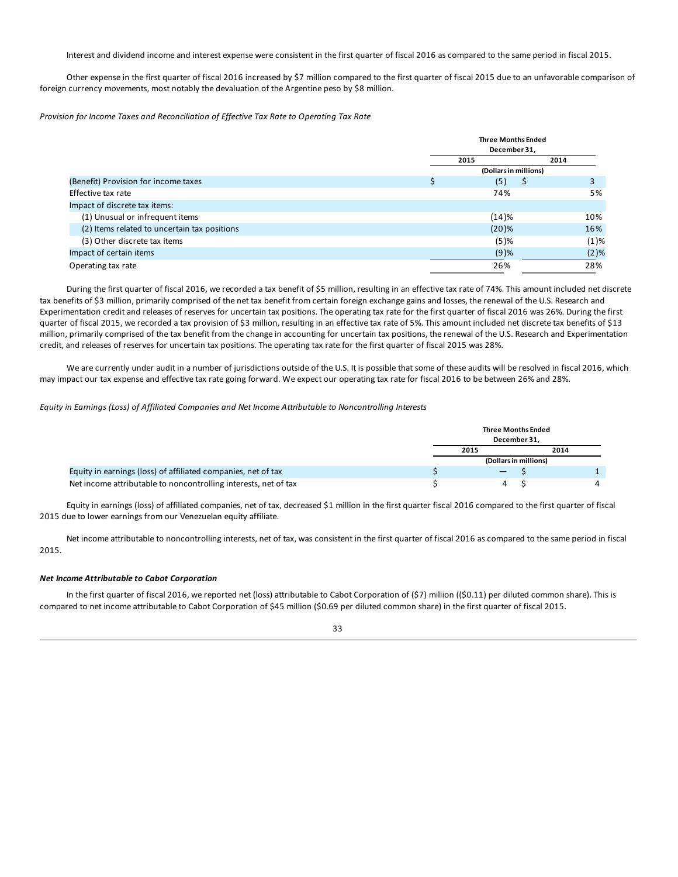Interest and dividend income and interest expense were consistent in the first quarter of fiscal 2016 as compared to the same period in fiscal 2015.

Other expense in the first quarter of fiscal 2016 increased by $7 million compared to the first quarter of fiscal 2015 due to an unfavorable comparison of foreign currency movements, most notably the devaluation of the Argentine peso by $8 million.

*Provision for Income Taxes and Reconciliation of Effective Tax Rate to Operating Tax Rate*

| | Three Months Ended December 31, | |
|---|---|---|
| | 2015 | 2014 |
| | (Dollars in millions) | |
| (Benefit) Provision for income taxes | $ (5) | $ 3 |
| Effective tax rate | 74% | 5% |
| Impact of discrete tax items: | | |
| (1) Unusual or infrequent items | (14)% | 10% |
| (2) Items related to uncertain tax positions | (20)% | 16% |
| (3) Other discrete tax items | (5)% | (1)% |
| Impact of certain items | (9)% | (2)% |
| Operating tax rate | 26% | 28% |

During the first quarter of fiscal 2016, we recorded a tax benefit of $5 million, resulting in an effective tax rate of 74%. This amount included net discrete tax benefits of $3 million, primarily comprised of the net tax benefit from certain foreign exchange gains and losses, the renewal of the U.S. Research and Experimentation credit and releases of reserves for uncertain tax positions. The operating tax rate for the first quarter of fiscal 2016 was 26%. During the first quarter of fiscal 2015, we recorded a tax provision of $3 million, resulting in an effective tax rate of 5%. This amount included net discrete tax benefits of $13 million, primarily comprised of the tax benefit from the change in accounting for uncertain tax positions, the renewal of the U.S. Research and Experimentation credit, and releases of reserves for uncertain tax positions. The operating tax rate for the first quarter of fiscal 2015 was 28%.

We are currently under audit in a number of jurisdictions outside of the U.S. It is possible that some of these audits will be resolved in fiscal 2016, which may impact our tax expense and effective tax rate going forward. We expect our operating tax rate for fiscal 2016 to be between 26% and 28%.

*Equity in Earnings (Loss) of Affiliated Companies and Net Income Attributable to Noncontrolling Interests*

| | Three Months Ended December 31, | |
|---|---|---|
| | 2015 | 2014 |
| | (Dollars in millions) | |
| Equity in earnings (loss) of affiliated companies, net of tax | $ — | $ 1 |
| Net income attributable to noncontrolling interests, net of tax | $ 4 | $ 4 |

Equity in earnings (loss) of affiliated companies, net of tax, decreased $1 million in the first quarter fiscal 2016 compared to the first quarter of fiscal 2015 due to lower earnings from our Venezuelan equity affiliate.

Net income attributable to noncontrolling interests, net of tax, was consistent in the first quarter of fiscal 2016 as compared to the same period in fiscal 2015.

***Net Income Attributable to Cabot Corporation***

In the first quarter of fiscal 2016, we reported net (loss) attributable to Cabot Corporation of ($7) million (($0.11) per diluted common share). This is compared to net income attributable to Cabot Corporation of $45 million ($0.69 per diluted common share) in the first quarter of fiscal 2015.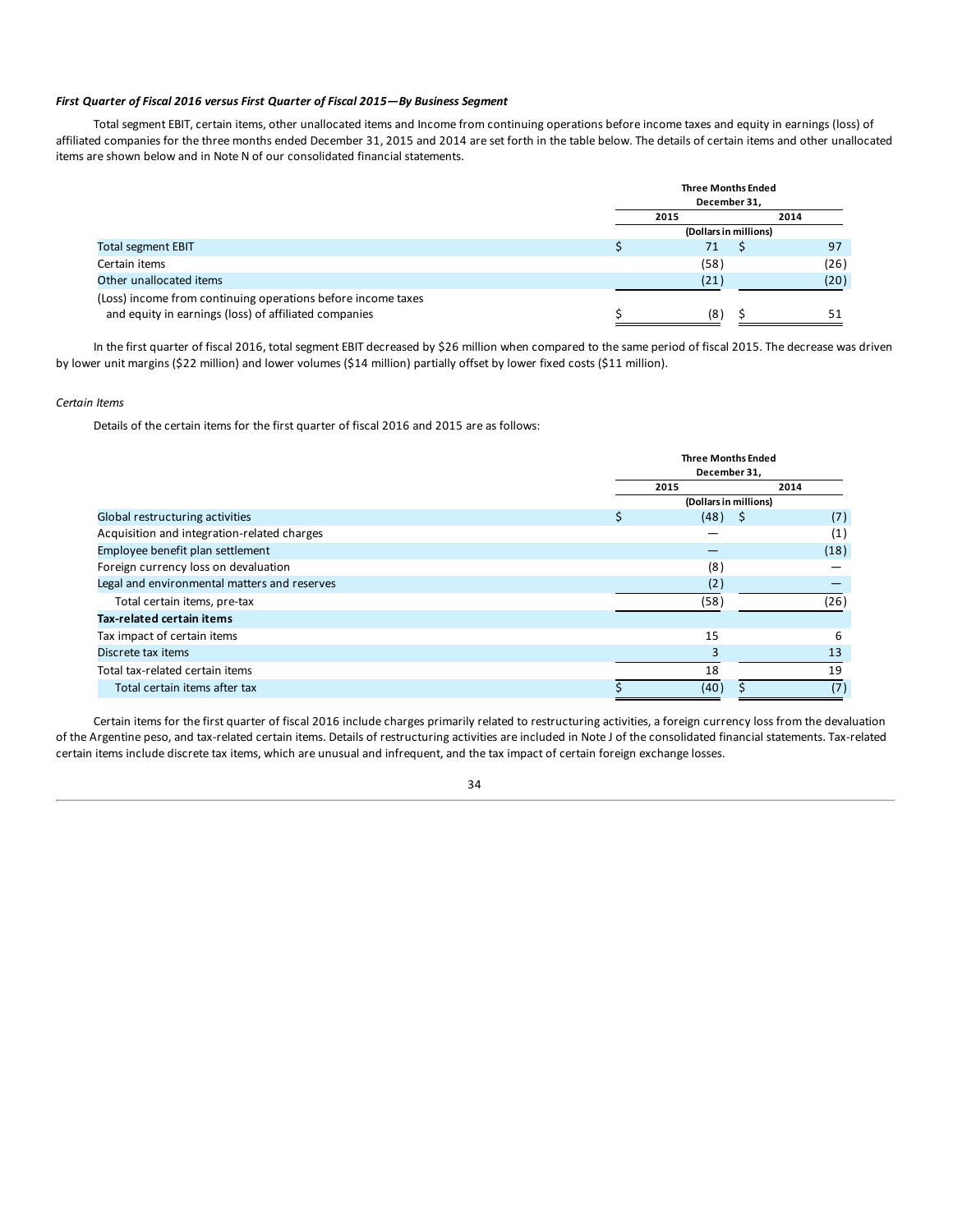***First Quarter of Fiscal 2016 versus First Quarter of Fiscal 2015—By Business Segment***

Total segment EBIT, certain items, other unallocated items and Income from continuing operations before income taxes and equity in earnings (loss) of affiliated companies for the three months ended December 31, 2015 and 2014 are set forth in the table below. The details of certain items and other unallocated items are shown below and in Note N of our consolidated financial statements.

| | Three Months Ended December 31, | |
|---|---|---|
| | 2015 | 2014 |
| | (Dollars in millions) | |
| Total segment EBIT | $ 71 | $ 97 |
| Certain items | (58) | (26) |
| Other unallocated items | (21) | (20) |
| (Loss) income from continuing operations before income taxes and equity in earnings (loss) of affiliated companies | $ (8) | $ 51 |

In the first quarter of fiscal 2016, total segment EBIT decreased by $26 million when compared to the same period of fiscal 2015. The decrease was driven by lower unit margins ($22 million) and lower volumes ($14 million) partially offset by lower fixed costs ($11 million).

*Certain Items*

Details of the certain items for the first quarter of fiscal 2016 and 2015 are as follows:

| | Three Months Ended December 31, | |
|---|---|---|
| | 2015 | 2014 |
| | (Dollars in millions) | |
| Global restructuring activities | $ (48) | $ (7) |
| Acquisition and integration-related charges | — | (1) |
| Employee benefit plan settlement | — | (18) |
| Foreign currency loss on devaluation | (8) | — |
| Legal and environmental matters and reserves | (2) | — |
| Total certain items, pre-tax | (58) | (26) |
| **Tax-related certain items** | | |
| Tax impact of certain items | 15 | 6 |
| Discrete tax items | 3 | 13 |
| Total tax-related certain items | 18 | 19 |
| Total certain items after tax | $ (40) | $ (7) |

Certain items for the first quarter of fiscal 2016 include charges primarily related to restructuring activities, a foreign currency loss from the devaluation of the Argentine peso, and tax-related certain items. Details of restructuring activities are included in Note J of the consolidated financial statements. Tax-related certain items include discrete tax items, which are unusual and infrequent, and the tax impact of certain foreign exchange losses.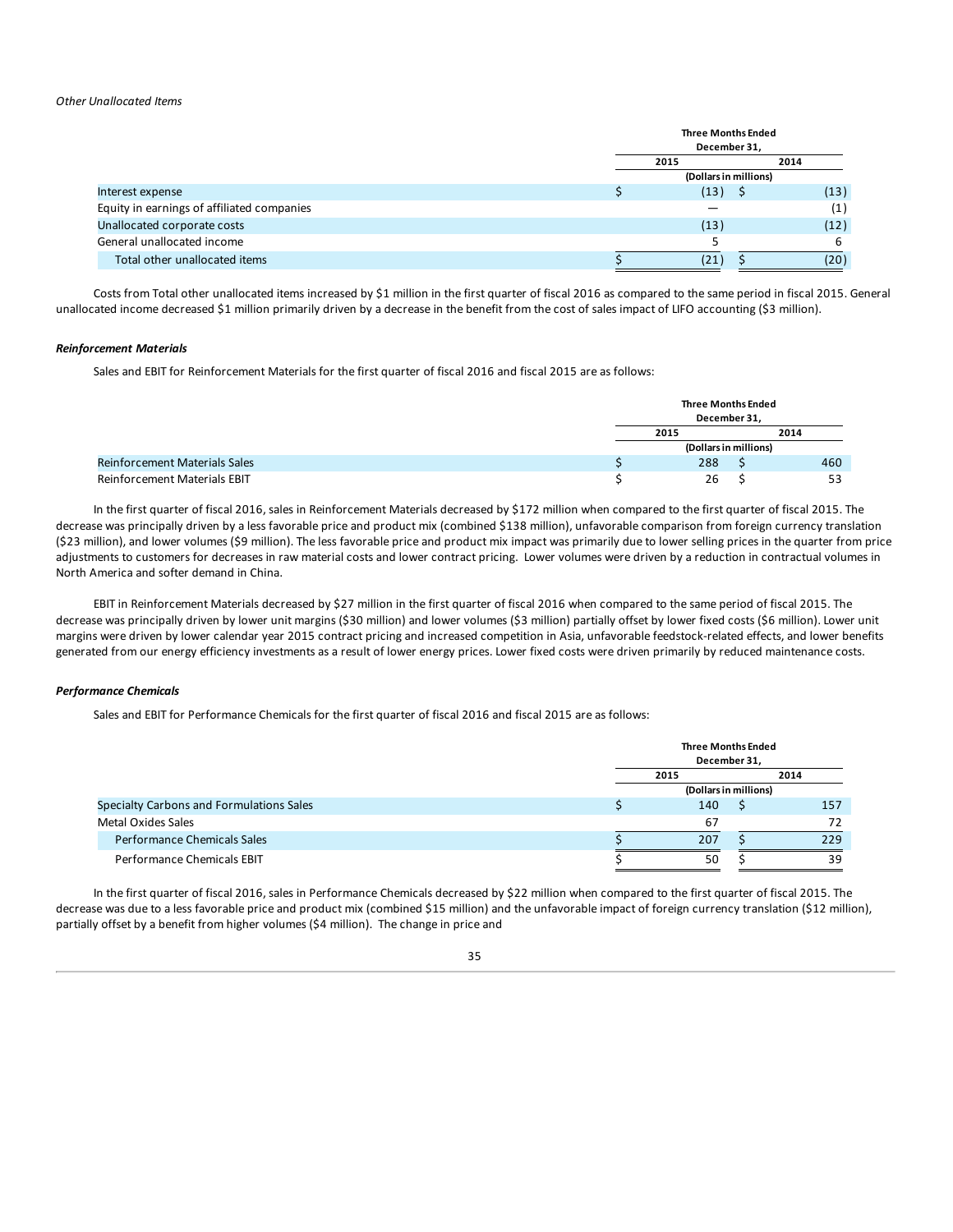*Other Unallocated Items*

| | Three Months Ended December 31, | |
|---|---|---|
| | 2015 | 2014 |
| | (Dollars in millions) | |
| Interest expense | $ (13) | $ (13) |
| Equity in earnings of affiliated companies | — | (1) |
| Unallocated corporate costs | (13) | (12) |
| General unallocated income | 5 | 6 |
| Total other unallocated items | $ (21) | $ (20) |

Costs from Total other unallocated items increased by $1 million in the first quarter of fiscal 2016 as compared to the same period in fiscal 2015. General unallocated income decreased $1 million primarily driven by a decrease in the benefit from the cost of sales impact of LIFO accounting ($3 million).

***Reinforcement Materials***

Sales and EBIT for Reinforcement Materials for the first quarter of fiscal 2016 and fiscal 2015 are as follows:

| | Three Months Ended December 31, | |
|---|---|---|
| | 2015 | 2014 |
| | (Dollars in millions) | |
| Reinforcement Materials Sales | $ 288 | $ 460 |
| Reinforcement Materials EBIT | $ 26 | $ 53 |

In the first quarter of fiscal 2016, sales in Reinforcement Materials decreased by $172 million when compared to the first quarter of fiscal 2015. The decrease was principally driven by a less favorable price and product mix (combined $138 million), unfavorable comparison from foreign currency translation ($23 million), and lower volumes ($9 million). The less favorable price and product mix impact was primarily due to lower selling prices in the quarter from price adjustments to customers for decreases in raw material costs and lower contract pricing. Lower volumes were driven by a reduction in contractual volumes in North America and softer demand in China.

EBIT in Reinforcement Materials decreased by $27 million in the first quarter of fiscal 2016 when compared to the same period of fiscal 2015. The decrease was principally driven by lower unit margins ($30 million) and lower volumes ($3 million) partially offset by lower fixed costs ($6 million). Lower unit margins were driven by lower calendar year 2015 contract pricing and increased competition in Asia, unfavorable feedstock-related effects, and lower benefits generated from our energy efficiency investments as a result of lower energy prices. Lower fixed costs were driven primarily by reduced maintenance costs.

***Performance Chemicals***

Sales and EBIT for Performance Chemicals for the first quarter of fiscal 2016 and fiscal 2015 are as follows:

| | Three Months Ended December 31, | |
|---|---|---|
| | 2015 | 2014 |
| | (Dollars in millions) | |
| Specialty Carbons and Formulations Sales | $ 140 | $ 157 |
| Metal Oxides Sales | 67 | 72 |
| Performance Chemicals Sales | $ 207 | $ 229 |
| Performance Chemicals EBIT | $ 50 | $ 39 |

In the first quarter of fiscal 2016, sales in Performance Chemicals decreased by $22 million when compared to the first quarter of fiscal 2015. The decrease was due to a less favorable price and product mix (combined $15 million) and the unfavorable impact of foreign currency translation ($12 million), partially offset by a benefit from higher volumes ($4 million). The change in price and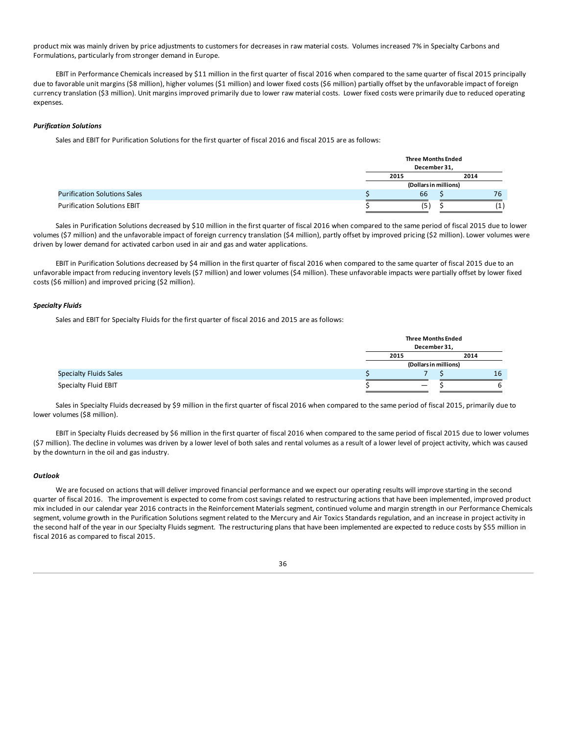product mix was mainly driven by price adjustments to customers for decreases in raw material costs. Volumes increased 7% in Specialty Carbons and Formulations, particularly from stronger demand in Europe.

EBIT in Performance Chemicals increased by $11 million in the first quarter of fiscal 2016 when compared to the same quarter of fiscal 2015 principally due to favorable unit margins ($8 million), higher volumes ($1 million) and lower fixed costs ($6 million) partially offset by the unfavorable impact of foreign currency translation ($3 million). Unit margins improved primarily due to lower raw material costs. Lower fixed costs were primarily due to reduced operating expenses.

#### *Purification Solutions*

Sales and EBIT for Purification Solutions for the first quarter of fiscal 2016 and fiscal 2015 are as follows:

| | Three Months Ended December 31, | |
|---|---|---|
| | 2015 | 2014 |
| | (Dollars in millions) | |
| Purification Solutions Sales | $ 66 | $ 76 |
| Purification Solutions EBIT | $ (5) | $ (1) |

Sales in Purification Solutions decreased by $10 million in the first quarter of fiscal 2016 when compared to the same period of fiscal 2015 due to lower volumes ($7 million) and the unfavorable impact of foreign currency translation ($4 million), partly offset by improved pricing ($2 million). Lower volumes were driven by lower demand for activated carbon used in air and gas and water applications.

EBIT in Purification Solutions decreased by $4 million in the first quarter of fiscal 2016 when compared to the same quarter of fiscal 2015 due to an unfavorable impact from reducing inventory levels ($7 million) and lower volumes ($4 million). These unfavorable impacts were partially offset by lower fixed costs ($6 million) and improved pricing ($2 million).

#### *Specialty Fluids*

Sales and EBIT for Specialty Fluids for the first quarter of fiscal 2016 and 2015 are as follows:

| | Three Months Ended December 31, | |
|---|---|---|
| | 2015 | 2014 |
| | (Dollars in millions) | |
| Specialty Fluids Sales | $ 7 | $ 16 |
| Specialty Fluid EBIT | $ — | $ 6 |

Sales in Specialty Fluids decreased by $9 million in the first quarter of fiscal 2016 when compared to the same period of fiscal 2015, primarily due to lower volumes ($8 million).

EBIT in Specialty Fluids decreased by $6 million in the first quarter of fiscal 2016 when compared to the same period of fiscal 2015 due to lower volumes ($7 million). The decline in volumes was driven by a lower level of both sales and rental volumes as a result of a lower level of project activity, which was caused by the downturn in the oil and gas industry.

#### *Outlook*

We are focused on actions that will deliver improved financial performance and we expect our operating results will improve starting in the second quarter of fiscal 2016. The improvement is expected to come from cost savings related to restructuring actions that have been implemented, improved product mix included in our calendar year 2016 contracts in the Reinforcement Materials segment, continued volume and margin strength in our Performance Chemicals segment, volume growth in the Purification Solutions segment related to the Mercury and Air Toxics Standards regulation, and an increase in project activity in the second half of the year in our Specialty Fluids segment. The restructuring plans that have been implemented are expected to reduce costs by $55 million in fiscal 2016 as compared to fiscal 2015.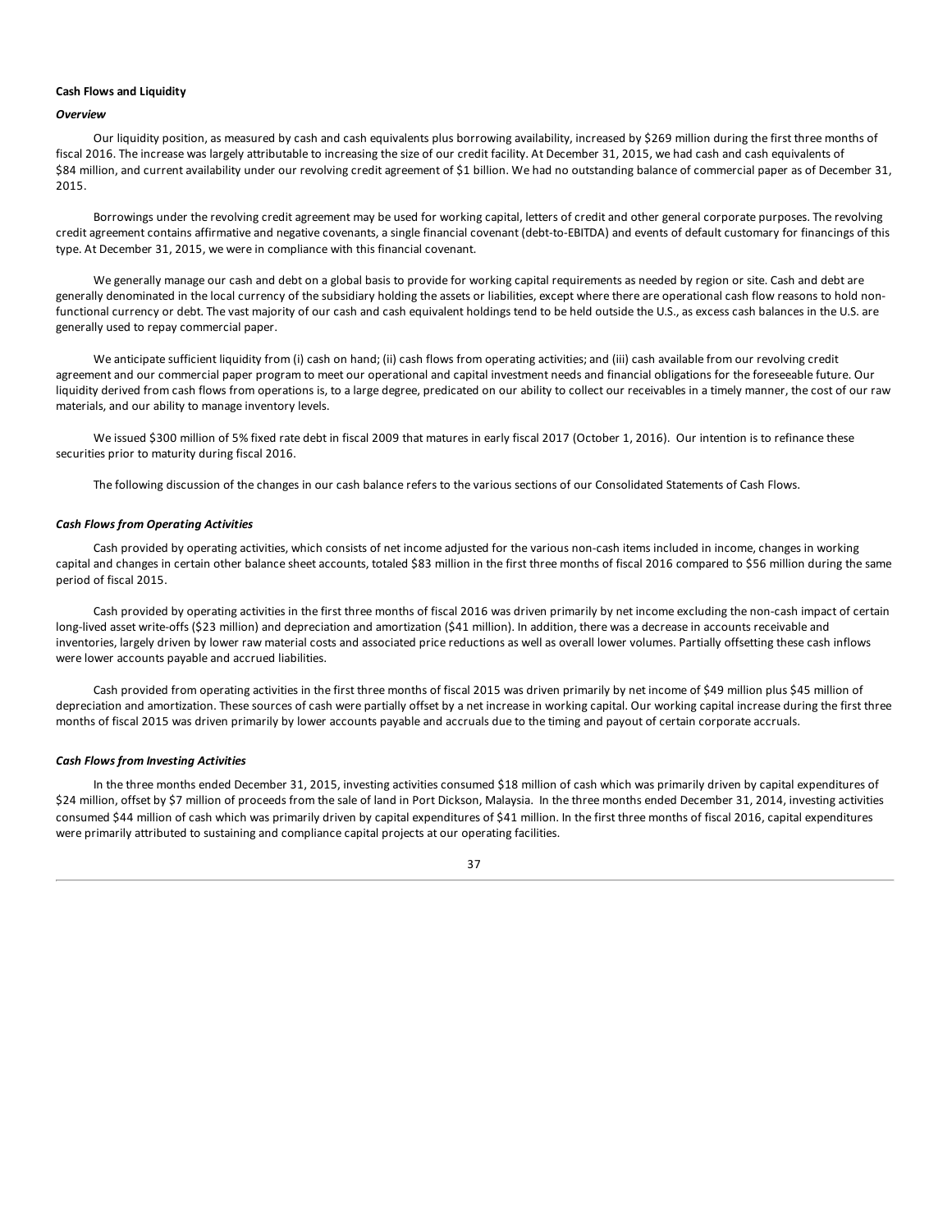**Cash Flows and Liquidity**

***Overview***

Our liquidity position, as measured by cash and cash equivalents plus borrowing availability, increased by $269 million during the first three months of fiscal 2016. The increase was largely attributable to increasing the size of our credit facility. At December 31, 2015, we had cash and cash equivalents of $84 million, and current availability under our revolving credit agreement of $1 billion. We had no outstanding balance of commercial paper as of December 31, 2015.

Borrowings under the revolving credit agreement may be used for working capital, letters of credit and other general corporate purposes. The revolving credit agreement contains affirmative and negative covenants, a single financial covenant (debt-to-EBITDA) and events of default customary for financings of this type. At December 31, 2015, we were in compliance with this financial covenant.

We generally manage our cash and debt on a global basis to provide for working capital requirements as needed by region or site. Cash and debt are generally denominated in the local currency of the subsidiary holding the assets or liabilities, except where there are operational cash flow reasons to hold non-functional currency or debt. The vast majority of our cash and cash equivalent holdings tend to be held outside the U.S., as excess cash balances in the U.S. are generally used to repay commercial paper.

We anticipate sufficient liquidity from (i) cash on hand; (ii) cash flows from operating activities; and (iii) cash available from our revolving credit agreement and our commercial paper program to meet our operational and capital investment needs and financial obligations for the foreseeable future. Our liquidity derived from cash flows from operations is, to a large degree, predicated on our ability to collect our receivables in a timely manner, the cost of our raw materials, and our ability to manage inventory levels.

We issued $300 million of 5% fixed rate debt in fiscal 2009 that matures in early fiscal 2017 (October 1, 2016). Our intention is to refinance these securities prior to maturity during fiscal 2016.

The following discussion of the changes in our cash balance refers to the various sections of our Consolidated Statements of Cash Flows.

***Cash Flows from Operating Activities***

Cash provided by operating activities, which consists of net income adjusted for the various non-cash items included in income, changes in working capital and changes in certain other balance sheet accounts, totaled $83 million in the first three months of fiscal 2016 compared to $56 million during the same period of fiscal 2015.

Cash provided by operating activities in the first three months of fiscal 2016 was driven primarily by net income excluding the non-cash impact of certain long-lived asset write-offs ($23 million) and depreciation and amortization ($41 million). In addition, there was a decrease in accounts receivable and inventories, largely driven by lower raw material costs and associated price reductions as well as overall lower volumes. Partially offsetting these cash inflows were lower accounts payable and accrued liabilities.

Cash provided from operating activities in the first three months of fiscal 2015 was driven primarily by net income of $49 million plus $45 million of depreciation and amortization. These sources of cash were partially offset by a net increase in working capital. Our working capital increase during the first three months of fiscal 2015 was driven primarily by lower accounts payable and accruals due to the timing and payout of certain corporate accruals.

***Cash Flows from Investing Activities***

In the three months ended December 31, 2015, investing activities consumed $18 million of cash which was primarily driven by capital expenditures of $24 million, offset by $7 million of proceeds from the sale of land in Port Dickson, Malaysia. In the three months ended December 31, 2014, investing activities consumed $44 million of cash which was primarily driven by capital expenditures of $41 million. In the first three months of fiscal 2016, capital expenditures were primarily attributed to sustaining and compliance capital projects at our operating facilities.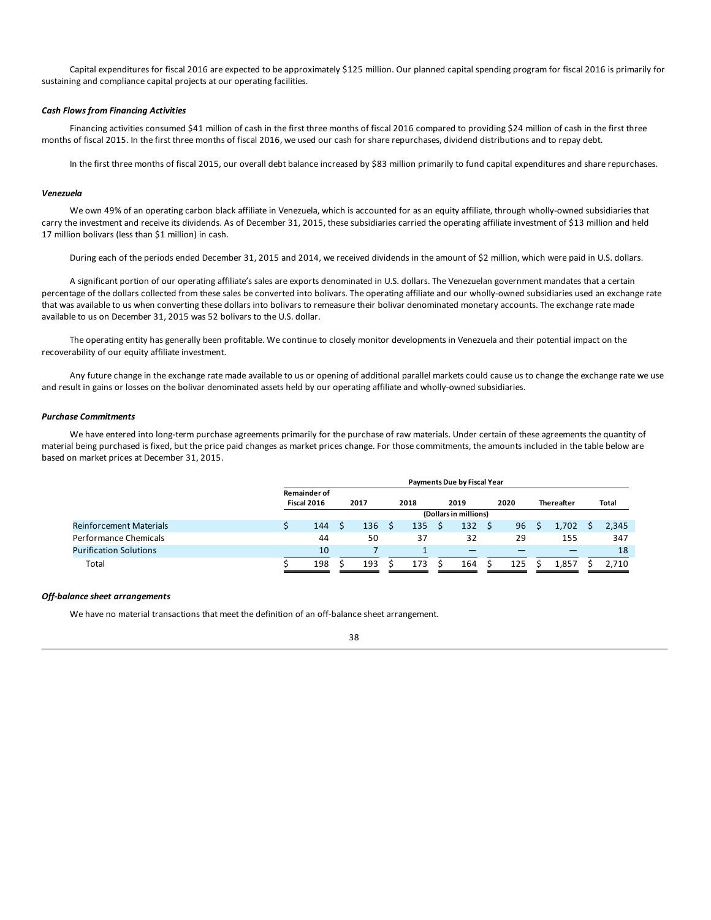Capital expenditures for fiscal 2016 are expected to be approximately $125 million. Our planned capital spending program for fiscal 2016 is primarily for sustaining and compliance capital projects at our operating facilities.

***Cash Flows from Financing Activities***

Financing activities consumed $41 million of cash in the first three months of fiscal 2016 compared to providing $24 million of cash in the first three months of fiscal 2015. In the first three months of fiscal 2016, we used our cash for share repurchases, dividend distributions and to repay debt.

In the first three months of fiscal 2015, our overall debt balance increased by $83 million primarily to fund capital expenditures and share repurchases.

***Venezuela***

We own 49% of an operating carbon black affiliate in Venezuela, which is accounted for as an equity affiliate, through wholly-owned subsidiaries that carry the investment and receive its dividends. As of December 31, 2015, these subsidiaries carried the operating affiliate investment of $13 million and held 17 million bolivars (less than $1 million) in cash.

During each of the periods ended December 31, 2015 and 2014, we received dividends in the amount of $2 million, which were paid in U.S. dollars.

A significant portion of our operating affiliate's sales are exports denominated in U.S. dollars. The Venezuelan government mandates that a certain percentage of the dollars collected from these sales be converted into bolivars. The operating affiliate and our wholly-owned subsidiaries used an exchange rate that was available to us when converting these dollars into bolivars to remeasure their bolivar denominated monetary accounts. The exchange rate made available to us on December 31, 2015 was 52 bolivars to the U.S. dollar.

The operating entity has generally been profitable. We continue to closely monitor developments in Venezuela and their potential impact on the recoverability of our equity affiliate investment.

Any future change in the exchange rate made available to us or opening of additional parallel markets could cause us to change the exchange rate we use and result in gains or losses on the bolivar denominated assets held by our operating affiliate and wholly-owned subsidiaries.

***Purchase Commitments***

We have entered into long-term purchase agreements primarily for the purchase of raw materials. Under certain of these agreements the quantity of material being purchased is fixed, but the price paid changes as market prices change. For those commitments, the amounts included in the table below are based on market prices at December 31, 2015.

| | Payments Due by Fiscal Year | | | | | | |
|---|---|---|---|---|---|---|---|
| | Remainder of Fiscal 2016 | 2017 | 2018 | 2019 | 2020 | Thereafter | Total |
| | (Dollars in millions) | | | | | | |
| Reinforcement Materials | $ 144 | $ 136 | $ 135 | $ 132 | $ 96 | $ 1,702 | $ 2,345 |
| Performance Chemicals | 44 | 50 | 37 | 32 | 29 | 155 | 347 |
| Purification Solutions | 10 | 7 | 1 | — | — | — | 18 |
| Total | $ 198 | $ 193 | $ 173 | $ 164 | $ 125 | $ 1,857 | $ 2,710 |

***Off-balance sheet arrangements***

We have no material transactions that meet the definition of an off-balance sheet arrangement.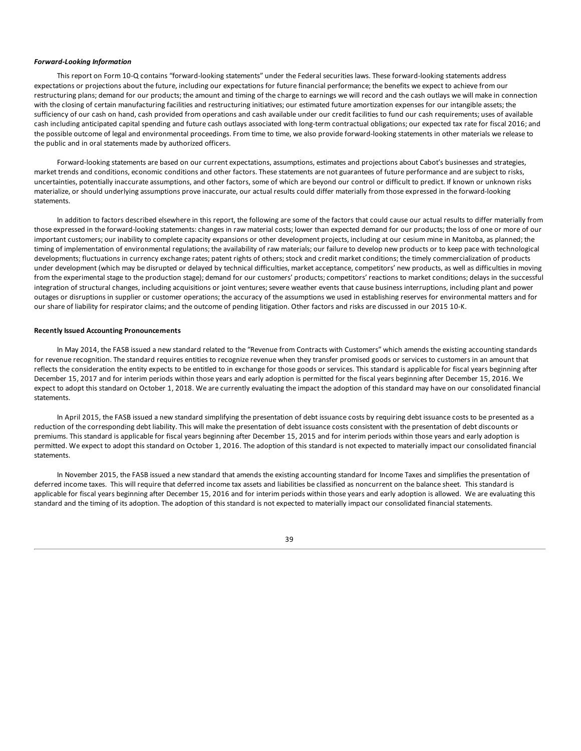***Forward-Looking Information***

This report on Form 10-Q contains "forward-looking statements" under the Federal securities laws. These forward-looking statements address expectations or projections about the future, including our expectations for future financial performance; the benefits we expect to achieve from our restructuring plans; demand for our products; the amount and timing of the charge to earnings we will record and the cash outlays we will make in connection with the closing of certain manufacturing facilities and restructuring initiatives; our estimated future amortization expenses for our intangible assets; the sufficiency of our cash on hand, cash provided from operations and cash available under our credit facilities to fund our cash requirements; uses of available cash including anticipated capital spending and future cash outlays associated with long-term contractual obligations; our expected tax rate for fiscal 2016; and the possible outcome of legal and environmental proceedings. From time to time, we also provide forward-looking statements in other materials we release to the public and in oral statements made by authorized officers.

Forward-looking statements are based on our current expectations, assumptions, estimates and projections about Cabot's businesses and strategies, market trends and conditions, economic conditions and other factors. These statements are not guarantees of future performance and are subject to risks, uncertainties, potentially inaccurate assumptions, and other factors, some of which are beyond our control or difficult to predict. If known or unknown risks materialize, or should underlying assumptions prove inaccurate, our actual results could differ materially from those expressed in the forward-looking statements.

In addition to factors described elsewhere in this report, the following are some of the factors that could cause our actual results to differ materially from those expressed in the forward-looking statements: changes in raw material costs; lower than expected demand for our products; the loss of one or more of our important customers; our inability to complete capacity expansions or other development projects, including at our cesium mine in Manitoba, as planned; the timing of implementation of environmental regulations; the availability of raw materials; our failure to develop new products or to keep pace with technological developments; fluctuations in currency exchange rates; patent rights of others; stock and credit market conditions; the timely commercialization of products under development (which may be disrupted or delayed by technical difficulties, market acceptance, competitors' new products, as well as difficulties in moving from the experimental stage to the production stage); demand for our customers' products; competitors' reactions to market conditions; delays in the successful integration of structural changes, including acquisitions or joint ventures; severe weather events that cause business interruptions, including plant and power outages or disruptions in supplier or customer operations; the accuracy of the assumptions we used in establishing reserves for environmental matters and for our share of liability for respirator claims; and the outcome of pending litigation. Other factors and risks are discussed in our 2015 10-K.

**Recently Issued Accounting Pronouncements**

In May 2014, the FASB issued a new standard related to the "Revenue from Contracts with Customers" which amends the existing accounting standards for revenue recognition. The standard requires entities to recognize revenue when they transfer promised goods or services to customers in an amount that reflects the consideration the entity expects to be entitled to in exchange for those goods or services. This standard is applicable for fiscal years beginning after December 15, 2017 and for interim periods within those years and early adoption is permitted for the fiscal years beginning after December 15, 2016. We expect to adopt this standard on October 1, 2018. We are currently evaluating the impact the adoption of this standard may have on our consolidated financial statements.

In April 2015, the FASB issued a new standard simplifying the presentation of debt issuance costs by requiring debt issuance costs to be presented as a reduction of the corresponding debt liability. This will make the presentation of debt issuance costs consistent with the presentation of debt discounts or premiums. This standard is applicable for fiscal years beginning after December 15, 2015 and for interim periods within those years and early adoption is permitted. We expect to adopt this standard on October 1, 2016. The adoption of this standard is not expected to materially impact our consolidated financial statements.

In November 2015, the FASB issued a new standard that amends the existing accounting standard for Income Taxes and simplifies the presentation of deferred income taxes. This will require that deferred income tax assets and liabilities be classified as noncurrent on the balance sheet. This standard is applicable for fiscal years beginning after December 15, 2016 and for interim periods within those years and early adoption is allowed. We are evaluating this standard and the timing of its adoption. The adoption of this standard is not expected to materially impact our consolidated financial statements.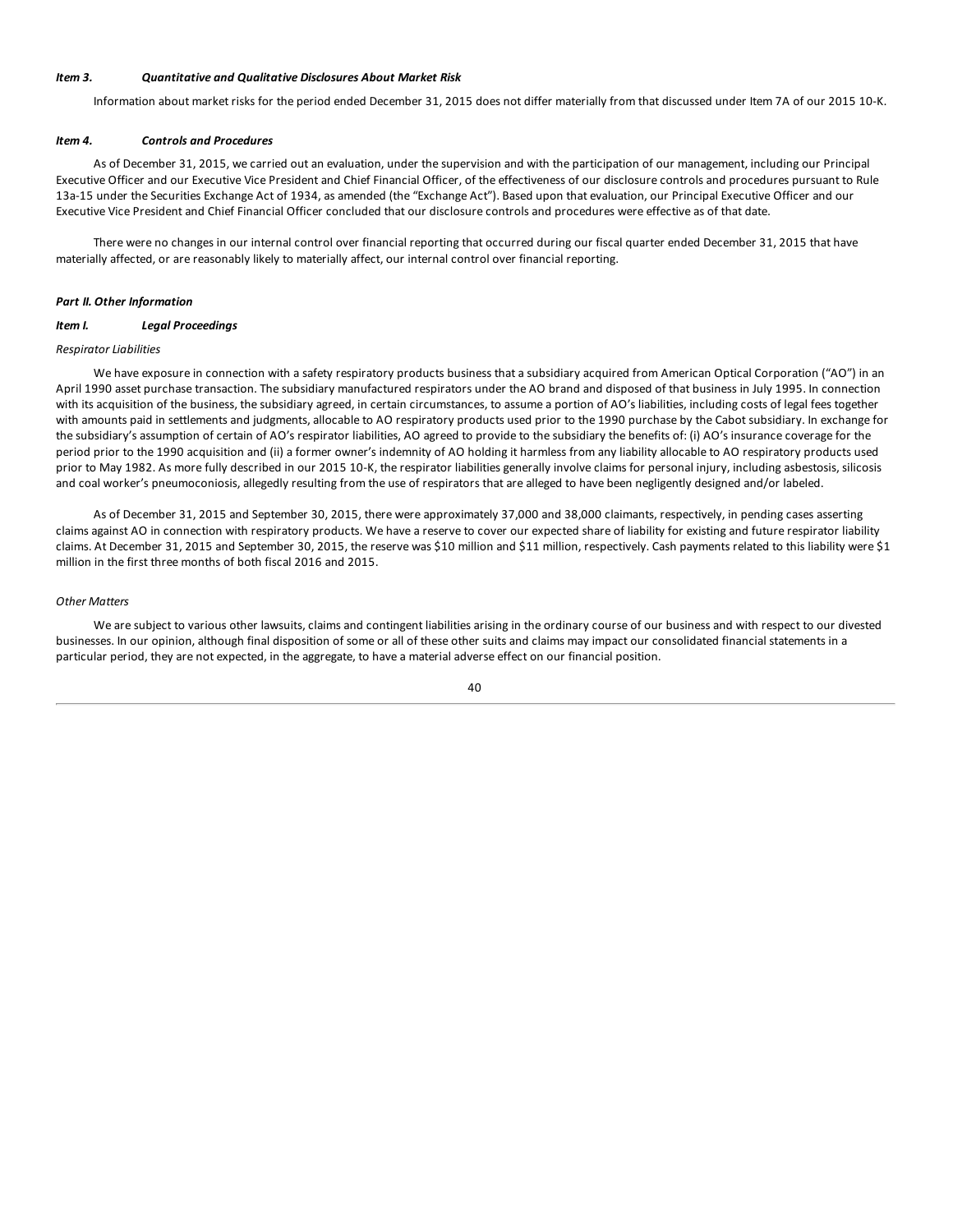### *Item 3. Quantitative and Qualitative Disclosures About Market Risk*

Information about market risks for the period ended December 31, 2015 does not differ materially from that discussed under Item 7A of our 2015 10-K.

### *Item 4. Controls and Procedures*

As of December 31, 2015, we carried out an evaluation, under the supervision and with the participation of our management, including our Principal Executive Officer and our Executive Vice President and Chief Financial Officer, of the effectiveness of our disclosure controls and procedures pursuant to Rule 13a-15 under the Securities Exchange Act of 1934, as amended (the "Exchange Act"). Based upon that evaluation, our Principal Executive Officer and our Executive Vice President and Chief Financial Officer concluded that our disclosure controls and procedures were effective as of that date.

There were no changes in our internal control over financial reporting that occurred during our fiscal quarter ended December 31, 2015 that have materially affected, or are reasonably likely to materially affect, our internal control over financial reporting.

## *Part II. Other Information*

### *Item I. Legal Proceedings*

*Respirator Liabilities*

We have exposure in connection with a safety respiratory products business that a subsidiary acquired from American Optical Corporation ("AO") in an April 1990 asset purchase transaction. The subsidiary manufactured respirators under the AO brand and disposed of that business in July 1995. In connection with its acquisition of the business, the subsidiary agreed, in certain circumstances, to assume a portion of AO's liabilities, including costs of legal fees together with amounts paid in settlements and judgments, allocable to AO respiratory products used prior to the 1990 purchase by the Cabot subsidiary. In exchange for the subsidiary's assumption of certain of AO's respirator liabilities, AO agreed to provide to the subsidiary the benefits of: (i) AO's insurance coverage for the period prior to the 1990 acquisition and (ii) a former owner's indemnity of AO holding it harmless from any liability allocable to AO respiratory products used prior to May 1982. As more fully described in our 2015 10-K, the respirator liabilities generally involve claims for personal injury, including asbestosis, silicosis and coal worker's pneumoconiosis, allegedly resulting from the use of respirators that are alleged to have been negligently designed and/or labeled.

As of December 31, 2015 and September 30, 2015, there were approximately 37,000 and 38,000 claimants, respectively, in pending cases asserting claims against AO in connection with respiratory products. We have a reserve to cover our expected share of liability for existing and future respirator liability claims. At December 31, 2015 and September 30, 2015, the reserve was $10 million and $11 million, respectively. Cash payments related to this liability were $1 million in the first three months of both fiscal 2016 and 2015.

*Other Matters*

We are subject to various other lawsuits, claims and contingent liabilities arising in the ordinary course of our business and with respect to our divested businesses. In our opinion, although final disposition of some or all of these other suits and claims may impact our consolidated financial statements in a particular period, they are not expected, in the aggregate, to have a material adverse effect on our financial position.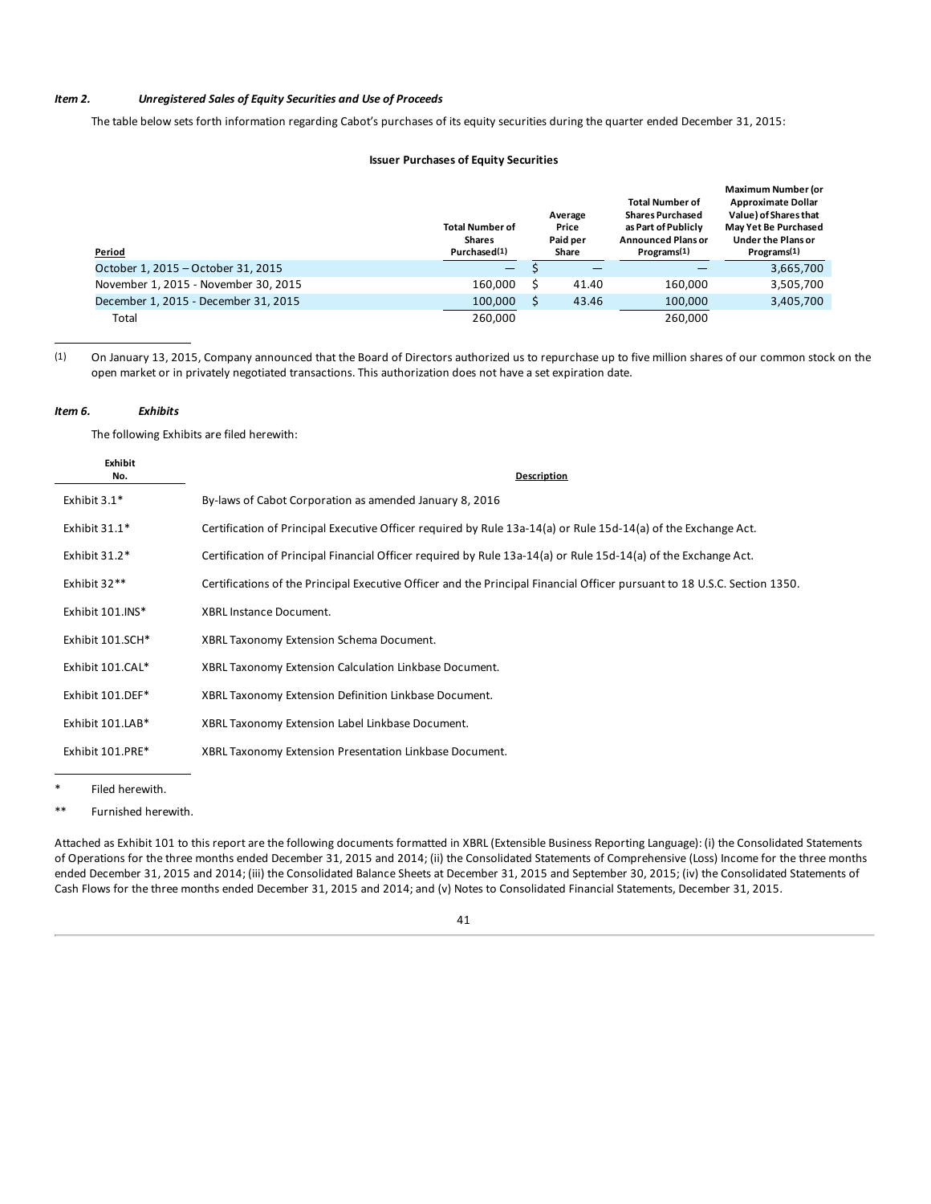### *Item 2. Unregistered Sales of Equity Securities and Use of Proceeds*

The table below sets forth information regarding Cabot's purchases of its equity securities during the quarter ended December 31, 2015:

**Issuer Purchases of Equity Securities**

| Period | Total Number of Shares Purchased(1) | Average Price Paid per Share | Total Number of Shares Purchased as Part of Publicly Announced Plans or Programs(1) | Maximum Number (or Approximate Dollar Value) of Shares that May Yet Be Purchased Under the Plans or Programs(1) |
|---|---|---|---|---|
| October 1, 2015 – October 31, 2015 | — | $ — | — | 3,665,700 |
| November 1, 2015 - November 30, 2015 | 160,000 | $ 41.40 | 160,000 | 3,505,700 |
| December 1, 2015 - December 31, 2015 | 100,000 | $ 43.46 | 100,000 | 3,405,700 |
| Total | 260,000 | | 260,000 | |

(1) On January 13, 2015, Company announced that the Board of Directors authorized us to repurchase up to five million shares of our common stock on the open market or in privately negotiated transactions. This authorization does not have a set expiration date.

### *Item 6. Exhibits*

The following Exhibits are filed herewith:

| Exhibit No. | Description |
|---|---|
| Exhibit 3.1* | By-laws of Cabot Corporation as amended January 8, 2016 |
| Exhibit 31.1* | Certification of Principal Executive Officer required by Rule 13a-14(a) or Rule 15d-14(a) of the Exchange Act. |
| Exhibit 31.2* | Certification of Principal Financial Officer required by Rule 13a-14(a) or Rule 15d-14(a) of the Exchange Act. |
| Exhibit 32** | Certifications of the Principal Executive Officer and the Principal Financial Officer pursuant to 18 U.S.C. Section 1350. |
| Exhibit 101.INS* | XBRL Instance Document. |
| Exhibit 101.SCH* | XBRL Taxonomy Extension Schema Document. |
| Exhibit 101.CAL* | XBRL Taxonomy Extension Calculation Linkbase Document. |
| Exhibit 101.DEF* | XBRL Taxonomy Extension Definition Linkbase Document. |
| Exhibit 101.LAB* | XBRL Taxonomy Extension Label Linkbase Document. |
| Exhibit 101.PRE* | XBRL Taxonomy Extension Presentation Linkbase Document. |

\* Filed herewith.

** Furnished herewith.

Attached as Exhibit 101 to this report are the following documents formatted in XBRL (Extensible Business Reporting Language): (i) the Consolidated Statements of Operations for the three months ended December 31, 2015 and 2014; (ii) the Consolidated Statements of Comprehensive (Loss) Income for the three months ended December 31, 2015 and 2014; (iii) the Consolidated Balance Sheets at December 31, 2015 and September 30, 2015; (iv) the Consolidated Statements of Cash Flows for the three months ended December 31, 2015 and 2014; and (v) Notes to Consolidated Financial Statements, December 31, 2015.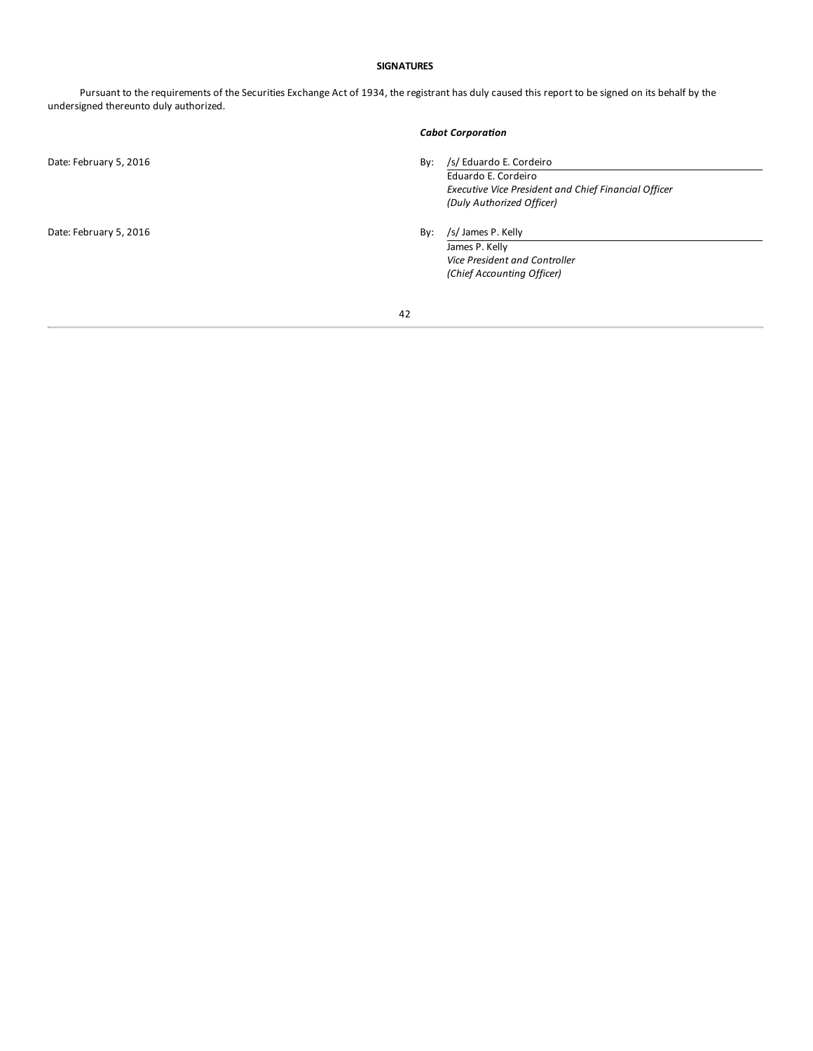**SIGNATURES**

Pursuant to the requirements of the Securities Exchange Act of 1934, the registrant has duly caused this report to be signed on its behalf by the undersigned thereunto duly authorized.

***Cabot Corporation***

| | |
|---|---|
| Date: February 5, 2016 | By: /s/ Eduardo E. Cordeiro<br>Eduardo E. Cordeiro<br>*Executive Vice President and Chief Financial Officer*<br>*(Duly Authorized Officer)* |
| Date: February 5, 2016 | By: /s/ James P. Kelly<br>James P. Kelly<br>*Vice President and Controller*<br>*(Chief Accounting Officer)* |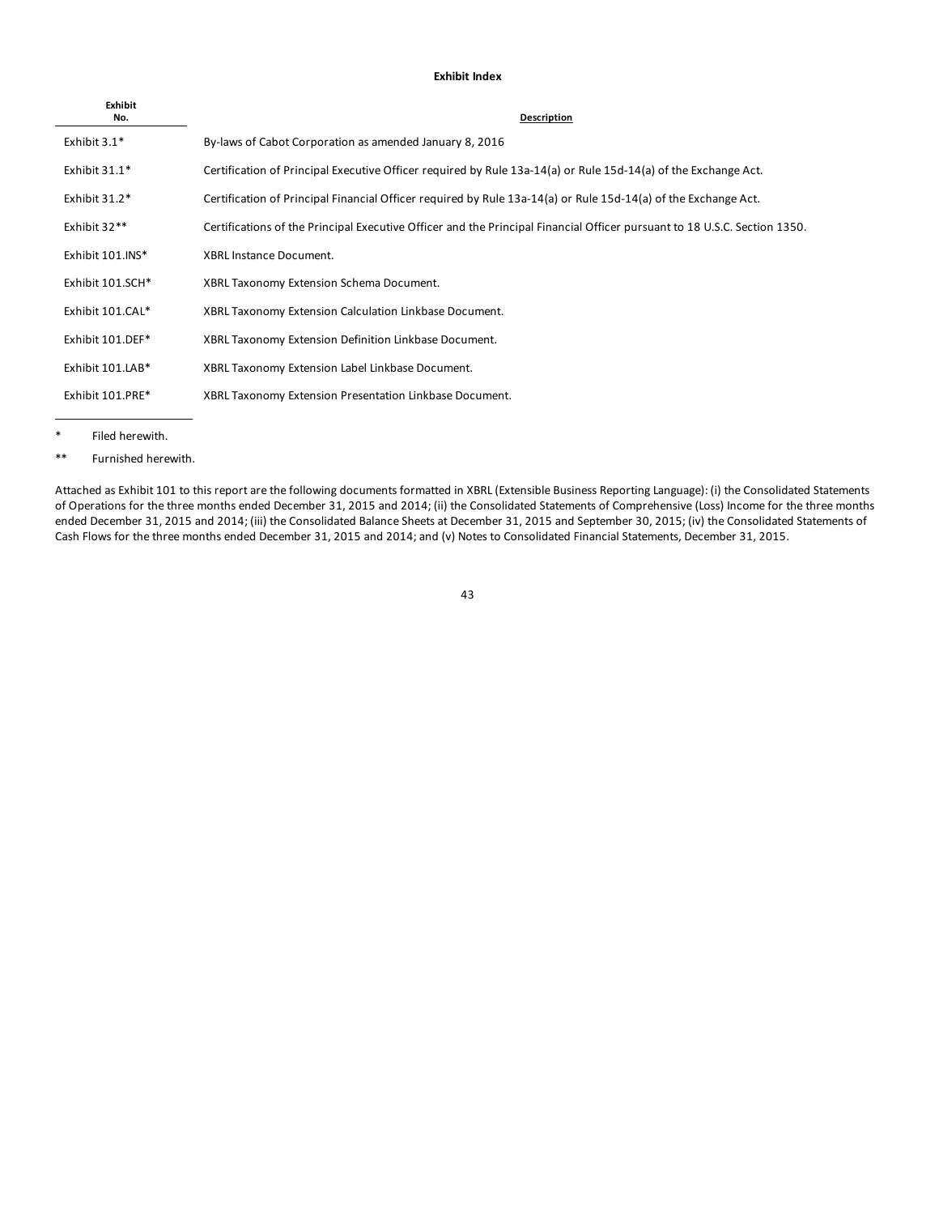**Exhibit Index**

| Exhibit No. | Description |
|---|---|
| Exhibit 3.1* | By-laws of Cabot Corporation as amended January 8, 2016 |
| Exhibit 31.1* | Certification of Principal Executive Officer required by Rule 13a-14(a) or Rule 15d-14(a) of the Exchange Act. |
| Exhibit 31.2* | Certification of Principal Financial Officer required by Rule 13a-14(a) or Rule 15d-14(a) of the Exchange Act. |
| Exhibit 32** | Certifications of the Principal Executive Officer and the Principal Financial Officer pursuant to 18 U.S.C. Section 1350. |
| Exhibit 101.INS* | XBRL Instance Document. |
| Exhibit 101.SCH* | XBRL Taxonomy Extension Schema Document. |
| Exhibit 101.CAL* | XBRL Taxonomy Extension Calculation Linkbase Document. |
| Exhibit 101.DEF* | XBRL Taxonomy Extension Definition Linkbase Document. |
| Exhibit 101.LAB* | XBRL Taxonomy Extension Label Linkbase Document. |
| Exhibit 101.PRE* | XBRL Taxonomy Extension Presentation Linkbase Document. |

\* Filed herewith.

\*\* Furnished herewith.

Attached as Exhibit 101 to this report are the following documents formatted in XBRL (Extensible Business Reporting Language): (i) the Consolidated Statements of Operations for the three months ended December 31, 2015 and 2014; (ii) the Consolidated Statements of Comprehensive (Loss) Income for the three months ended December 31, 2015 and 2014; (iii) the Consolidated Balance Sheets at December 31, 2015 and September 30, 2015; (iv) the Consolidated Statements of Cash Flows for the three months ended December 31, 2015 and 2014; and (v) Notes to Consolidated Financial Statements, December 31, 2015.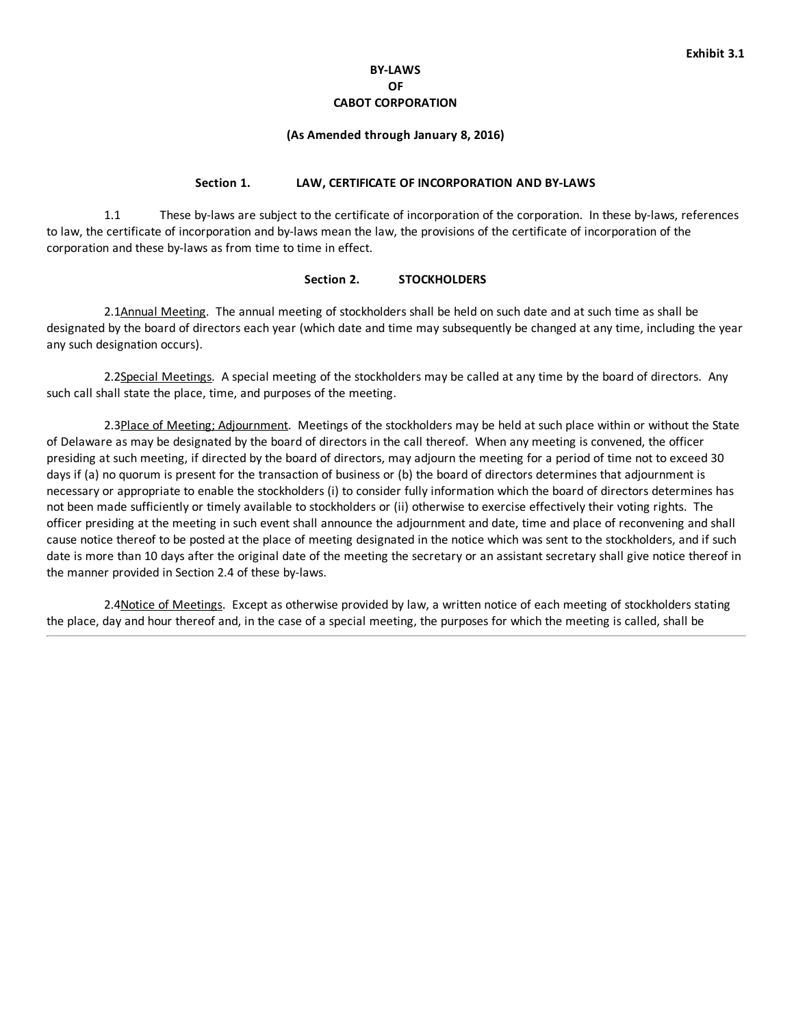**Exhibit 3.1**

# BY-LAWS
# OF
# CABOT CORPORATION

**(As Amended through January 8, 2016)**

## Section 1. LAW, CERTIFICATE OF INCORPORATION AND BY-LAWS

1.1 These by-laws are subject to the certificate of incorporation of the corporation. In these by-laws, references to law, the certificate of incorporation and by-laws mean the law, the provisions of the certificate of incorporation of the corporation and these by-laws as from time to time in effect.

## Section 2. STOCKHOLDERS

2.1 Annual Meeting. The annual meeting of stockholders shall be held on such date and at such time as shall be designated by the board of directors each year (which date and time may subsequently be changed at any time, including the year any such designation occurs).

2.2 Special Meetings. A special meeting of the stockholders may be called at any time by the board of directors. Any such call shall state the place, time, and purposes of the meeting.

2.3 Place of Meeting; Adjournment. Meetings of the stockholders may be held at such place within or without the State of Delaware as may be designated by the board of directors in the call thereof. When any meeting is convened, the officer presiding at such meeting, if directed by the board of directors, may adjourn the meeting for a period of time not to exceed 30 days if (a) no quorum is present for the transaction of business or (b) the board of directors determines that adjournment is necessary or appropriate to enable the stockholders (i) to consider fully information which the board of directors determines has not been made sufficiently or timely available to stockholders or (ii) otherwise to exercise effectively their voting rights. The officer presiding at the meeting in such event shall announce the adjournment and date, time and place of reconvening and shall cause notice thereof to be posted at the place of meeting designated in the notice which was sent to the stockholders, and if such date is more than 10 days after the original date of the meeting the secretary or an assistant secretary shall give notice thereof in the manner provided in Section 2.4 of these by-laws.

2.4 Notice of Meetings. Except as otherwise provided by law, a written notice of each meeting of stockholders stating the place, day and hour thereof and, in the case of a special meeting, the purposes for which the meeting is called, shall be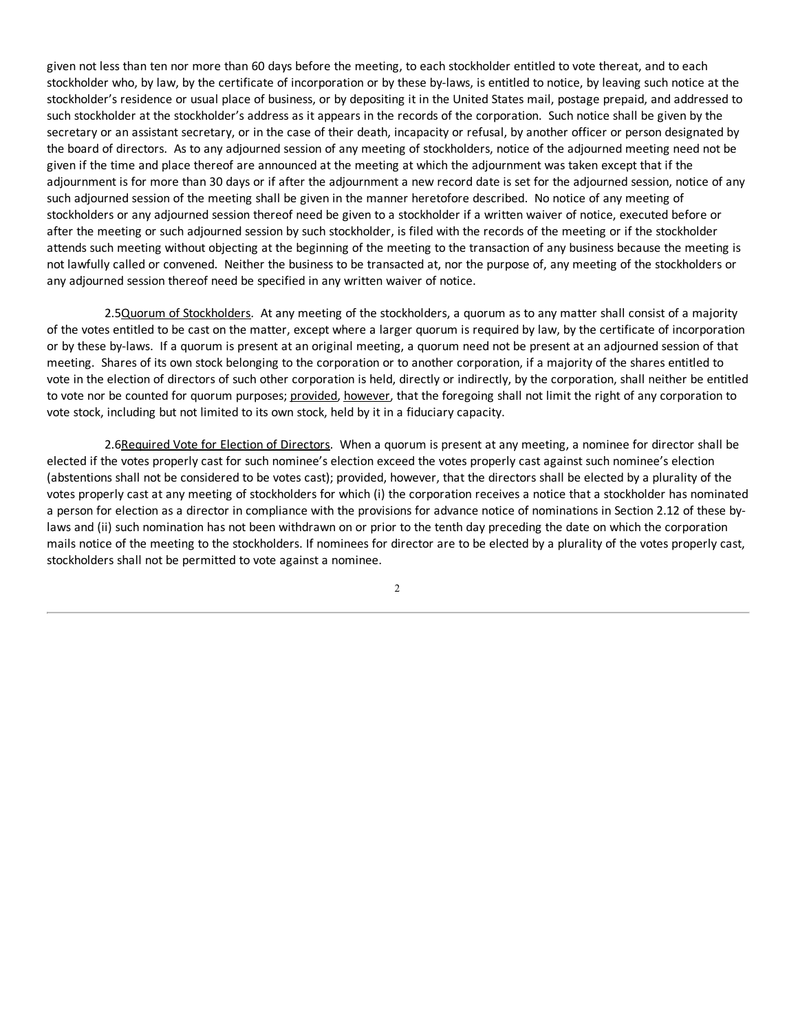given not less than ten nor more than 60 days before the meeting, to each stockholder entitled to vote thereat, and to each stockholder who, by law, by the certificate of incorporation or by these by-laws, is entitled to notice, by leaving such notice at the stockholder's residence or usual place of business, or by depositing it in the United States mail, postage prepaid, and addressed to such stockholder at the stockholder's address as it appears in the records of the corporation. Such notice shall be given by the secretary or an assistant secretary, or in the case of their death, incapacity or refusal, by another officer or person designated by the board of directors. As to any adjourned session of any meeting of stockholders, notice of the adjourned meeting need not be given if the time and place thereof are announced at the meeting at which the adjournment was taken except that if the adjournment is for more than 30 days or if after the adjournment a new record date is set for the adjourned session, notice of any such adjourned session of the meeting shall be given in the manner heretofore described. No notice of any meeting of stockholders or any adjourned session thereof need be given to a stockholder if a written waiver of notice, executed before or after the meeting or such adjourned session by such stockholder, is filed with the records of the meeting or if the stockholder attends such meeting without objecting at the beginning of the meeting to the transaction of any business because the meeting is not lawfully called or convened. Neither the business to be transacted at, nor the purpose of, any meeting of the stockholders or any adjourned session thereof need be specified in any written waiver of notice.

2.5 <u>Quorum of Stockholders</u>. At any meeting of the stockholders, a quorum as to any matter shall consist of a majority of the votes entitled to be cast on the matter, except where a larger quorum is required by law, by the certificate of incorporation or by these by-laws. If a quorum is present at an original meeting, a quorum need not be present at an adjourned session of that meeting. Shares of its own stock belonging to the corporation or to another corporation, if a majority of the shares entitled to vote in the election of directors of such other corporation is held, directly or indirectly, by the corporation, shall neither be entitled to vote nor be counted for quorum purposes; <u>provided</u>, <u>however</u>, that the foregoing shall not limit the right of any corporation to vote stock, including but not limited to its own stock, held by it in a fiduciary capacity.

2.6 <u>Required Vote for Election of Directors</u>. When a quorum is present at any meeting, a nominee for director shall be elected if the votes properly cast for such nominee's election exceed the votes properly cast against such nominee's election (abstentions shall not be considered to be votes cast); provided, however, that the directors shall be elected by a plurality of the votes properly cast at any meeting of stockholders for which (i) the corporation receives a notice that a stockholder has nominated a person for election as a director in compliance with the provisions for advance notice of nominations in Section 2.12 of these by-laws and (ii) such nomination has not been withdrawn on or prior to the tenth day preceding the date on which the corporation mails notice of the meeting to the stockholders. If nominees for director are to be elected by a plurality of the votes properly cast, stockholders shall not be permitted to vote against a nominee.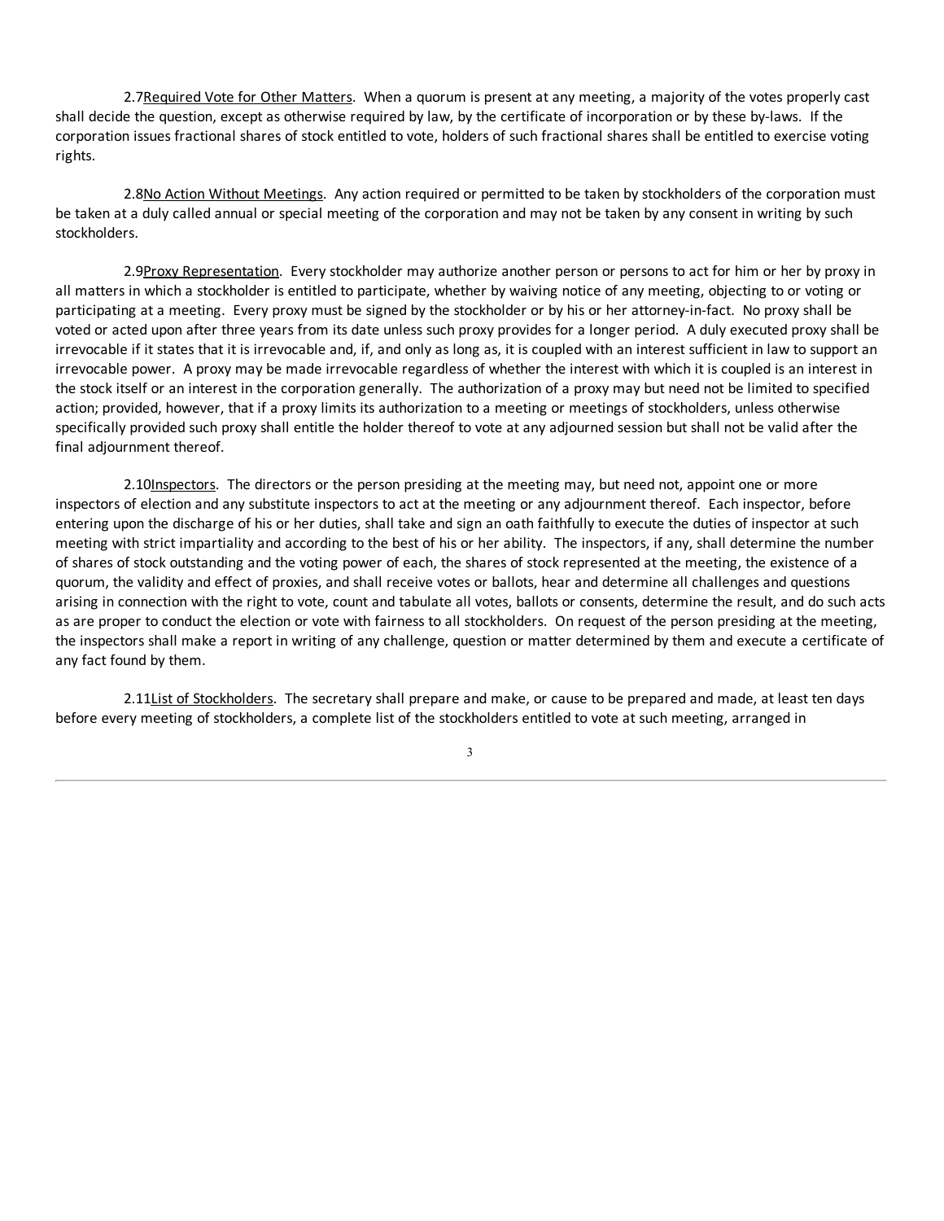2.7 Required Vote for Other Matters. When a quorum is present at any meeting, a majority of the votes properly cast shall decide the question, except as otherwise required by law, by the certificate of incorporation or by these by-laws. If the corporation issues fractional shares of stock entitled to vote, holders of such fractional shares shall be entitled to exercise voting rights.

2.8 No Action Without Meetings. Any action required or permitted to be taken by stockholders of the corporation must be taken at a duly called annual or special meeting of the corporation and may not be taken by any consent in writing by such stockholders.

2.9 Proxy Representation. Every stockholder may authorize another person or persons to act for him or her by proxy in all matters in which a stockholder is entitled to participate, whether by waiving notice of any meeting, objecting to or voting or participating at a meeting. Every proxy must be signed by the stockholder or by his or her attorney-in-fact. No proxy shall be voted or acted upon after three years from its date unless such proxy provides for a longer period. A duly executed proxy shall be irrevocable if it states that it is irrevocable and, if, and only as long as, it is coupled with an interest sufficient in law to support an irrevocable power. A proxy may be made irrevocable regardless of whether the interest with which it is coupled is an interest in the stock itself or an interest in the corporation generally. The authorization of a proxy may but need not be limited to specified action; provided, however, that if a proxy limits its authorization to a meeting or meetings of stockholders, unless otherwise specifically provided such proxy shall entitle the holder thereof to vote at any adjourned session but shall not be valid after the final adjournment thereof.

2.10 Inspectors. The directors or the person presiding at the meeting may, but need not, appoint one or more inspectors of election and any substitute inspectors to act at the meeting or any adjournment thereof. Each inspector, before entering upon the discharge of his or her duties, shall take and sign an oath faithfully to execute the duties of inspector at such meeting with strict impartiality and according to the best of his or her ability. The inspectors, if any, shall determine the number of shares of stock outstanding and the voting power of each, the shares of stock represented at the meeting, the existence of a quorum, the validity and effect of proxies, and shall receive votes or ballots, hear and determine all challenges and questions arising in connection with the right to vote, count and tabulate all votes, ballots or consents, determine the result, and do such acts as are proper to conduct the election or vote with fairness to all stockholders. On request of the person presiding at the meeting, the inspectors shall make a report in writing of any challenge, question or matter determined by them and execute a certificate of any fact found by them.

2.11 List of Stockholders. The secretary shall prepare and make, or cause to be prepared and made, at least ten days before every meeting of stockholders, a complete list of the stockholders entitled to vote at such meeting, arranged in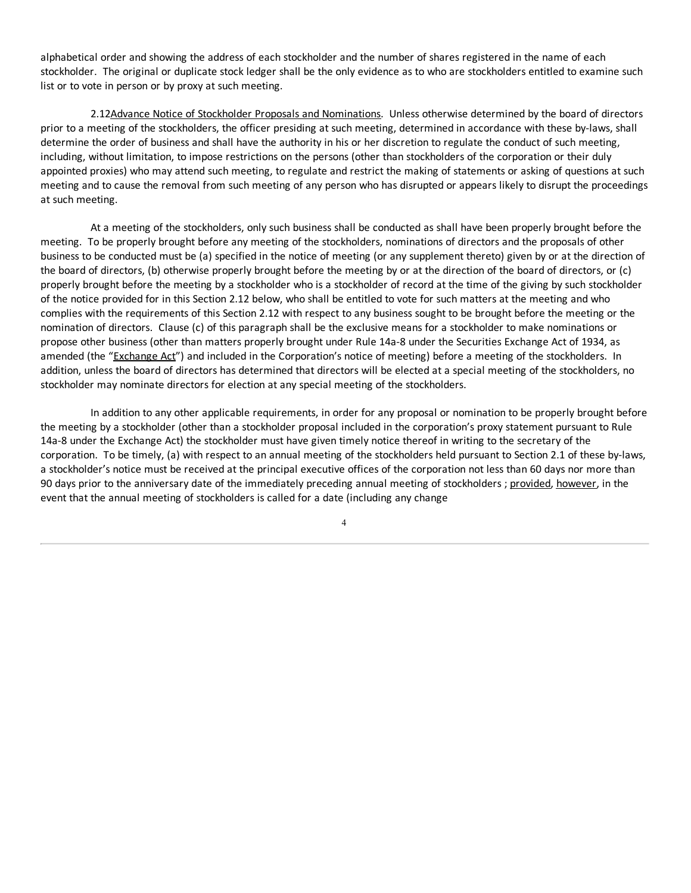alphabetical order and showing the address of each stockholder and the number of shares registered in the name of each stockholder. The original or duplicate stock ledger shall be the only evidence as to who are stockholders entitled to examine such list or to vote in person or by proxy at such meeting.

2.12Advance Notice of Stockholder Proposals and Nominations. Unless otherwise determined by the board of directors prior to a meeting of the stockholders, the officer presiding at such meeting, determined in accordance with these by-laws, shall determine the order of business and shall have the authority in his or her discretion to regulate the conduct of such meeting, including, without limitation, to impose restrictions on the persons (other than stockholders of the corporation or their duly appointed proxies) who may attend such meeting, to regulate and restrict the making of statements or asking of questions at such meeting and to cause the removal from such meeting of any person who has disrupted or appears likely to disrupt the proceedings at such meeting.

At a meeting of the stockholders, only such business shall be conducted as shall have been properly brought before the meeting. To be properly brought before any meeting of the stockholders, nominations of directors and the proposals of other business to be conducted must be (a) specified in the notice of meeting (or any supplement thereto) given by or at the direction of the board of directors, (b) otherwise properly brought before the meeting by or at the direction of the board of directors, or (c) properly brought before the meeting by a stockholder who is a stockholder of record at the time of the giving by such stockholder of the notice provided for in this Section 2.12 below, who shall be entitled to vote for such matters at the meeting and who complies with the requirements of this Section 2.12 with respect to any business sought to be brought before the meeting or the nomination of directors. Clause (c) of this paragraph shall be the exclusive means for a stockholder to make nominations or propose other business (other than matters properly brought under Rule 14a-8 under the Securities Exchange Act of 1934, as amended (the "Exchange Act") and included in the Corporation's notice of meeting) before a meeting of the stockholders. In addition, unless the board of directors has determined that directors will be elected at a special meeting of the stockholders, no stockholder may nominate directors for election at any special meeting of the stockholders.

In addition to any other applicable requirements, in order for any proposal or nomination to be properly brought before the meeting by a stockholder (other than a stockholder proposal included in the corporation's proxy statement pursuant to Rule 14a-8 under the Exchange Act) the stockholder must have given timely notice thereof in writing to the secretary of the corporation. To be timely, (a) with respect to an annual meeting of the stockholders held pursuant to Section 2.1 of these by-laws, a stockholder's notice must be received at the principal executive offices of the corporation not less than 60 days nor more than 90 days prior to the anniversary date of the immediately preceding annual meeting of stockholders ; provided, however, in the event that the annual meeting of stockholders is called for a date (including any change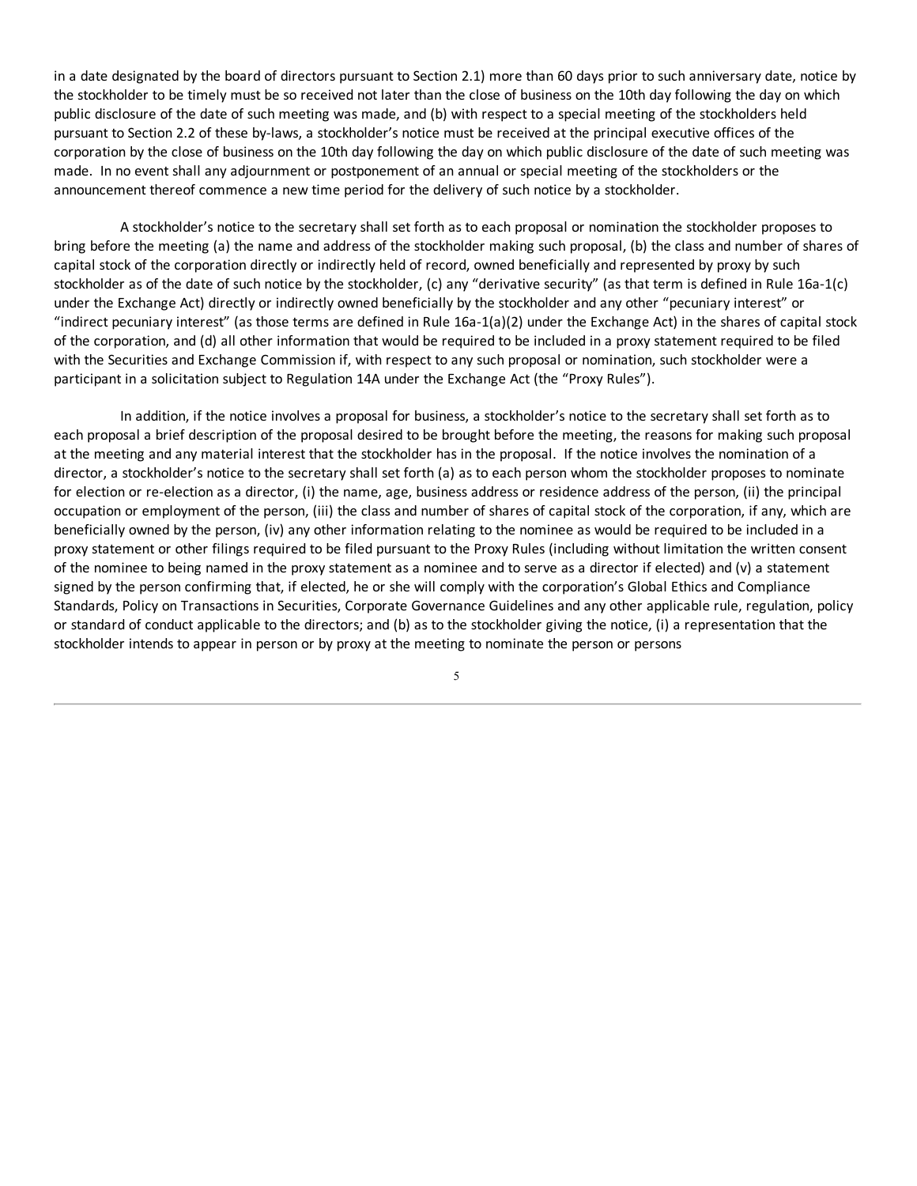in a date designated by the board of directors pursuant to Section 2.1) more than 60 days prior to such anniversary date, notice by the stockholder to be timely must be so received not later than the close of business on the 10th day following the day on which public disclosure of the date of such meeting was made, and (b) with respect to a special meeting of the stockholders held pursuant to Section 2.2 of these by-laws, a stockholder's notice must be received at the principal executive offices of the corporation by the close of business on the 10th day following the day on which public disclosure of the date of such meeting was made. In no event shall any adjournment or postponement of an annual or special meeting of the stockholders or the announcement thereof commence a new time period for the delivery of such notice by a stockholder.

A stockholder's notice to the secretary shall set forth as to each proposal or nomination the stockholder proposes to bring before the meeting (a) the name and address of the stockholder making such proposal, (b) the class and number of shares of capital stock of the corporation directly or indirectly held of record, owned beneficially and represented by proxy by such stockholder as of the date of such notice by the stockholder, (c) any "derivative security" (as that term is defined in Rule 16a-1(c) under the Exchange Act) directly or indirectly owned beneficially by the stockholder and any other "pecuniary interest" or "indirect pecuniary interest" (as those terms are defined in Rule 16a-1(a)(2) under the Exchange Act) in the shares of capital stock of the corporation, and (d) all other information that would be required to be included in a proxy statement required to be filed with the Securities and Exchange Commission if, with respect to any such proposal or nomination, such stockholder were a participant in a solicitation subject to Regulation 14A under the Exchange Act (the "Proxy Rules").

In addition, if the notice involves a proposal for business, a stockholder's notice to the secretary shall set forth as to each proposal a brief description of the proposal desired to be brought before the meeting, the reasons for making such proposal at the meeting and any material interest that the stockholder has in the proposal. If the notice involves the nomination of a director, a stockholder's notice to the secretary shall set forth (a) as to each person whom the stockholder proposes to nominate for election or re-election as a director, (i) the name, age, business address or residence address of the person, (ii) the principal occupation or employment of the person, (iii) the class and number of shares of capital stock of the corporation, if any, which are beneficially owned by the person, (iv) any other information relating to the nominee as would be required to be included in a proxy statement or other filings required to be filed pursuant to the Proxy Rules (including without limitation the written consent of the nominee to being named in the proxy statement as a nominee and to serve as a director if elected) and (v) a statement signed by the person confirming that, if elected, he or she will comply with the corporation's Global Ethics and Compliance Standards, Policy on Transactions in Securities, Corporate Governance Guidelines and any other applicable rule, regulation, policy or standard of conduct applicable to the directors; and (b) as to the stockholder giving the notice, (i) a representation that the stockholder intends to appear in person or by proxy at the meeting to nominate the person or persons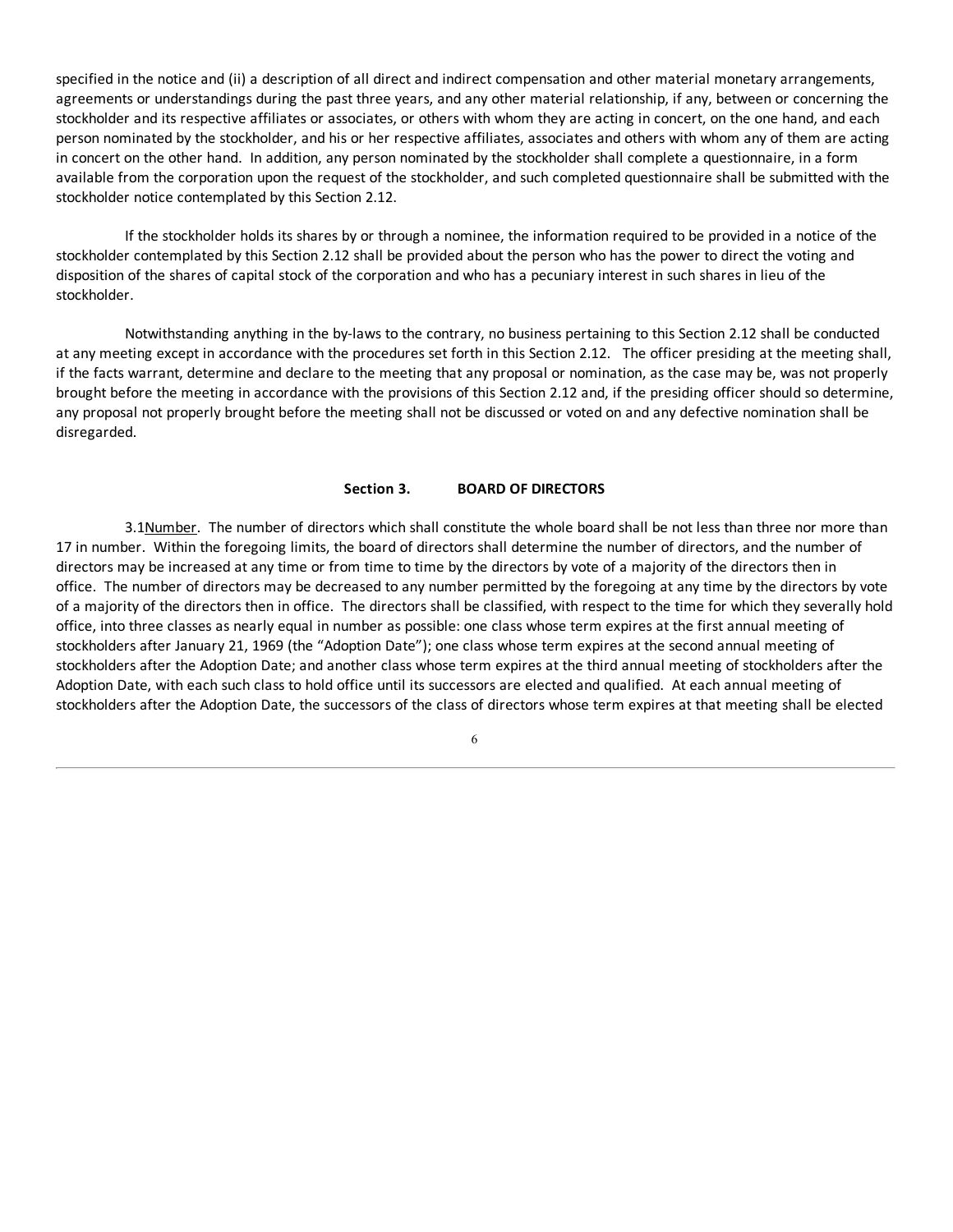specified in the notice and (ii) a description of all direct and indirect compensation and other material monetary arrangements, agreements or understandings during the past three years, and any other material relationship, if any, between or concerning the stockholder and its respective affiliates or associates, or others with whom they are acting in concert, on the one hand, and each person nominated by the stockholder, and his or her respective affiliates, associates and others with whom any of them are acting in concert on the other hand. In addition, any person nominated by the stockholder shall complete a questionnaire, in a form available from the corporation upon the request of the stockholder, and such completed questionnaire shall be submitted with the stockholder notice contemplated by this Section 2.12.

If the stockholder holds its shares by or through a nominee, the information required to be provided in a notice of the stockholder contemplated by this Section 2.12 shall be provided about the person who has the power to direct the voting and disposition of the shares of capital stock of the corporation and who has a pecuniary interest in such shares in lieu of the stockholder.

Notwithstanding anything in the by-laws to the contrary, no business pertaining to this Section 2.12 shall be conducted at any meeting except in accordance with the procedures set forth in this Section 2.12. The officer presiding at the meeting shall, if the facts warrant, determine and declare to the meeting that any proposal or nomination, as the case may be, was not properly brought before the meeting in accordance with the provisions of this Section 2.12 and, if the presiding officer should so determine, any proposal not properly brought before the meeting shall not be discussed or voted on and any defective nomination shall be disregarded.

## Section 3. BOARD OF DIRECTORS

3.1 Number. The number of directors which shall constitute the whole board shall be not less than three nor more than 17 in number. Within the foregoing limits, the board of directors shall determine the number of directors, and the number of directors may be increased at any time or from time to time by the directors by vote of a majority of the directors then in office. The number of directors may be decreased to any number permitted by the foregoing at any time by the directors by vote of a majority of the directors then in office. The directors shall be classified, with respect to the time for which they severally hold office, into three classes as nearly equal in number as possible: one class whose term expires at the first annual meeting of stockholders after January 21, 1969 (the "Adoption Date"); one class whose term expires at the second annual meeting of stockholders after the Adoption Date; and another class whose term expires at the third annual meeting of stockholders after the Adoption Date, with each such class to hold office until its successors are elected and qualified. At each annual meeting of stockholders after the Adoption Date, the successors of the class of directors whose term expires at that meeting shall be elected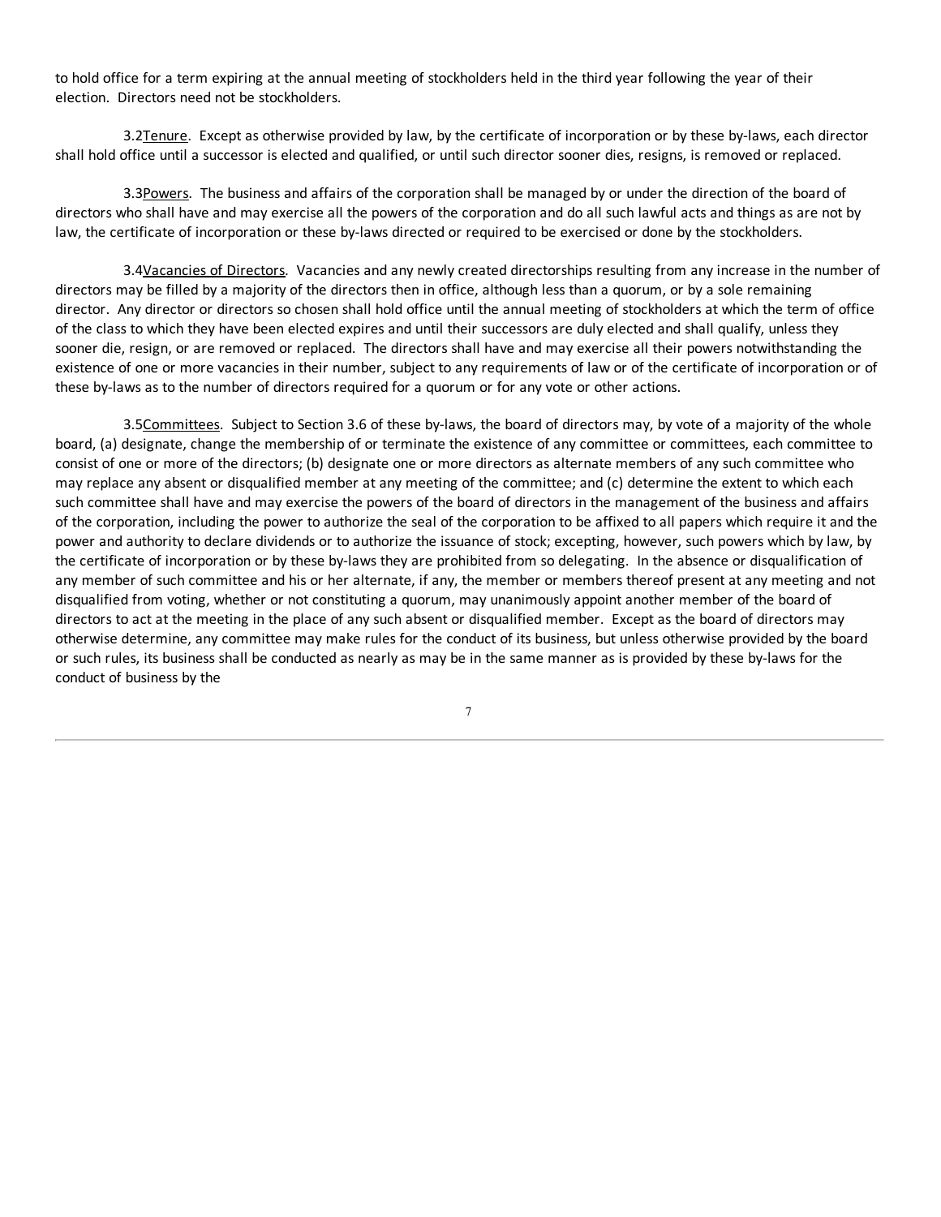to hold office for a term expiring at the annual meeting of stockholders held in the third year following the year of their election. Directors need not be stockholders.

3.2 Tenure. Except as otherwise provided by law, by the certificate of incorporation or by these by-laws, each director shall hold office until a successor is elected and qualified, or until such director sooner dies, resigns, is removed or replaced.

3.3 Powers. The business and affairs of the corporation shall be managed by or under the direction of the board of directors who shall have and may exercise all the powers of the corporation and do all such lawful acts and things as are not by law, the certificate of incorporation or these by-laws directed or required to be exercised or done by the stockholders.

3.4 Vacancies of Directors. Vacancies and any newly created directorships resulting from any increase in the number of directors may be filled by a majority of the directors then in office, although less than a quorum, or by a sole remaining director. Any director or directors so chosen shall hold office until the annual meeting of stockholders at which the term of office of the class to which they have been elected expires and until their successors are duly elected and shall qualify, unless they sooner die, resign, or are removed or replaced. The directors shall have and may exercise all their powers notwithstanding the existence of one or more vacancies in their number, subject to any requirements of law or of the certificate of incorporation or of these by-laws as to the number of directors required for a quorum or for any vote or other actions.

3.5 Committees. Subject to Section 3.6 of these by-laws, the board of directors may, by vote of a majority of the whole board, (a) designate, change the membership of or terminate the existence of any committee or committees, each committee to consist of one or more of the directors; (b) designate one or more directors as alternate members of any such committee who may replace any absent or disqualified member at any meeting of the committee; and (c) determine the extent to which each such committee shall have and may exercise the powers of the board of directors in the management of the business and affairs of the corporation, including the power to authorize the seal of the corporation to be affixed to all papers which require it and the power and authority to declare dividends or to authorize the issuance of stock; excepting, however, such powers which by law, by the certificate of incorporation or by these by-laws they are prohibited from so delegating. In the absence or disqualification of any member of such committee and his or her alternate, if any, the member or members thereof present at any meeting and not disqualified from voting, whether or not constituting a quorum, may unanimously appoint another member of the board of directors to act at the meeting in the place of any such absent or disqualified member. Except as the board of directors may otherwise determine, any committee may make rules for the conduct of its business, but unless otherwise provided by the board or such rules, its business shall be conducted as nearly as may be in the same manner as is provided by these by-laws for the conduct of business by the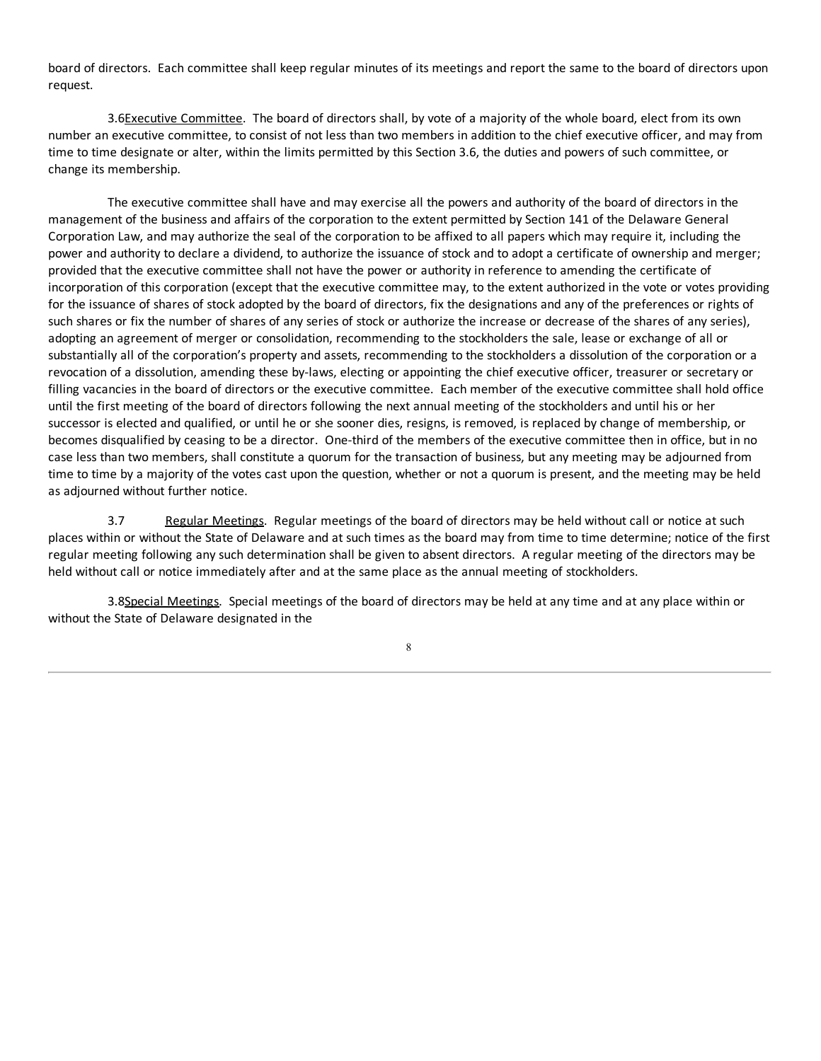board of directors. Each committee shall keep regular minutes of its meetings and report the same to the board of directors upon request.

3.6 Executive Committee. The board of directors shall, by vote of a majority of the whole board, elect from its own number an executive committee, to consist of not less than two members in addition to the chief executive officer, and may from time to time designate or alter, within the limits permitted by this Section 3.6, the duties and powers of such committee, or change its membership.

The executive committee shall have and may exercise all the powers and authority of the board of directors in the management of the business and affairs of the corporation to the extent permitted by Section 141 of the Delaware General Corporation Law, and may authorize the seal of the corporation to be affixed to all papers which may require it, including the power and authority to declare a dividend, to authorize the issuance of stock and to adopt a certificate of ownership and merger; provided that the executive committee shall not have the power or authority in reference to amending the certificate of incorporation of this corporation (except that the executive committee may, to the extent authorized in the vote or votes providing for the issuance of shares of stock adopted by the board of directors, fix the designations and any of the preferences or rights of such shares or fix the number of shares of any series of stock or authorize the increase or decrease of the shares of any series), adopting an agreement of merger or consolidation, recommending to the stockholders the sale, lease or exchange of all or substantially all of the corporation's property and assets, recommending to the stockholders a dissolution of the corporation or a revocation of a dissolution, amending these by-laws, electing or appointing the chief executive officer, treasurer or secretary or filling vacancies in the board of directors or the executive committee. Each member of the executive committee shall hold office until the first meeting of the board of directors following the next annual meeting of the stockholders and until his or her successor is elected and qualified, or until he or she sooner dies, resigns, is removed, is replaced by change of membership, or becomes disqualified by ceasing to be a director. One-third of the members of the executive committee then in office, but in no case less than two members, shall constitute a quorum for the transaction of business, but any meeting may be adjourned from time to time by a majority of the votes cast upon the question, whether or not a quorum is present, and the meeting may be held as adjourned without further notice.

3.7 Regular Meetings. Regular meetings of the board of directors may be held without call or notice at such places within or without the State of Delaware and at such times as the board may from time to time determine; notice of the first regular meeting following any such determination shall be given to absent directors. A regular meeting of the directors may be held without call or notice immediately after and at the same place as the annual meeting of stockholders.

3.8 Special Meetings. Special meetings of the board of directors may be held at any time and at any place within or without the State of Delaware designated in the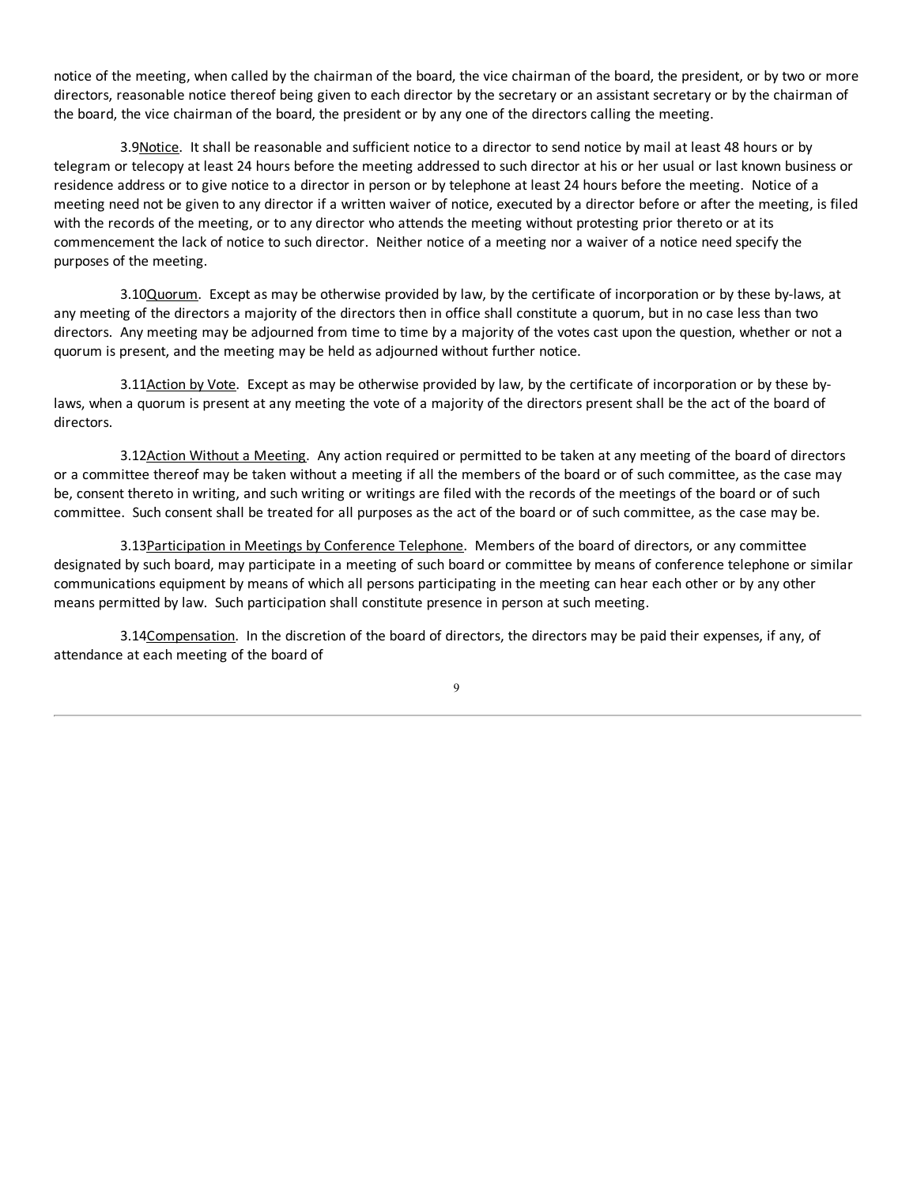notice of the meeting, when called by the chairman of the board, the vice chairman of the board, the president, or by two or more directors, reasonable notice thereof being given to each director by the secretary or an assistant secretary or by the chairman of the board, the vice chairman of the board, the president or by any one of the directors calling the meeting.

3.9Notice. It shall be reasonable and sufficient notice to a director to send notice by mail at least 48 hours or by telegram or telecopy at least 24 hours before the meeting addressed to such director at his or her usual or last known business or residence address or to give notice to a director in person or by telephone at least 24 hours before the meeting. Notice of a meeting need not be given to any director if a written waiver of notice, executed by a director before or after the meeting, is filed with the records of the meeting, or to any director who attends the meeting without protesting prior thereto or at its commencement the lack of notice to such director. Neither notice of a meeting nor a waiver of a notice need specify the purposes of the meeting.

3.10Quorum. Except as may be otherwise provided by law, by the certificate of incorporation or by these by-laws, at any meeting of the directors a majority of the directors then in office shall constitute a quorum, but in no case less than two directors. Any meeting may be adjourned from time to time by a majority of the votes cast upon the question, whether or not a quorum is present, and the meeting may be held as adjourned without further notice.

3.11Action by Vote. Except as may be otherwise provided by law, by the certificate of incorporation or by these by-laws, when a quorum is present at any meeting the vote of a majority of the directors present shall be the act of the board of directors.

3.12Action Without a Meeting. Any action required or permitted to be taken at any meeting of the board of directors or a committee thereof may be taken without a meeting if all the members of the board or of such committee, as the case may be, consent thereto in writing, and such writing or writings are filed with the records of the meetings of the board or of such committee. Such consent shall be treated for all purposes as the act of the board or of such committee, as the case may be.

3.13Participation in Meetings by Conference Telephone. Members of the board of directors, or any committee designated by such board, may participate in a meeting of such board or committee by means of conference telephone or similar communications equipment by means of which all persons participating in the meeting can hear each other or by any other means permitted by law. Such participation shall constitute presence in person at such meeting.

3.14Compensation. In the discretion of the board of directors, the directors may be paid their expenses, if any, of attendance at each meeting of the board of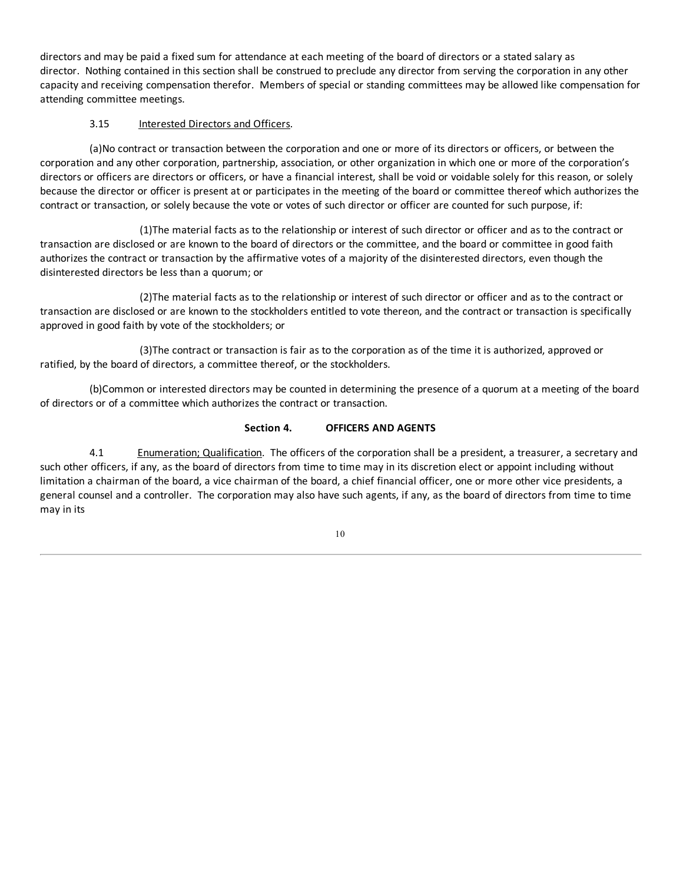directors and may be paid a fixed sum for attendance at each meeting of the board of directors or a stated salary as director.  Nothing contained in this section shall be construed to preclude any director from serving the corporation in any other capacity and receiving compensation therefor.  Members of special or standing committees may be allowed like compensation for attending committee meetings.

3.15 Interested Directors and Officers.

(a)No contract or transaction between the corporation and one or more of its directors or officers, or between the corporation and any other corporation, partnership, association, or other organization in which one or more of the corporation's directors or officers are directors or officers, or have a financial interest, shall be void or voidable solely for this reason, or solely because the director or officer is present at or participates in the meeting of the board or committee thereof which authorizes the contract or transaction, or solely because the vote or votes of such director or officer are counted for such purpose, if:

(1)The material facts as to the relationship or interest of such director or officer and as to the contract or transaction are disclosed or are known to the board of directors or the committee, and the board or committee in good faith authorizes the contract or transaction by the affirmative votes of a majority of the disinterested directors, even though the disinterested directors be less than a quorum; or

(2)The material facts as to the relationship or interest of such director or officer and as to the contract or transaction are disclosed or are known to the stockholders entitled to vote thereon, and the contract or transaction is specifically approved in good faith by vote of the stockholders; or

(3)The contract or transaction is fair as to the corporation as of the time it is authorized, approved or ratified, by the board of directors, a committee thereof, or the stockholders.

(b)Common or interested directors may be counted in determining the presence of a quorum at a meeting of the board of directors or of a committee which authorizes the contract or transaction.

**Section 4. OFFICERS AND AGENTS**

4.1 Enumeration; Qualification.  The officers of the corporation shall be a president, a treasurer, a secretary and such other officers, if any, as the board of directors from time to time may in its discretion elect or appoint including without limitation a chairman of the board, a vice chairman of the board, a chief financial officer, one or more other vice presidents, a general counsel and a controller.  The corporation may also have such agents, if any, as the board of directors from time to time may in its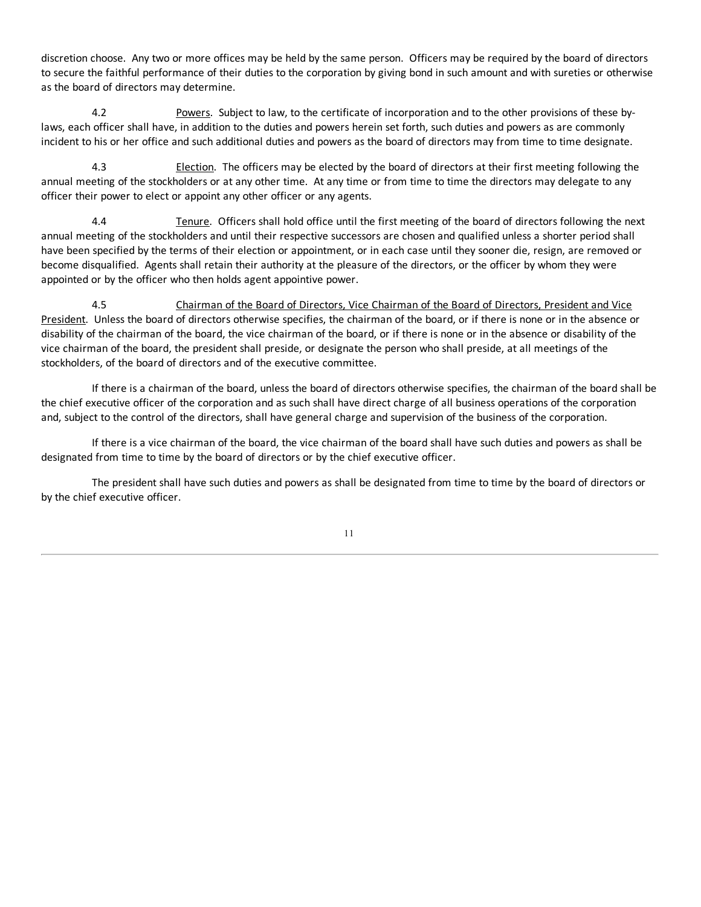discretion choose. Any two or more offices may be held by the same person. Officers may be required by the board of directors to secure the faithful performance of their duties to the corporation by giving bond in such amount and with sureties or otherwise as the board of directors may determine.

4.2 Powers. Subject to law, to the certificate of incorporation and to the other provisions of these by-laws, each officer shall have, in addition to the duties and powers herein set forth, such duties and powers as are commonly incident to his or her office and such additional duties and powers as the board of directors may from time to time designate.

4.3 Election. The officers may be elected by the board of directors at their first meeting following the annual meeting of the stockholders or at any other time. At any time or from time to time the directors may delegate to any officer their power to elect or appoint any other officer or any agents.

4.4 Tenure. Officers shall hold office until the first meeting of the board of directors following the next annual meeting of the stockholders and until their respective successors are chosen and qualified unless a shorter period shall have been specified by the terms of their election or appointment, or in each case until they sooner die, resign, are removed or become disqualified. Agents shall retain their authority at the pleasure of the directors, or the officer by whom they were appointed or by the officer who then holds agent appointive power.

4.5 Chairman of the Board of Directors, Vice Chairman of the Board of Directors, President and Vice President. Unless the board of directors otherwise specifies, the chairman of the board, or if there is none or in the absence or disability of the chairman of the board, the vice chairman of the board, or if there is none or in the absence or disability of the vice chairman of the board, the president shall preside, or designate the person who shall preside, at all meetings of the stockholders, of the board of directors and of the executive committee.

If there is a chairman of the board, unless the board of directors otherwise specifies, the chairman of the board shall be the chief executive officer of the corporation and as such shall have direct charge of all business operations of the corporation and, subject to the control of the directors, shall have general charge and supervision of the business of the corporation.

If there is a vice chairman of the board, the vice chairman of the board shall have such duties and powers as shall be designated from time to time by the board of directors or by the chief executive officer.

The president shall have such duties and powers as shall be designated from time to time by the board of directors or by the chief executive officer.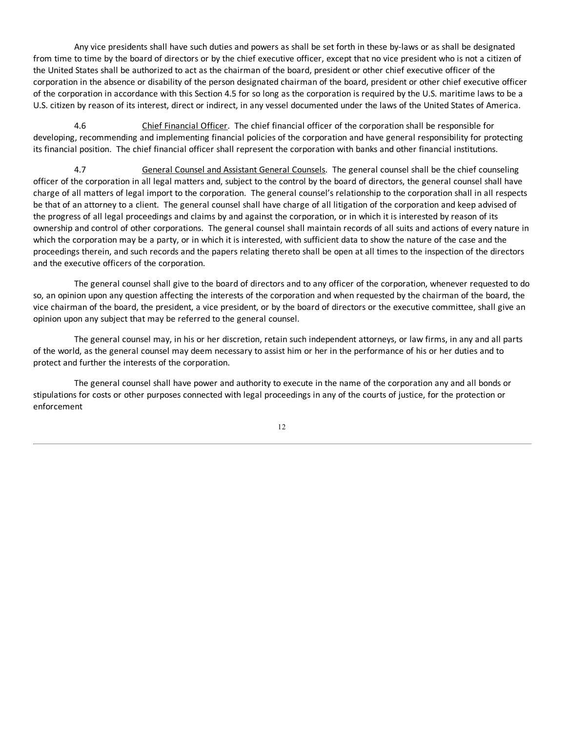Any vice presidents shall have such duties and powers as shall be set forth in these by-laws or as shall be designated from time to time by the board of directors or by the chief executive officer, except that no vice president who is not a citizen of the United States shall be authorized to act as the chairman of the board, president or other chief executive officer of the corporation in the absence or disability of the person designated chairman of the board, president or other chief executive officer of the corporation in accordance with this Section 4.5 for so long as the corporation is required by the U.S. maritime laws to be a U.S. citizen by reason of its interest, direct or indirect, in any vessel documented under the laws of the United States of America.

4.6 Chief Financial Officer. The chief financial officer of the corporation shall be responsible for developing, recommending and implementing financial policies of the corporation and have general responsibility for protecting its financial position. The chief financial officer shall represent the corporation with banks and other financial institutions.

4.7 General Counsel and Assistant General Counsels. The general counsel shall be the chief counseling officer of the corporation in all legal matters and, subject to the control by the board of directors, the general counsel shall have charge of all matters of legal import to the corporation. The general counsel's relationship to the corporation shall in all respects be that of an attorney to a client. The general counsel shall have charge of all litigation of the corporation and keep advised of the progress of all legal proceedings and claims by and against the corporation, or in which it is interested by reason of its ownership and control of other corporations. The general counsel shall maintain records of all suits and actions of every nature in which the corporation may be a party, or in which it is interested, with sufficient data to show the nature of the case and the proceedings therein, and such records and the papers relating thereto shall be open at all times to the inspection of the directors and the executive officers of the corporation.

The general counsel shall give to the board of directors and to any officer of the corporation, whenever requested to do so, an opinion upon any question affecting the interests of the corporation and when requested by the chairman of the board, the vice chairman of the board, the president, a vice president, or by the board of directors or the executive committee, shall give an opinion upon any subject that may be referred to the general counsel.

The general counsel may, in his or her discretion, retain such independent attorneys, or law firms, in any and all parts of the world, as the general counsel may deem necessary to assist him or her in the performance of his or her duties and to protect and further the interests of the corporation.

The general counsel shall have power and authority to execute in the name of the corporation any and all bonds or stipulations for costs or other purposes connected with legal proceedings in any of the courts of justice, for the protection or enforcement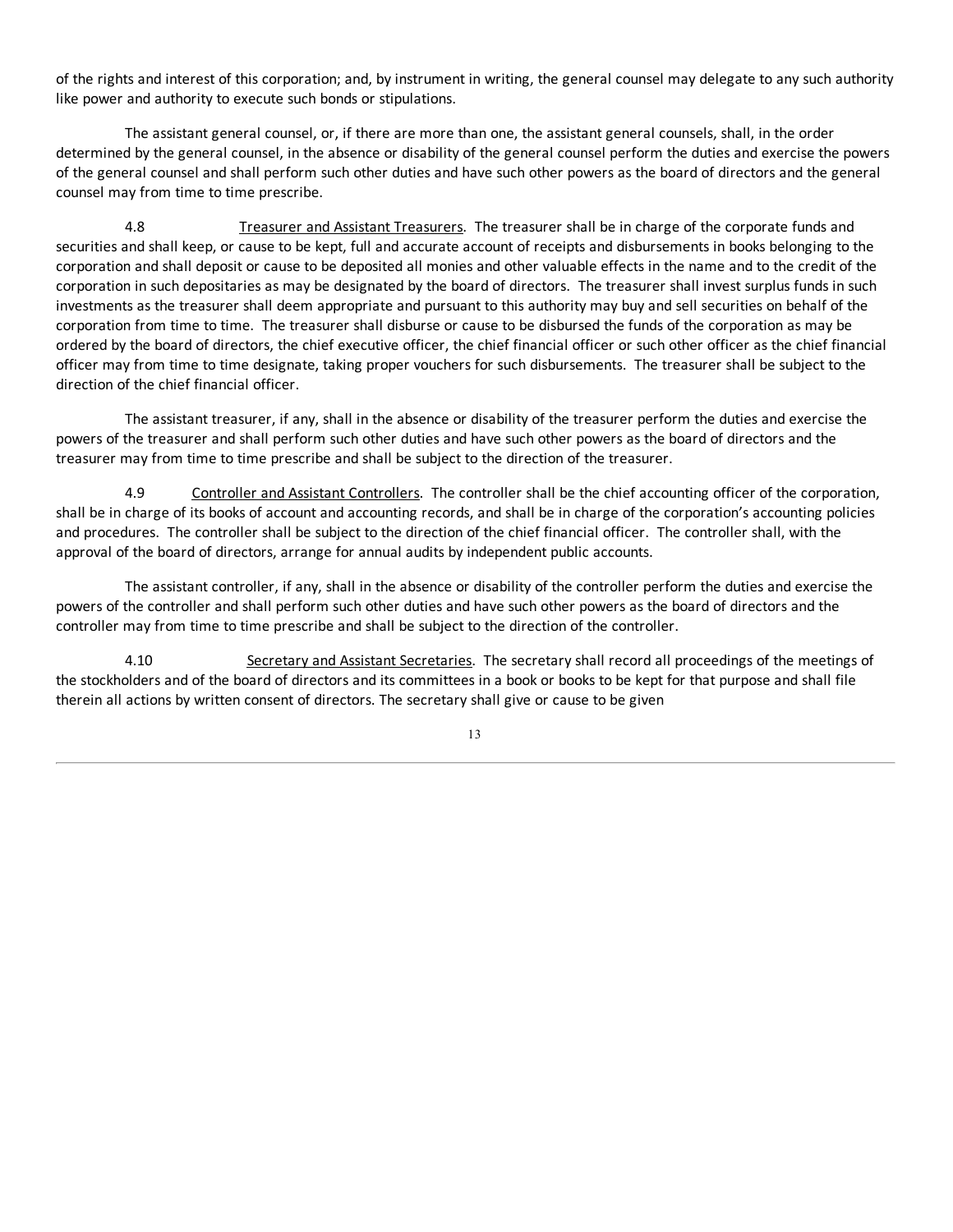of the rights and interest of this corporation; and, by instrument in writing, the general counsel may delegate to any such authority like power and authority to execute such bonds or stipulations.

The assistant general counsel, or, if there are more than one, the assistant general counsels, shall, in the order determined by the general counsel, in the absence or disability of the general counsel perform the duties and exercise the powers of the general counsel and shall perform such other duties and have such other powers as the board of directors and the general counsel may from time to time prescribe.

4.8 Treasurer and Assistant Treasurers. The treasurer shall be in charge of the corporate funds and securities and shall keep, or cause to be kept, full and accurate account of receipts and disbursements in books belonging to the corporation and shall deposit or cause to be deposited all monies and other valuable effects in the name and to the credit of the corporation in such depositaries as may be designated by the board of directors. The treasurer shall invest surplus funds in such investments as the treasurer shall deem appropriate and pursuant to this authority may buy and sell securities on behalf of the corporation from time to time. The treasurer shall disburse or cause to be disbursed the funds of the corporation as may be ordered by the board of directors, the chief executive officer, the chief financial officer or such other officer as the chief financial officer may from time to time designate, taking proper vouchers for such disbursements. The treasurer shall be subject to the direction of the chief financial officer.

The assistant treasurer, if any, shall in the absence or disability of the treasurer perform the duties and exercise the powers of the treasurer and shall perform such other duties and have such other powers as the board of directors and the treasurer may from time to time prescribe and shall be subject to the direction of the treasurer.

4.9 Controller and Assistant Controllers. The controller shall be the chief accounting officer of the corporation, shall be in charge of its books of account and accounting records, and shall be in charge of the corporation's accounting policies and procedures. The controller shall be subject to the direction of the chief financial officer. The controller shall, with the approval of the board of directors, arrange for annual audits by independent public accounts.

The assistant controller, if any, shall in the absence or disability of the controller perform the duties and exercise the powers of the controller and shall perform such other duties and have such other powers as the board of directors and the controller may from time to time prescribe and shall be subject to the direction of the controller.

4.10 Secretary and Assistant Secretaries. The secretary shall record all proceedings of the meetings of the stockholders and of the board of directors and its committees in a book or books to be kept for that purpose and shall file therein all actions by written consent of directors. The secretary shall give or cause to be given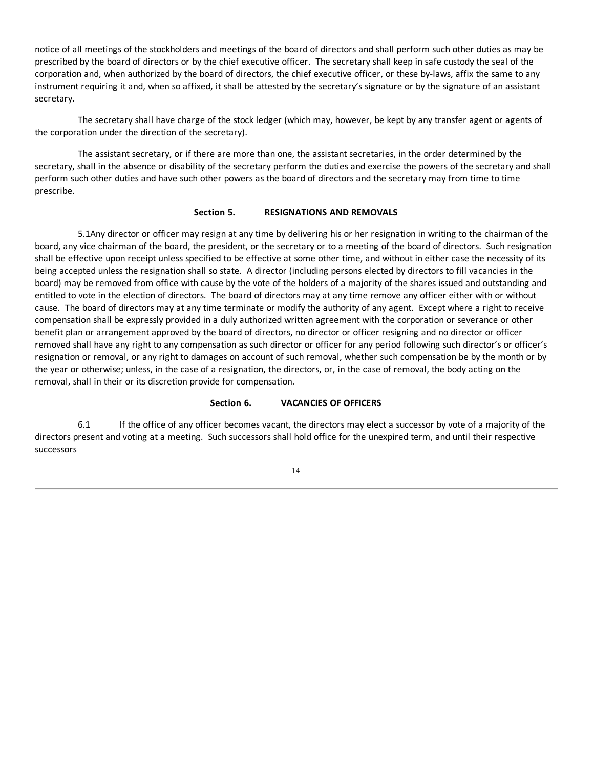notice of all meetings of the stockholders and meetings of the board of directors and shall perform such other duties as may be prescribed by the board of directors or by the chief executive officer. The secretary shall keep in safe custody the seal of the corporation and, when authorized by the board of directors, the chief executive officer, or these by-laws, affix the same to any instrument requiring it and, when so affixed, it shall be attested by the secretary's signature or by the signature of an assistant secretary.

The secretary shall have charge of the stock ledger (which may, however, be kept by any transfer agent or agents of the corporation under the direction of the secretary).

The assistant secretary, or if there are more than one, the assistant secretaries, in the order determined by the secretary, shall in the absence or disability of the secretary perform the duties and exercise the powers of the secretary and shall perform such other duties and have such other powers as the board of directors and the secretary may from time to time prescribe.

### Section 5. RESIGNATIONS AND REMOVALS

5.1Any director or officer may resign at any time by delivering his or her resignation in writing to the chairman of the board, any vice chairman of the board, the president, or the secretary or to a meeting of the board of directors. Such resignation shall be effective upon receipt unless specified to be effective at some other time, and without in either case the necessity of its being accepted unless the resignation shall so state. A director (including persons elected by directors to fill vacancies in the board) may be removed from office with cause by the vote of the holders of a majority of the shares issued and outstanding and entitled to vote in the election of directors. The board of directors may at any time remove any officer either with or without cause. The board of directors may at any time terminate or modify the authority of any agent. Except where a right to receive compensation shall be expressly provided in a duly authorized written agreement with the corporation or severance or other benefit plan or arrangement approved by the board of directors, no director or officer resigning and no director or officer removed shall have any right to any compensation as such director or officer for any period following such director's or officer's resignation or removal, or any right to damages on account of such removal, whether such compensation be by the month or by the year or otherwise; unless, in the case of a resignation, the directors, or, in the case of removal, the body acting on the removal, shall in their or its discretion provide for compensation.

### Section 6. VACANCIES OF OFFICERS

6.1 If the office of any officer becomes vacant, the directors may elect a successor by vote of a majority of the directors present and voting at a meeting. Such successors shall hold office for the unexpired term, and until their respective successors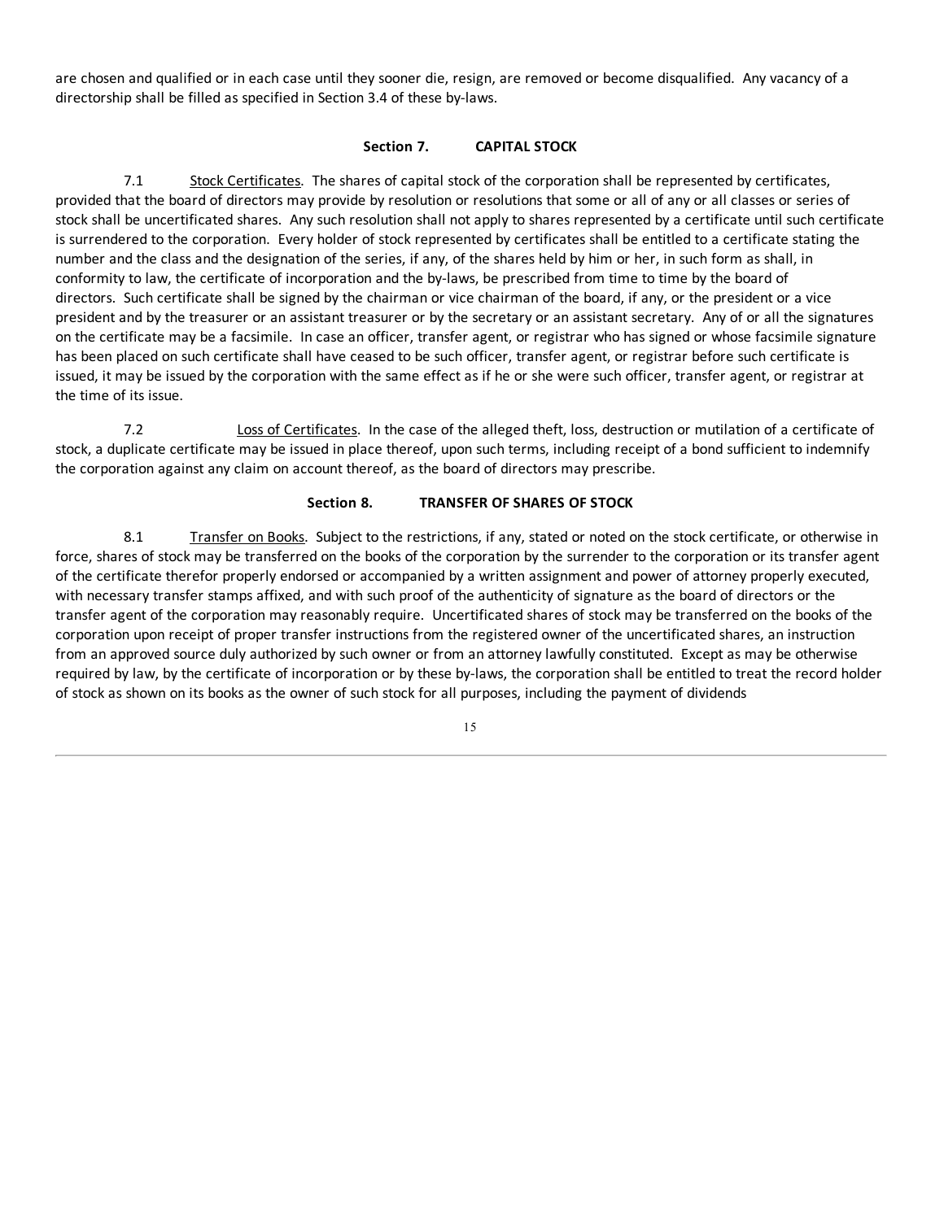are chosen and qualified or in each case until they sooner die, resign, are removed or become disqualified. Any vacancy of a directorship shall be filled as specified in Section 3.4 of these by-laws.

## Section 7. CAPITAL STOCK

7.1 Stock Certificates. The shares of capital stock of the corporation shall be represented by certificates, provided that the board of directors may provide by resolution or resolutions that some or all of any or all classes or series of stock shall be uncertificated shares. Any such resolution shall not apply to shares represented by a certificate until such certificate is surrendered to the corporation. Every holder of stock represented by certificates shall be entitled to a certificate stating the number and the class and the designation of the series, if any, of the shares held by him or her, in such form as shall, in conformity to law, the certificate of incorporation and the by-laws, be prescribed from time to time by the board of directors. Such certificate shall be signed by the chairman or vice chairman of the board, if any, or the president or a vice president and by the treasurer or an assistant treasurer or by the secretary or an assistant secretary. Any of or all the signatures on the certificate may be a facsimile. In case an officer, transfer agent, or registrar who has signed or whose facsimile signature has been placed on such certificate shall have ceased to be such officer, transfer agent, or registrar before such certificate is issued, it may be issued by the corporation with the same effect as if he or she were such officer, transfer agent, or registrar at the time of its issue.

7.2 Loss of Certificates. In the case of the alleged theft, loss, destruction or mutilation of a certificate of stock, a duplicate certificate may be issued in place thereof, upon such terms, including receipt of a bond sufficient to indemnify the corporation against any claim on account thereof, as the board of directors may prescribe.

## Section 8. TRANSFER OF SHARES OF STOCK

8.1 Transfer on Books. Subject to the restrictions, if any, stated or noted on the stock certificate, or otherwise in force, shares of stock may be transferred on the books of the corporation by the surrender to the corporation or its transfer agent of the certificate therefor properly endorsed or accompanied by a written assignment and power of attorney properly executed, with necessary transfer stamps affixed, and with such proof of the authenticity of signature as the board of directors or the transfer agent of the corporation may reasonably require. Uncertificated shares of stock may be transferred on the books of the corporation upon receipt of proper transfer instructions from the registered owner of the uncertificated shares, an instruction from an approved source duly authorized by such owner or from an attorney lawfully constituted. Except as may be otherwise required by law, by the certificate of incorporation or by these by-laws, the corporation shall be entitled to treat the record holder of stock as shown on its books as the owner of such stock for all purposes, including the payment of dividends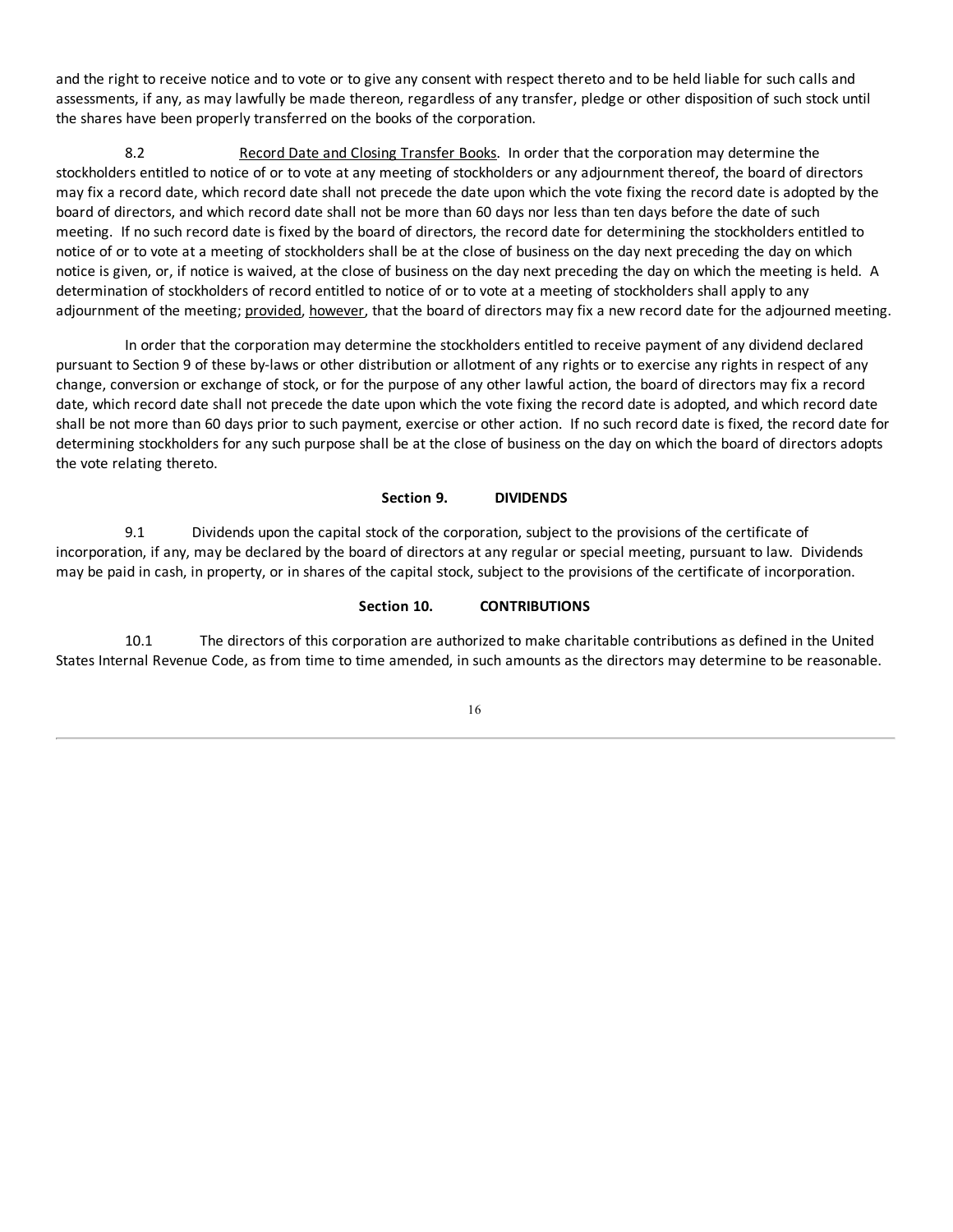and the right to receive notice and to vote or to give any consent with respect thereto and to be held liable for such calls and assessments, if any, as may lawfully be made thereon, regardless of any transfer, pledge or other disposition of such stock until the shares have been properly transferred on the books of the corporation.

8.2 Record Date and Closing Transfer Books. In order that the corporation may determine the stockholders entitled to notice of or to vote at any meeting of stockholders or any adjournment thereof, the board of directors may fix a record date, which record date shall not precede the date upon which the vote fixing the record date is adopted by the board of directors, and which record date shall not be more than 60 days nor less than ten days before the date of such meeting. If no such record date is fixed by the board of directors, the record date for determining the stockholders entitled to notice of or to vote at a meeting of stockholders shall be at the close of business on the day next preceding the day on which notice is given, or, if notice is waived, at the close of business on the day next preceding the day on which the meeting is held. A determination of stockholders of record entitled to notice of or to vote at a meeting of stockholders shall apply to any adjournment of the meeting; provided, however, that the board of directors may fix a new record date for the adjourned meeting.

In order that the corporation may determine the stockholders entitled to receive payment of any dividend declared pursuant to Section 9 of these by-laws or other distribution or allotment of any rights or to exercise any rights in respect of any change, conversion or exchange of stock, or for the purpose of any other lawful action, the board of directors may fix a record date, which record date shall not precede the date upon which the vote fixing the record date is adopted, and which record date shall be not more than 60 days prior to such payment, exercise or other action. If no such record date is fixed, the record date for determining stockholders for any such purpose shall be at the close of business on the day on which the board of directors adopts the vote relating thereto.

## Section 9. DIVIDENDS

9.1 Dividends upon the capital stock of the corporation, subject to the provisions of the certificate of incorporation, if any, may be declared by the board of directors at any regular or special meeting, pursuant to law. Dividends may be paid in cash, in property, or in shares of the capital stock, subject to the provisions of the certificate of incorporation.

## Section 10. CONTRIBUTIONS

10.1 The directors of this corporation are authorized to make charitable contributions as defined in the United States Internal Revenue Code, as from time to time amended, in such amounts as the directors may determine to be reasonable.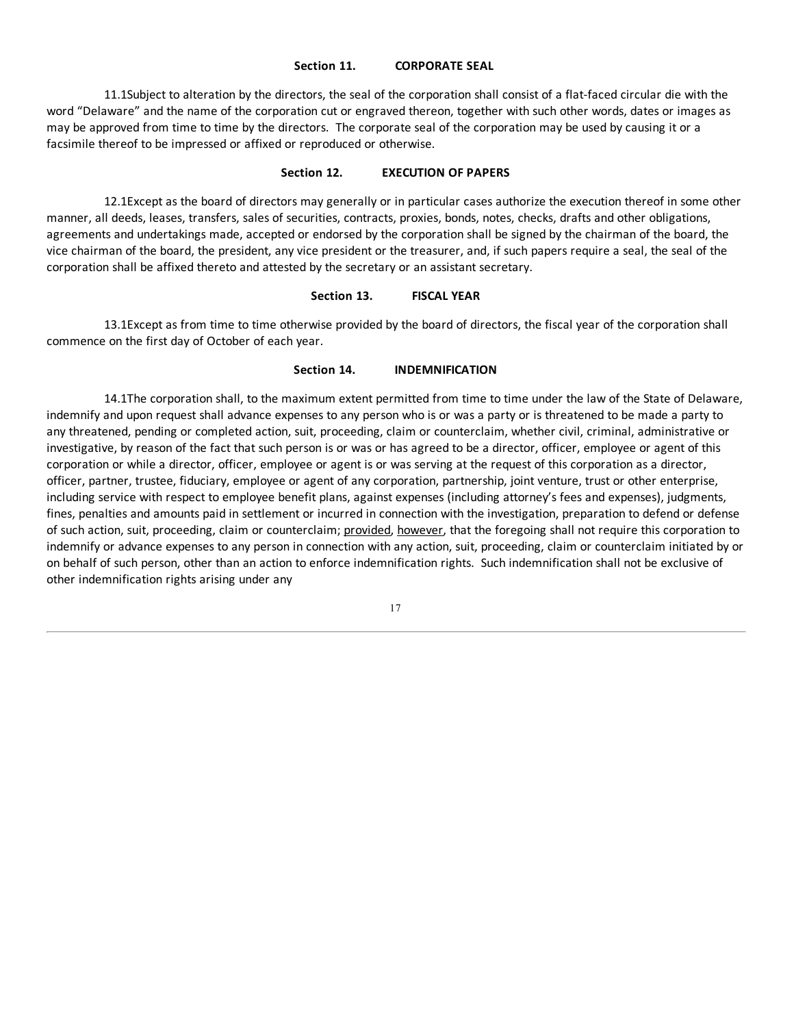## Section 11. CORPORATE SEAL

11.1Subject to alteration by the directors, the seal of the corporation shall consist of a flat-faced circular die with the word "Delaware" and the name of the corporation cut or engraved thereon, together with such other words, dates or images as may be approved from time to time by the directors. The corporate seal of the corporation may be used by causing it or a facsimile thereof to be impressed or affixed or reproduced or otherwise.

## Section 12. EXECUTION OF PAPERS

12.1Except as the board of directors may generally or in particular cases authorize the execution thereof in some other manner, all deeds, leases, transfers, sales of securities, contracts, proxies, bonds, notes, checks, drafts and other obligations, agreements and undertakings made, accepted or endorsed by the corporation shall be signed by the chairman of the board, the vice chairman of the board, the president, any vice president or the treasurer, and, if such papers require a seal, the seal of the corporation shall be affixed thereto and attested by the secretary or an assistant secretary.

## Section 13. FISCAL YEAR

13.1Except as from time to time otherwise provided by the board of directors, the fiscal year of the corporation shall commence on the first day of October of each year.

## Section 14. INDEMNIFICATION

14.1The corporation shall, to the maximum extent permitted from time to time under the law of the State of Delaware, indemnify and upon request shall advance expenses to any person who is or was a party or is threatened to be made a party to any threatened, pending or completed action, suit, proceeding, claim or counterclaim, whether civil, criminal, administrative or investigative, by reason of the fact that such person is or was or has agreed to be a director, officer, employee or agent of this corporation or while a director, officer, employee or agent is or was serving at the request of this corporation as a director, officer, partner, trustee, fiduciary, employee or agent of any corporation, partnership, joint venture, trust or other enterprise, including service with respect to employee benefit plans, against expenses (including attorney's fees and expenses), judgments, fines, penalties and amounts paid in settlement or incurred in connection with the investigation, preparation to defend or defense of such action, suit, proceeding, claim or counterclaim; provided, however, that the foregoing shall not require this corporation to indemnify or advance expenses to any person in connection with any action, suit, proceeding, claim or counterclaim initiated by or on behalf of such person, other than an action to enforce indemnification rights. Such indemnification shall not be exclusive of other indemnification rights arising under any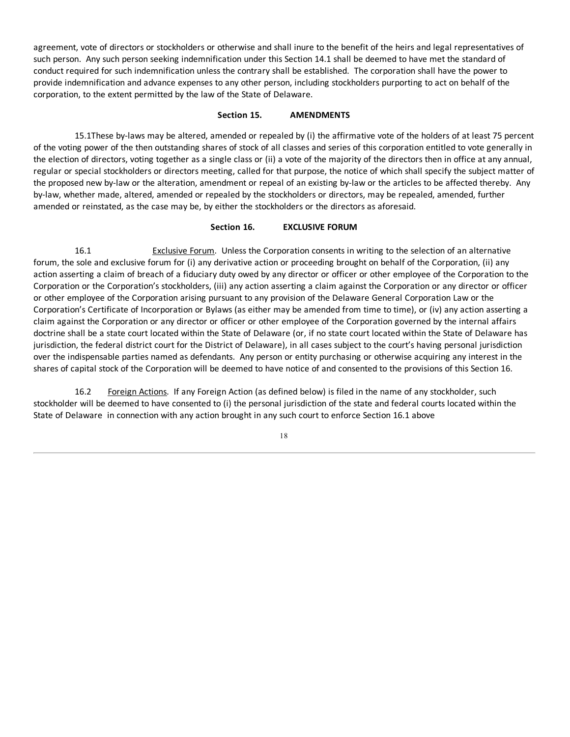agreement, vote of directors or stockholders or otherwise and shall inure to the benefit of the heirs and legal representatives of such person. Any such person seeking indemnification under this Section 14.1 shall be deemed to have met the standard of conduct required for such indemnification unless the contrary shall be established. The corporation shall have the power to provide indemnification and advance expenses to any other person, including stockholders purporting to act on behalf of the corporation, to the extent permitted by the law of the State of Delaware.

## Section 15. AMENDMENTS

15.1These by-laws may be altered, amended or repealed by (i) the affirmative vote of the holders of at least 75 percent of the voting power of the then outstanding shares of stock of all classes and series of this corporation entitled to vote generally in the election of directors, voting together as a single class or (ii) a vote of the majority of the directors then in office at any annual, regular or special stockholders or directors meeting, called for that purpose, the notice of which shall specify the subject matter of the proposed new by-law or the alteration, amendment or repeal of an existing by-law or the articles to be affected thereby. Any by-law, whether made, altered, amended or repealed by the stockholders or directors, may be repealed, amended, further amended or reinstated, as the case may be, by either the stockholders or the directors as aforesaid.

## Section 16. EXCLUSIVE FORUM

16.1 Exclusive Forum. Unless the Corporation consents in writing to the selection of an alternative forum, the sole and exclusive forum for (i) any derivative action or proceeding brought on behalf of the Corporation, (ii) any action asserting a claim of breach of a fiduciary duty owed by any director or officer or other employee of the Corporation to the Corporation or the Corporation's stockholders, (iii) any action asserting a claim against the Corporation or any director or officer or other employee of the Corporation arising pursuant to any provision of the Delaware General Corporation Law or the Corporation's Certificate of Incorporation or Bylaws (as either may be amended from time to time), or (iv) any action asserting a claim against the Corporation or any director or officer or other employee of the Corporation governed by the internal affairs doctrine shall be a state court located within the State of Delaware (or, if no state court located within the State of Delaware has jurisdiction, the federal district court for the District of Delaware), in all cases subject to the court's having personal jurisdiction over the indispensable parties named as defendants. Any person or entity purchasing or otherwise acquiring any interest in the shares of capital stock of the Corporation will be deemed to have notice of and consented to the provisions of this Section 16.

16.2 Foreign Actions. If any Foreign Action (as defined below) is filed in the name of any stockholder, such stockholder will be deemed to have consented to (i) the personal jurisdiction of the state and federal courts located within the State of Delaware in connection with any action brought in any such court to enforce Section 16.1 above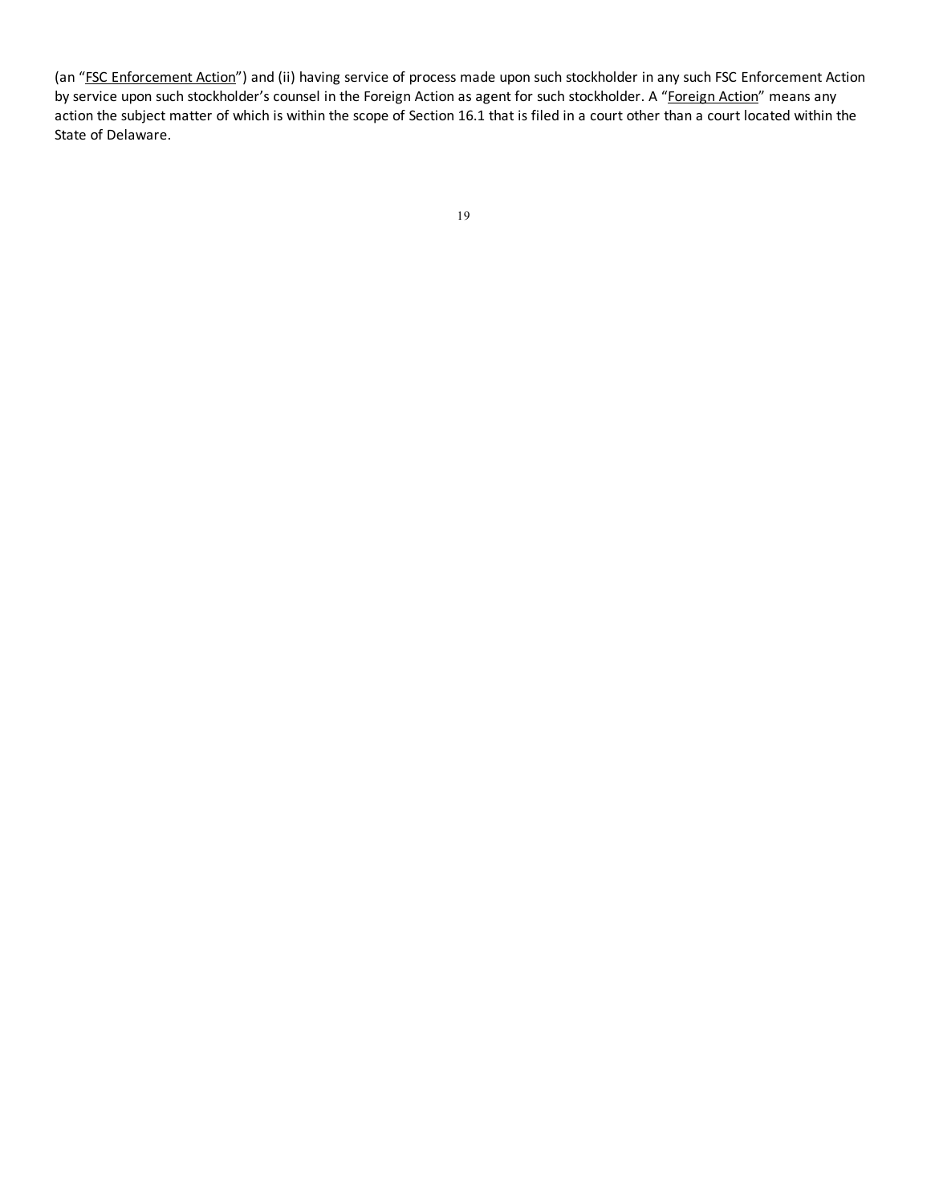(an "FSC Enforcement Action") and (ii) having service of process made upon such stockholder in any such FSC Enforcement Action by service upon such stockholder's counsel in the Foreign Action as agent for such stockholder. A "Foreign Action" means any action the subject matter of which is within the scope of Section 16.1 that is filed in a court other than a court located within the State of Delaware.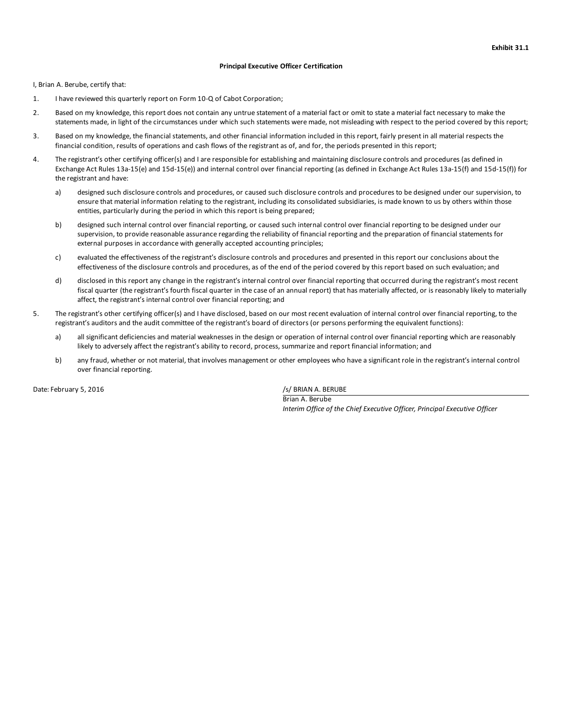**Exhibit 31.1**

**Principal Executive Officer Certification**

I, Brian A. Berube, certify that:

1. I have reviewed this quarterly report on Form 10-Q of Cabot Corporation;
2. Based on my knowledge, this report does not contain any untrue statement of a material fact or omit to state a material fact necessary to make the statements made, in light of the circumstances under which such statements were made, not misleading with respect to the period covered by this report;
3. Based on my knowledge, the financial statements, and other financial information included in this report, fairly present in all material respects the financial condition, results of operations and cash flows of the registrant as of, and for, the periods presented in this report;
4. The registrant's other certifying officer(s) and I are responsible for establishing and maintaining disclosure controls and procedures (as defined in Exchange Act Rules 13a-15(e) and 15d-15(e)) and internal control over financial reporting (as defined in Exchange Act Rules 13a-15(f) and 15d-15(f)) for the registrant and have:
   - a) designed such disclosure controls and procedures, or caused such disclosure controls and procedures to be designed under our supervision, to ensure that material information relating to the registrant, including its consolidated subsidiaries, is made known to us by others within those entities, particularly during the period in which this report is being prepared;
   - b) designed such internal control over financial reporting, or caused such internal control over financial reporting to be designed under our supervision, to provide reasonable assurance regarding the reliability of financial reporting and the preparation of financial statements for external purposes in accordance with generally accepted accounting principles;
   - c) evaluated the effectiveness of the registrant's disclosure controls and procedures and presented in this report our conclusions about the effectiveness of the disclosure controls and procedures, as of the end of the period covered by this report based on such evaluation; and
   - d) disclosed in this report any change in the registrant's internal control over financial reporting that occurred during the registrant's most recent fiscal quarter (the registrant's fourth fiscal quarter in the case of an annual report) that has materially affected, or is reasonably likely to materially affect, the registrant's internal control over financial reporting; and
5. The registrant's other certifying officer(s) and I have disclosed, based on our most recent evaluation of internal control over financial reporting, to the registrant's auditors and the audit committee of the registrant's board of directors (or persons performing the equivalent functions):
   - a) all significant deficiencies and material weaknesses in the design or operation of internal control over financial reporting which are reasonably likely to adversely affect the registrant's ability to record, process, summarize and report financial information; and
   - b) any fraud, whether or not material, that involves management or other employees who have a significant role in the registrant's internal control over financial reporting.

Date: February 5, 2016

/s/ BRIAN A. BERUBE

Brian A. Berube

*Interim Office of the Chief Executive Officer, Principal Executive Officer*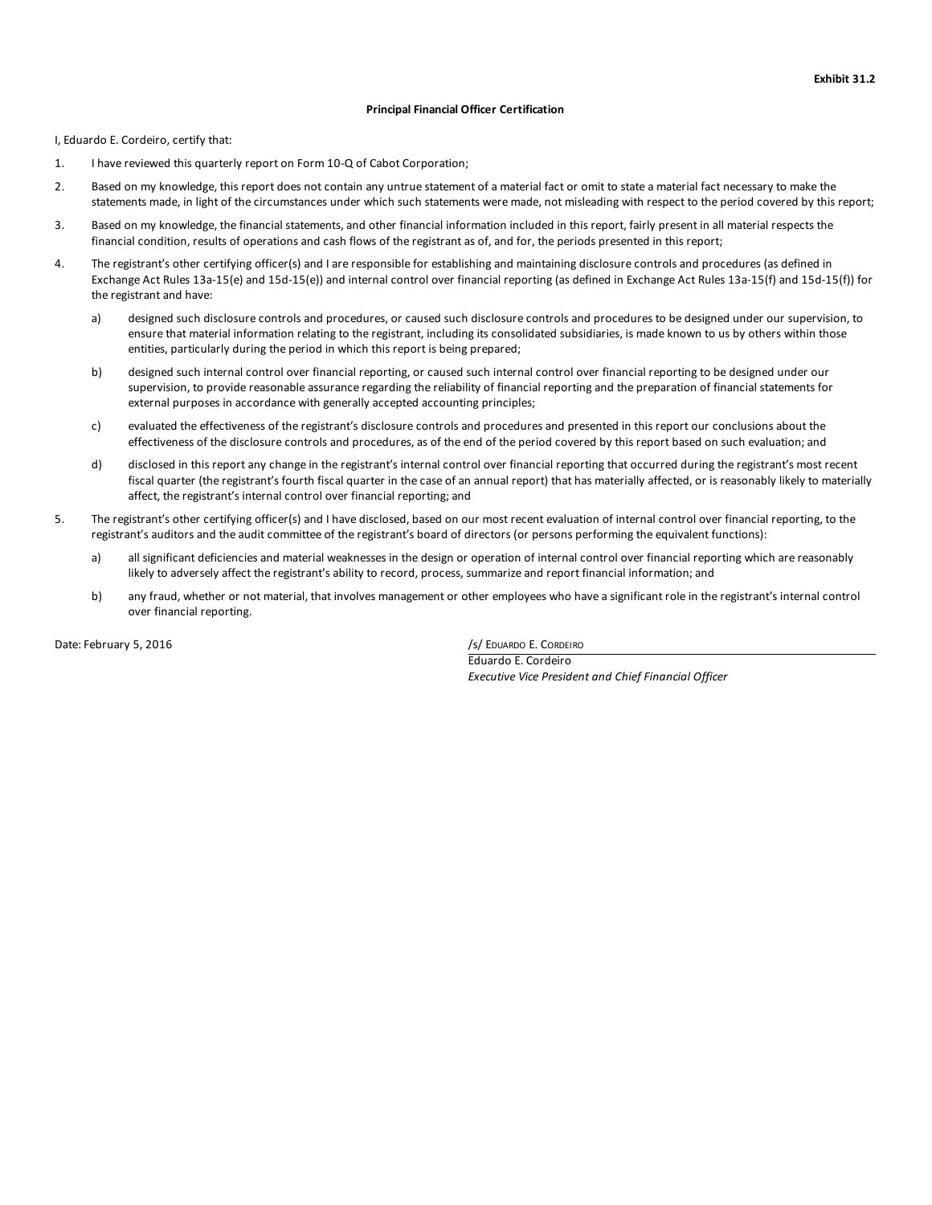**Exhibit 31.2**

**Principal Financial Officer Certification**

I, Eduardo E. Cordeiro, certify that:

1. I have reviewed this quarterly report on Form 10-Q of Cabot Corporation;
2. Based on my knowledge, this report does not contain any untrue statement of a material fact or omit to state a material fact necessary to make the statements made, in light of the circumstances under which such statements were made, not misleading with respect to the period covered by this report;
3. Based on my knowledge, the financial statements, and other financial information included in this report, fairly present in all material respects the financial condition, results of operations and cash flows of the registrant as of, and for, the periods presented in this report;
4. The registrant's other certifying officer(s) and I are responsible for establishing and maintaining disclosure controls and procedures (as defined in Exchange Act Rules 13a-15(e) and 15d-15(e)) and internal control over financial reporting (as defined in Exchange Act Rules 13a-15(f) and 15d-15(f)) for the registrant and have:
   a) designed such disclosure controls and procedures, or caused such disclosure controls and procedures to be designed under our supervision, to ensure that material information relating to the registrant, including its consolidated subsidiaries, is made known to us by others within those entities, particularly during the period in which this report is being prepared;
   b) designed such internal control over financial reporting, or caused such internal control over financial reporting to be designed under our supervision, to provide reasonable assurance regarding the reliability of financial reporting and the preparation of financial statements for external purposes in accordance with generally accepted accounting principles;
   c) evaluated the effectiveness of the registrant's disclosure controls and procedures and presented in this report our conclusions about the effectiveness of the disclosure controls and procedures, as of the end of the period covered by this report based on such evaluation; and
   d) disclosed in this report any change in the registrant's internal control over financial reporting that occurred during the registrant's most recent fiscal quarter (the registrant's fourth fiscal quarter in the case of an annual report) that has materially affected, or is reasonably likely to materially affect, the registrant's internal control over financial reporting; and
5. The registrant's other certifying officer(s) and I have disclosed, based on our most recent evaluation of internal control over financial reporting, to the registrant's auditors and the audit committee of the registrant's board of directors (or persons performing the equivalent functions):
   a) all significant deficiencies and material weaknesses in the design or operation of internal control over financial reporting which are reasonably likely to adversely affect the registrant's ability to record, process, summarize and report financial information; and
   b) any fraud, whether or not material, that involves management or other employees who have a significant role in the registrant's internal control over financial reporting.

Date: February 5, 2016

/s/ EDUARDO E. CORDEIRO

Eduardo E. Cordeiro

*Executive Vice President and Chief Financial Officer*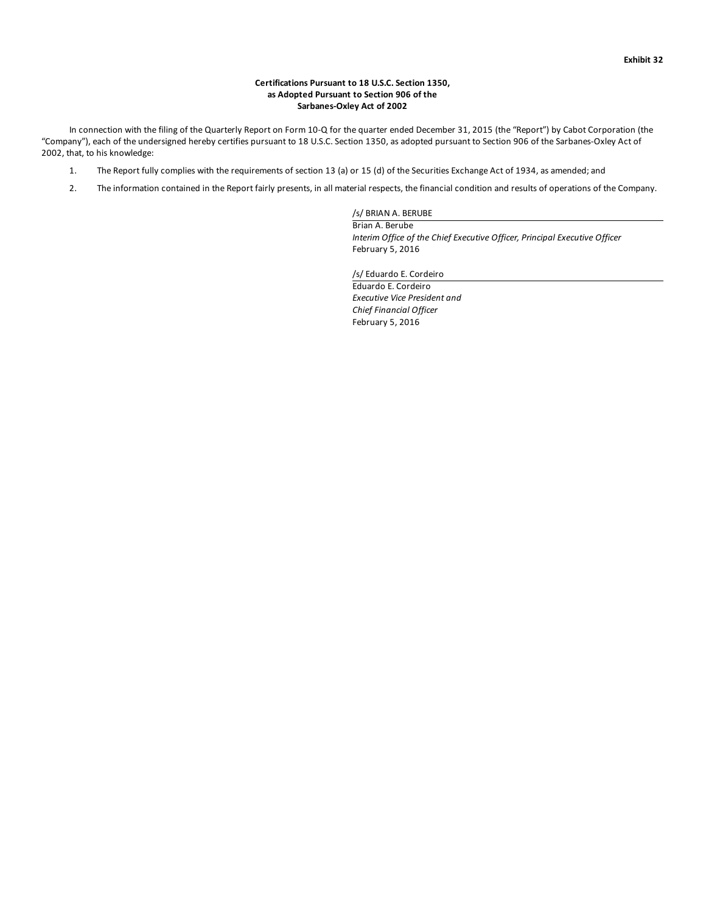**Exhibit 32**

**Certifications Pursuant to 18 U.S.C. Section 1350, as Adopted Pursuant to Section 906 of the Sarbanes-Oxley Act of 2002**

In connection with the filing of the Quarterly Report on Form 10-Q for the quarter ended December 31, 2015 (the "Report") by Cabot Corporation (the "Company"), each of the undersigned hereby certifies pursuant to 18 U.S.C. Section 1350, as adopted pursuant to Section 906 of the Sarbanes-Oxley Act of 2002, that, to his knowledge:

1. The Report fully complies with the requirements of section 13 (a) or 15 (d) of the Securities Exchange Act of 1934, as amended; and

2. The information contained in the Report fairly presents, in all material respects, the financial condition and results of operations of the Company.

/s/ BRIAN A. BERUBE

Brian A. Berube

*Interim Office of the Chief Executive Officer, Principal Executive Officer*

February 5, 2016

/s/ Eduardo E. Cordeiro

Eduardo E. Cordeiro

*Executive Vice President and*

*Chief Financial Officer*

February 5, 2016